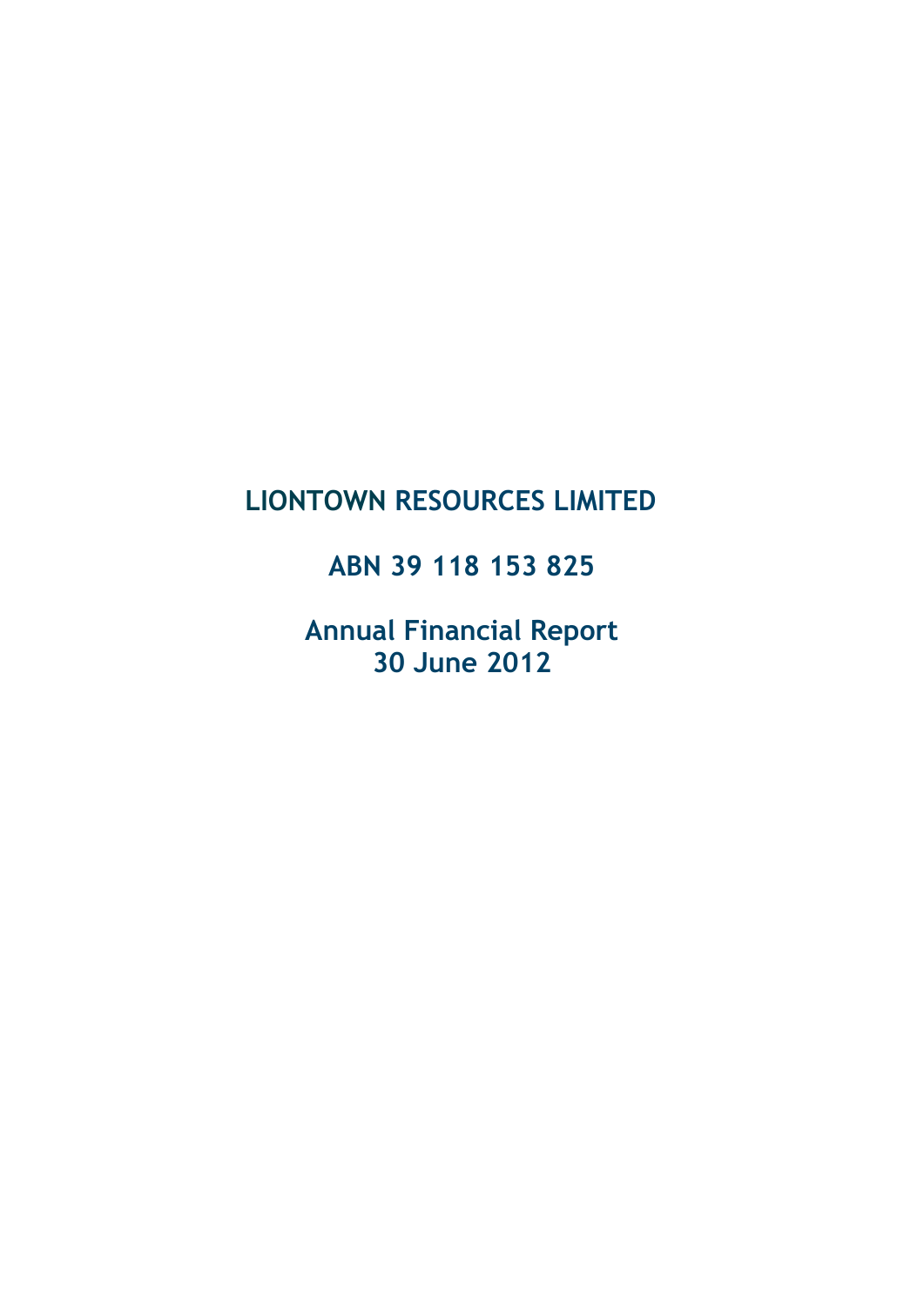# LIONTOWN RESOURCES LIMITED

## ABN 39 118 153 825

## Annual Financial Report
## 30 June 2012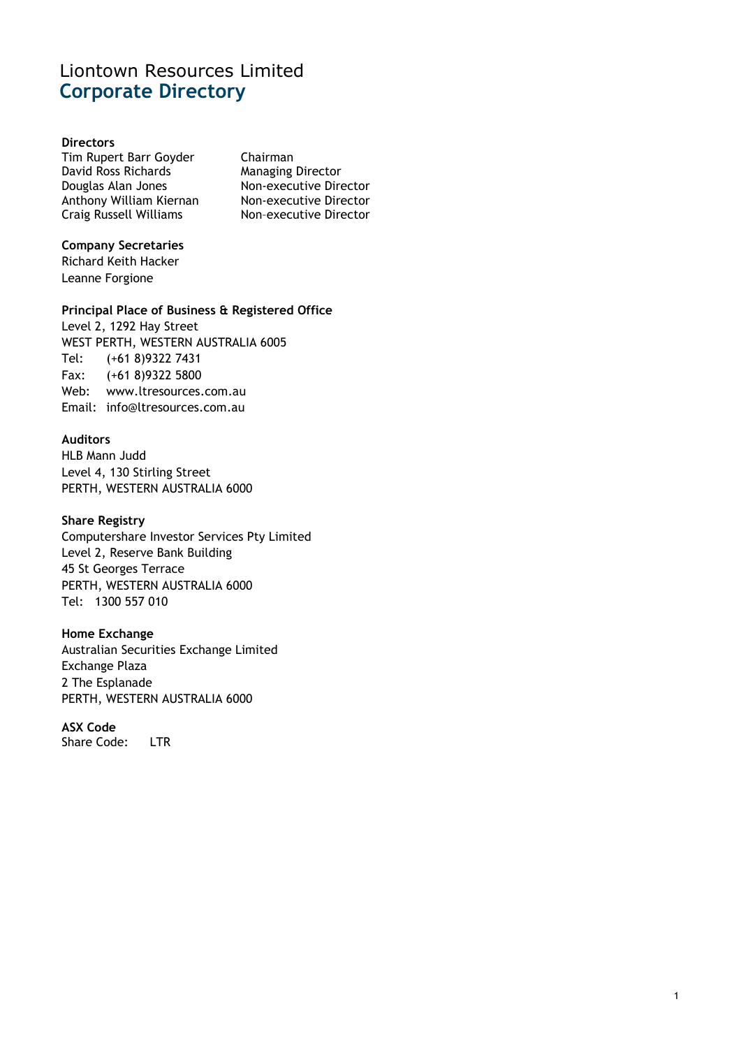# Liontown Resources Limited
## Corporate Directory

**Directors**

| | |
|---|---|
| Tim Rupert Barr Goyder | Chairman |
| David Ross Richards | Managing Director |
| Douglas Alan Jones | Non-executive Director |
| Anthony William Kiernan | Non-executive Director |
| Craig Russell Williams | Non-executive Director |

**Company Secretaries**
Richard Keith Hacker
Leanne Forgione

**Principal Place of Business & Registered Office**
Level 2, 1292 Hay Street
WEST PERTH, WESTERN AUSTRALIA 6005
Tel: (+61 8)9322 7431
Fax: (+61 8)9322 5800
Web: www.ltresources.com.au
Email: info@ltresources.com.au

**Auditors**
HLB Mann Judd
Level 4, 130 Stirling Street
PERTH, WESTERN AUSTRALIA 6000

**Share Registry**
Computershare Investor Services Pty Limited
Level 2, Reserve Bank Building
45 St Georges Terrace
PERTH, WESTERN AUSTRALIA 6000
Tel: 1300 557 010

**Home Exchange**
Australian Securities Exchange Limited
Exchange Plaza
2 The Esplanade
PERTH, WESTERN AUSTRALIA 6000

**ASX Code**
Share Code: LTR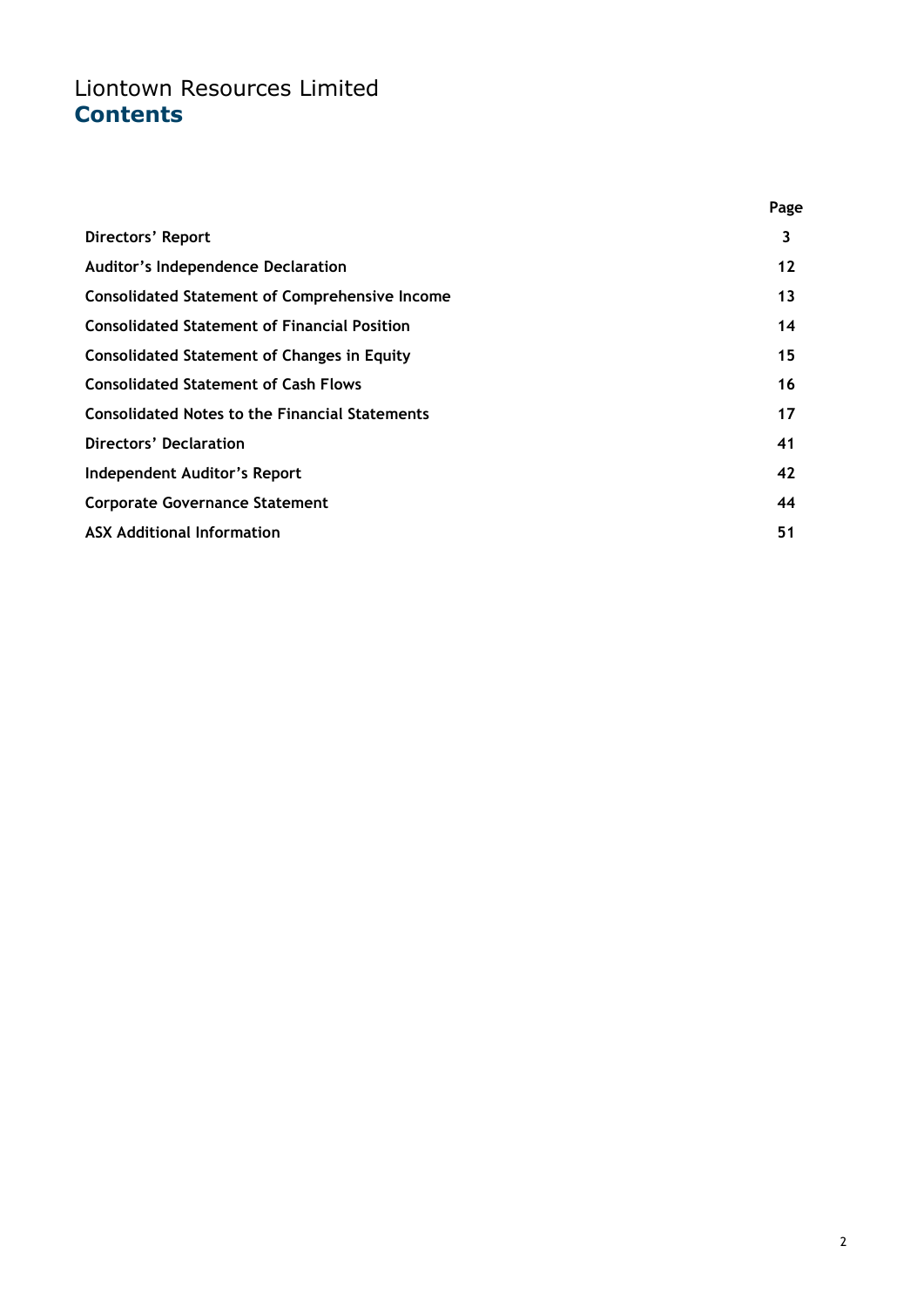# Liontown Resources Limited
## Contents

| | Page |
|---|---|
| **Directors' Report** | **3** |
| **Auditor's Independence Declaration** | **12** |
| **Consolidated Statement of Comprehensive Income** | **13** |
| **Consolidated Statement of Financial Position** | **14** |
| **Consolidated Statement of Changes in Equity** | **15** |
| **Consolidated Statement of Cash Flows** | **16** |
| **Consolidated Notes to the Financial Statements** | **17** |
| **Directors' Declaration** | **41** |
| **Independent Auditor's Report** | **42** |
| **Corporate Governance Statement** | **44** |
| **ASX Additional Information** | **51** |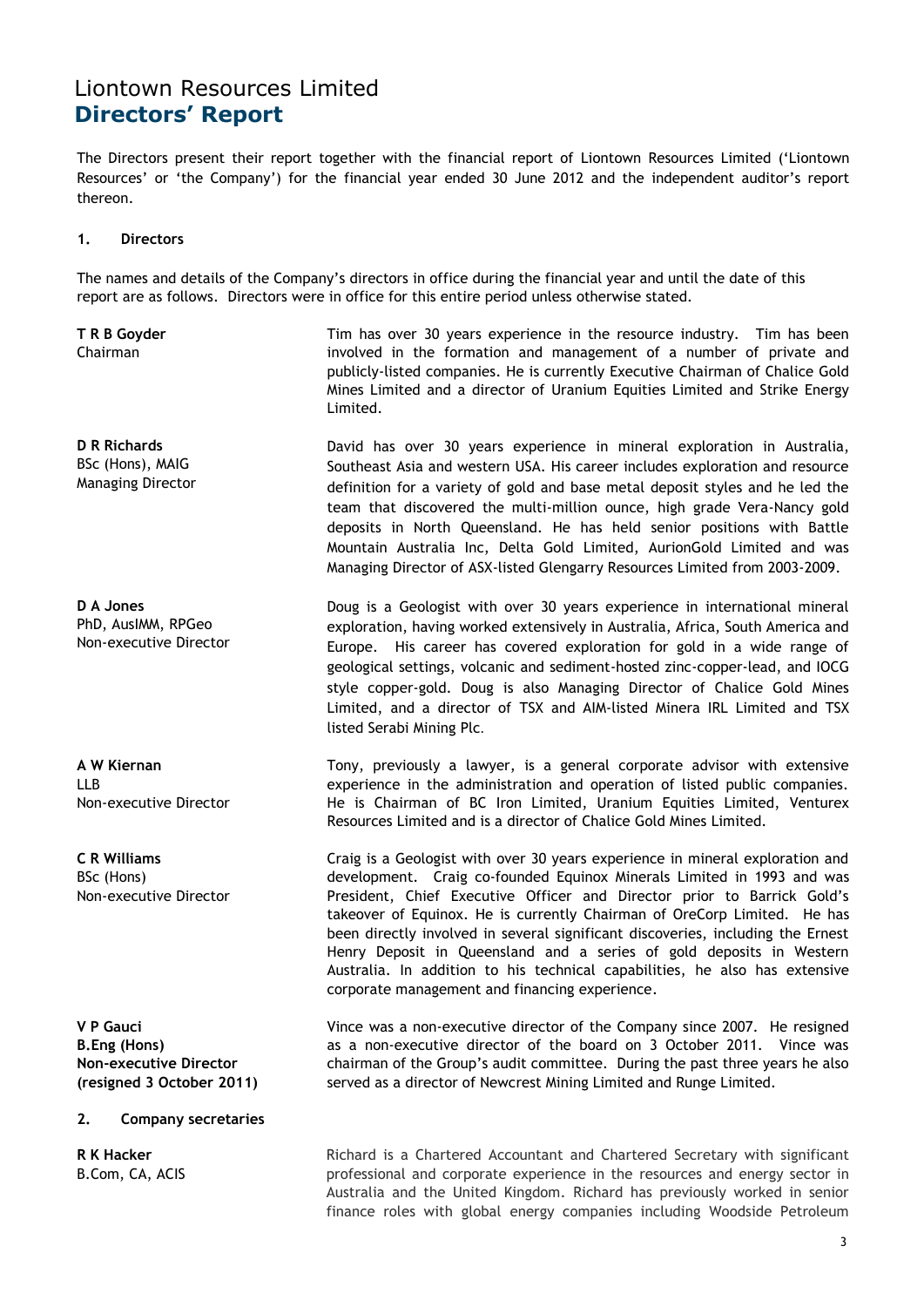# Liontown Resources Limited
## Directors' Report

The Directors present their report together with the financial report of Liontown Resources Limited ('Liontown Resources' or 'the Company') for the financial year ended 30 June 2012 and the independent auditor's report thereon.

### 1. Directors

The names and details of the Company's directors in office during the financial year and until the date of this report are as follows. Directors were in office for this entire period unless otherwise stated.

**T R B Goyder**
Chairman

Tim has over 30 years experience in the resource industry. Tim has been involved in the formation and management of a number of private and publicly-listed companies. He is currently Executive Chairman of Chalice Gold Mines Limited and a director of Uranium Equities Limited and Strike Energy Limited.

**D R Richards**
BSc (Hons), MAIG
Managing Director

David has over 30 years experience in mineral exploration in Australia, Southeast Asia and western USA. His career includes exploration and resource definition for a variety of gold and base metal deposit styles and he led the team that discovered the multi-million ounce, high grade Vera-Nancy gold deposits in North Queensland. He has held senior positions with Battle Mountain Australia Inc, Delta Gold Limited, AurionGold Limited and was Managing Director of ASX-listed Glengarry Resources Limited from 2003-2009.

**D A Jones**
PhD, AusIMM, RPGeo
Non-executive Director

Doug is a Geologist with over 30 years experience in international mineral exploration, having worked extensively in Australia, Africa, South America and Europe. His career has covered exploration for gold in a wide range of geological settings, volcanic and sediment-hosted zinc-copper-lead, and IOCG style copper-gold. Doug is also Managing Director of Chalice Gold Mines Limited, and a director of TSX and AIM-listed Minera IRL Limited and TSX listed Serabi Mining Plc.

**A W Kiernan**
LLB
Non-executive Director

Tony, previously a lawyer, is a general corporate advisor with extensive experience in the administration and operation of listed public companies. He is Chairman of BC Iron Limited, Uranium Equities Limited, Venturex Resources Limited and is a director of Chalice Gold Mines Limited.

**C R Williams**
BSc (Hons)
Non-executive Director

Craig is a Geologist with over 30 years experience in mineral exploration and development. Craig co-founded Equinox Minerals Limited in 1993 and was President, Chief Executive Officer and Director prior to Barrick Gold's takeover of Equinox. He is currently Chairman of OreCorp Limited. He has been directly involved in several significant discoveries, including the Ernest Henry Deposit in Queensland and a series of gold deposits in Western Australia. In addition to his technical capabilities, he also has extensive corporate management and financing experience.

**V P Gauci**
**B.Eng (Hons)**
**Non-executive Director**
**(resigned 3 October 2011)**

Vince was a non-executive director of the Company since 2007. He resigned as a non-executive director of the board on 3 October 2011. Vince was chairman of the Group's audit committee. During the past three years he also served as a director of Newcrest Mining Limited and Runge Limited.

### 2. Company secretaries

**R K Hacker**
B.Com, CA, ACIS

Richard is a Chartered Accountant and Chartered Secretary with significant professional and corporate experience in the resources and energy sector in Australia and the United Kingdom. Richard has previously worked in senior finance roles with global energy companies including Woodside Petroleum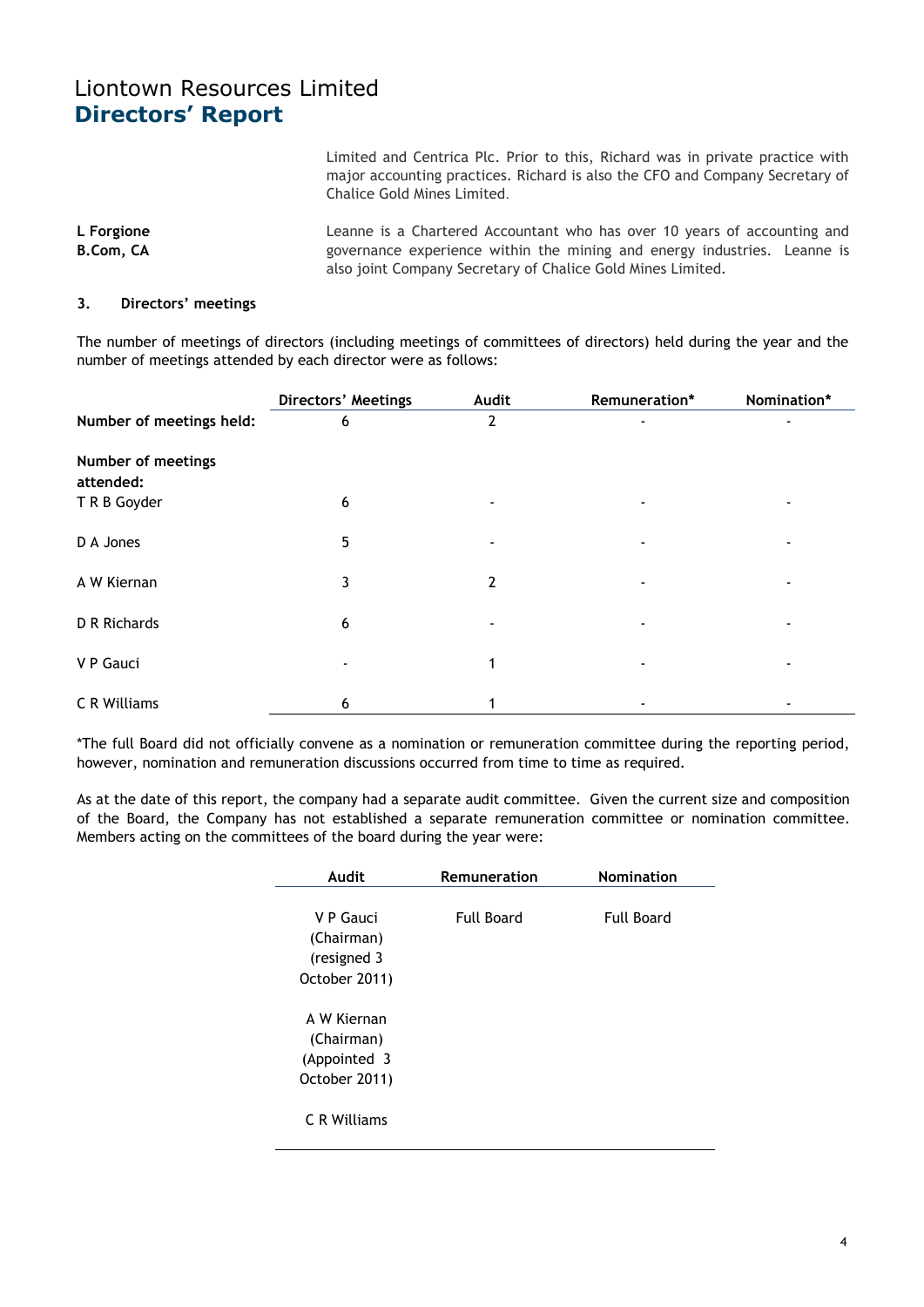Limited and Centrica Plc. Prior to this, Richard was in private practice with major accounting practices. Richard is also the CFO and Company Secretary of Chalice Gold Mines Limited.

**L Forgione**
**B.Com, CA**

Leanne is a Chartered Accountant who has over 10 years of accounting and governance experience within the mining and energy industries. Leanne is also joint Company Secretary of Chalice Gold Mines Limited.

### 3. Directors' meetings

The number of meetings of directors (including meetings of committees of directors) held during the year and the number of meetings attended by each director were as follows:

| | Directors' Meetings | Audit | Remuneration* | Nomination* |
|---|---|---|---|---|
| **Number of meetings held:** | 6 | 2 | - | - |
| **Number of meetings attended:** | | | | |
| T R B Goyder | 6 | - | - | - |
| D A Jones | 5 | - | - | - |
| A W Kiernan | 3 | 2 | - | - |
| D R Richards | 6 | - | - | - |
| V P Gauci | - | 1 | - | - |
| C R Williams | 6 | 1 | - | - |

*The full Board did not officially convene as a nomination or remuneration committee during the reporting period, however, nomination and remuneration discussions occurred from time to time as required.

As at the date of this report, the company had a separate audit committee. Given the current size and composition of the Board, the Company has not established a separate remuneration committee or nomination committee. Members acting on the committees of the board during the year were:

| Audit | Remuneration | Nomination |
|---|---|---|
| V P Gauci (Chairman) (resigned 3 October 2011) | Full Board | Full Board |
| A W Kiernan (Chairman) (Appointed 3 October 2011) | | |
| C R Williams | | |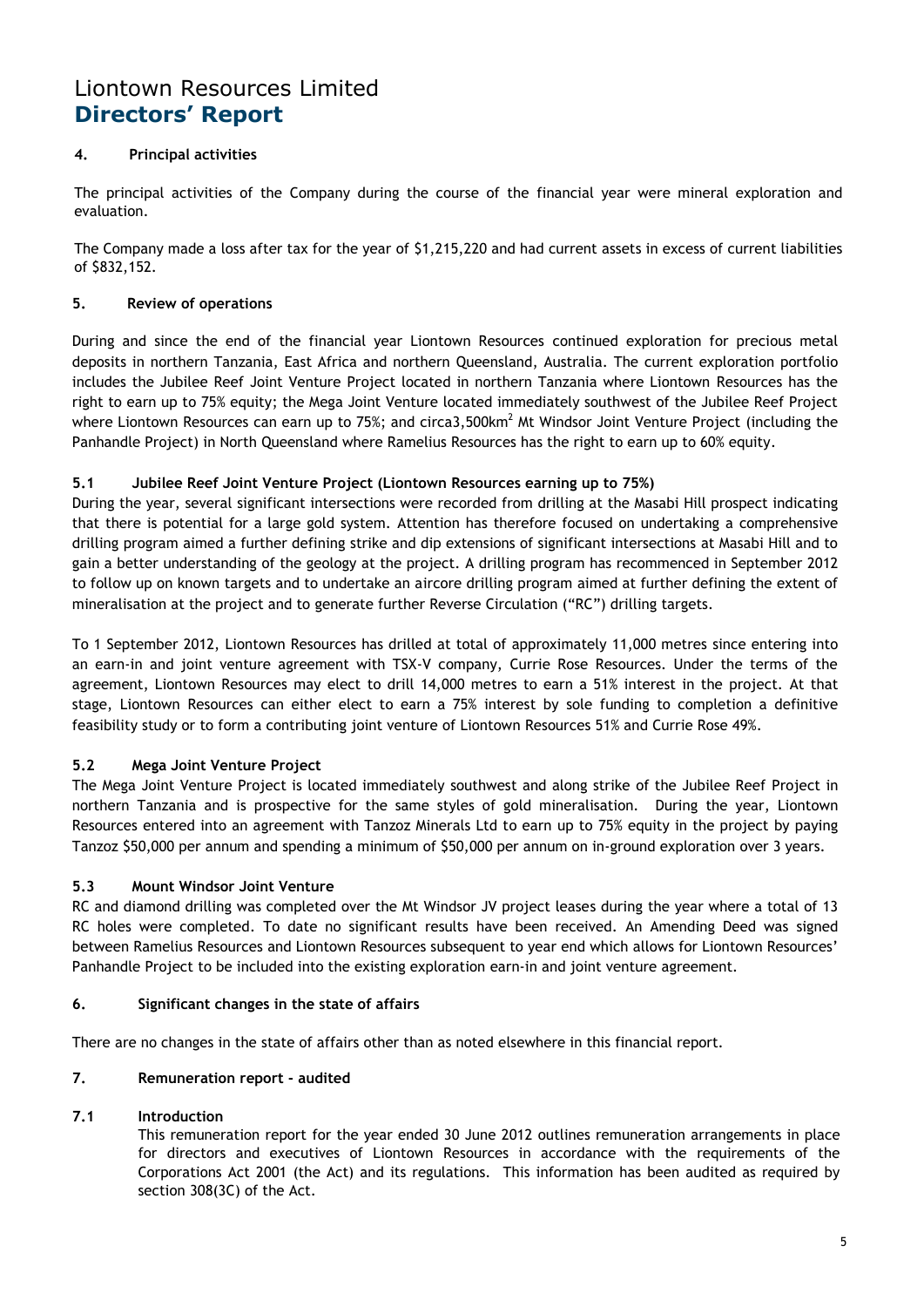# Liontown Resources Limited
## Directors' Report

### 4. Principal activities

The principal activities of the Company during the course of the financial year were mineral exploration and evaluation.

The Company made a loss after tax for the year of $1,215,220 and had current assets in excess of current liabilities of $832,152.

### 5. Review of operations

During and since the end of the financial year Liontown Resources continued exploration for precious metal deposits in northern Tanzania, East Africa and northern Queensland, Australia. The current exploration portfolio includes the Jubilee Reef Joint Venture Project located in northern Tanzania where Liontown Resources has the right to earn up to 75% equity; the Mega Joint Venture located immediately southwest of the Jubilee Reef Project where Liontown Resources can earn up to 75%; and circa3,500km$^2$ Mt Windsor Joint Venture Project (including the Panhandle Project) in North Queensland where Ramelius Resources has the right to earn up to 60% equity.

#### 5.1 Jubilee Reef Joint Venture Project (Liontown Resources earning up to 75%)

During the year, several significant intersections were recorded from drilling at the Masabi Hill prospect indicating that there is potential for a large gold system. Attention has therefore focused on undertaking a comprehensive drilling program aimed a further defining strike and dip extensions of significant intersections at Masabi Hill and to gain a better understanding of the geology at the project. A drilling program has recommenced in September 2012 to follow up on known targets and to undertake an aircore drilling program aimed at further defining the extent of mineralisation at the project and to generate further Reverse Circulation ("RC") drilling targets.

To 1 September 2012, Liontown Resources has drilled at total of approximately 11,000 metres since entering into an earn-in and joint venture agreement with TSX-V company, Currie Rose Resources. Under the terms of the agreement, Liontown Resources may elect to drill 14,000 metres to earn a 51% interest in the project. At that stage, Liontown Resources can either elect to earn a 75% interest by sole funding to completion a definitive feasibility study or to form a contributing joint venture of Liontown Resources 51% and Currie Rose 49%.

#### 5.2 Mega Joint Venture Project

The Mega Joint Venture Project is located immediately southwest and along strike of the Jubilee Reef Project in northern Tanzania and is prospective for the same styles of gold mineralisation. During the year, Liontown Resources entered into an agreement with Tanzoz Minerals Ltd to earn up to 75% equity in the project by paying Tanzoz $50,000 per annum and spending a minimum of $50,000 per annum on in-ground exploration over 3 years.

#### 5.3 Mount Windsor Joint Venture

RC and diamond drilling was completed over the Mt Windsor JV project leases during the year where a total of 13 RC holes were completed. To date no significant results have been received. An Amending Deed was signed between Ramelius Resources and Liontown Resources subsequent to year end which allows for Liontown Resources' Panhandle Project to be included into the existing exploration earn-in and joint venture agreement.

### 6. Significant changes in the state of affairs

There are no changes in the state of affairs other than as noted elsewhere in this financial report.

### 7. Remuneration report - audited

#### 7.1 Introduction

This remuneration report for the year ended 30 June 2012 outlines remuneration arrangements in place for directors and executives of Liontown Resources in accordance with the requirements of the Corporations Act 2001 (the Act) and its regulations. This information has been audited as required by section 308(3C) of the Act.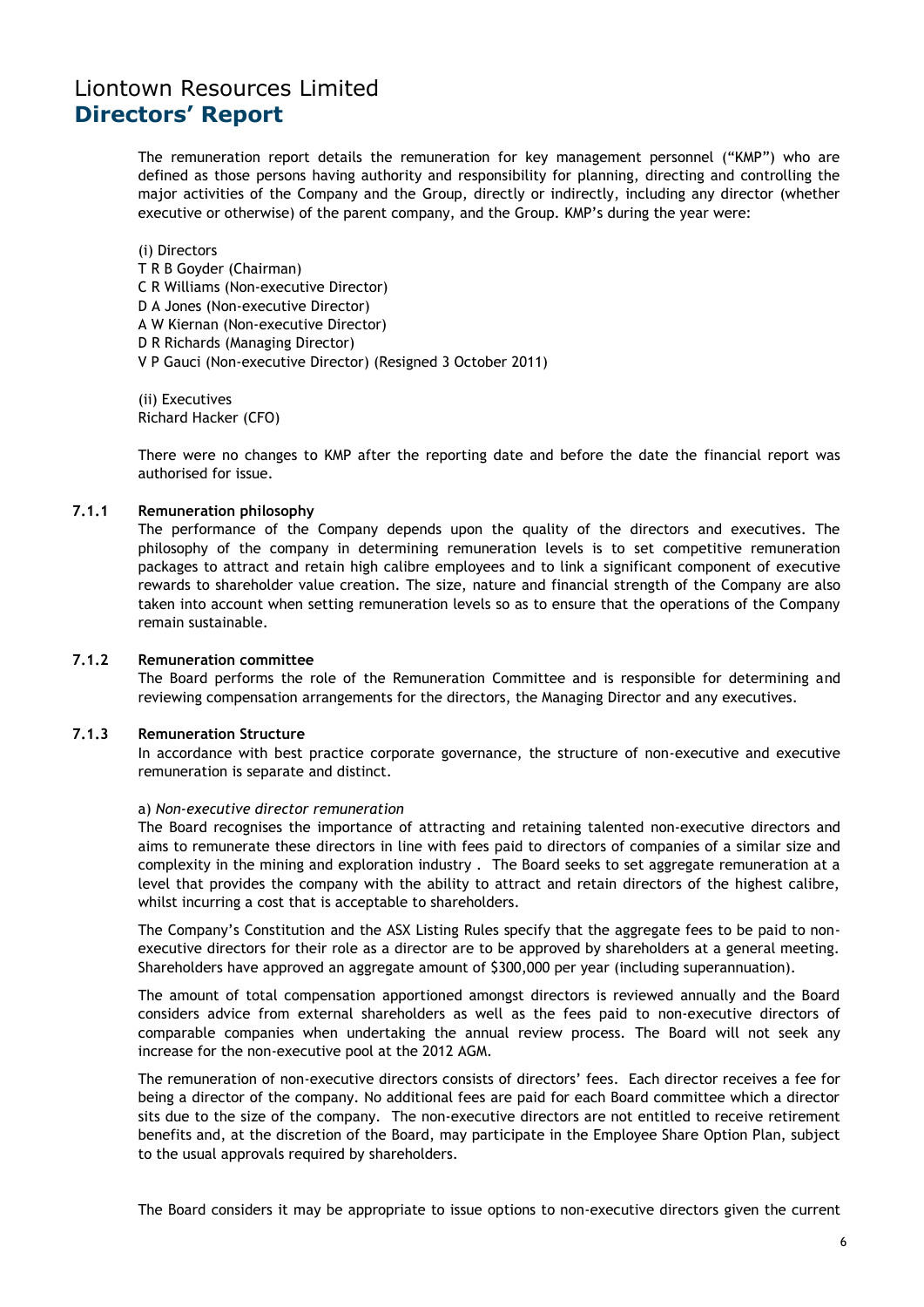# Liontown Resources Limited
## Directors' Report

The remuneration report details the remuneration for key management personnel ("KMP") who are defined as those persons having authority and responsibility for planning, directing and controlling the major activities of the Company and the Group, directly or indirectly, including any director (whether executive or otherwise) of the parent company, and the Group. KMP's during the year were:

(i) Directors
T R B Goyder (Chairman)
C R Williams (Non-executive Director)
D A Jones (Non-executive Director)
A W Kiernan (Non-executive Director)
D R Richards (Managing Director)
V P Gauci (Non-executive Director) (Resigned 3 October 2011)

(ii) Executives
Richard Hacker (CFO)

There were no changes to KMP after the reporting date and before the date the financial report was authorised for issue.

### 7.1.1 Remuneration philosophy

The performance of the Company depends upon the quality of the directors and executives. The philosophy of the company in determining remuneration levels is to set competitive remuneration packages to attract and retain high calibre employees and to link a significant component of executive rewards to shareholder value creation. The size, nature and financial strength of the Company are also taken into account when setting remuneration levels so as to ensure that the operations of the Company remain sustainable.

### 7.1.2 Remuneration committee

The Board performs the role of the Remuneration Committee and is responsible for determining and reviewing compensation arrangements for the directors, the Managing Director and any executives.

### 7.1.3 Remuneration Structure

In accordance with best practice corporate governance, the structure of non-executive and executive remuneration is separate and distinct.

a) *Non-executive director remuneration*

The Board recognises the importance of attracting and retaining talented non-executive directors and aims to remunerate these directors in line with fees paid to directors of companies of a similar size and complexity in the mining and exploration industry . The Board seeks to set aggregate remuneration at a level that provides the company with the ability to attract and retain directors of the highest calibre, whilst incurring a cost that is acceptable to shareholders.

The Company's Constitution and the ASX Listing Rules specify that the aggregate fees to be paid to non-executive directors for their role as a director are to be approved by shareholders at a general meeting. Shareholders have approved an aggregate amount of $300,000 per year (including superannuation).

The amount of total compensation apportioned amongst directors is reviewed annually and the Board considers advice from external shareholders as well as the fees paid to non-executive directors of comparable companies when undertaking the annual review process. The Board will not seek any increase for the non-executive pool at the 2012 AGM.

The remuneration of non-executive directors consists of directors' fees. Each director receives a fee for being a director of the company. No additional fees are paid for each Board committee which a director sits due to the size of the company. The non-executive directors are not entitled to receive retirement benefits and, at the discretion of the Board, may participate in the Employee Share Option Plan, subject to the usual approvals required by shareholders.

The Board considers it may be appropriate to issue options to non-executive directors given the current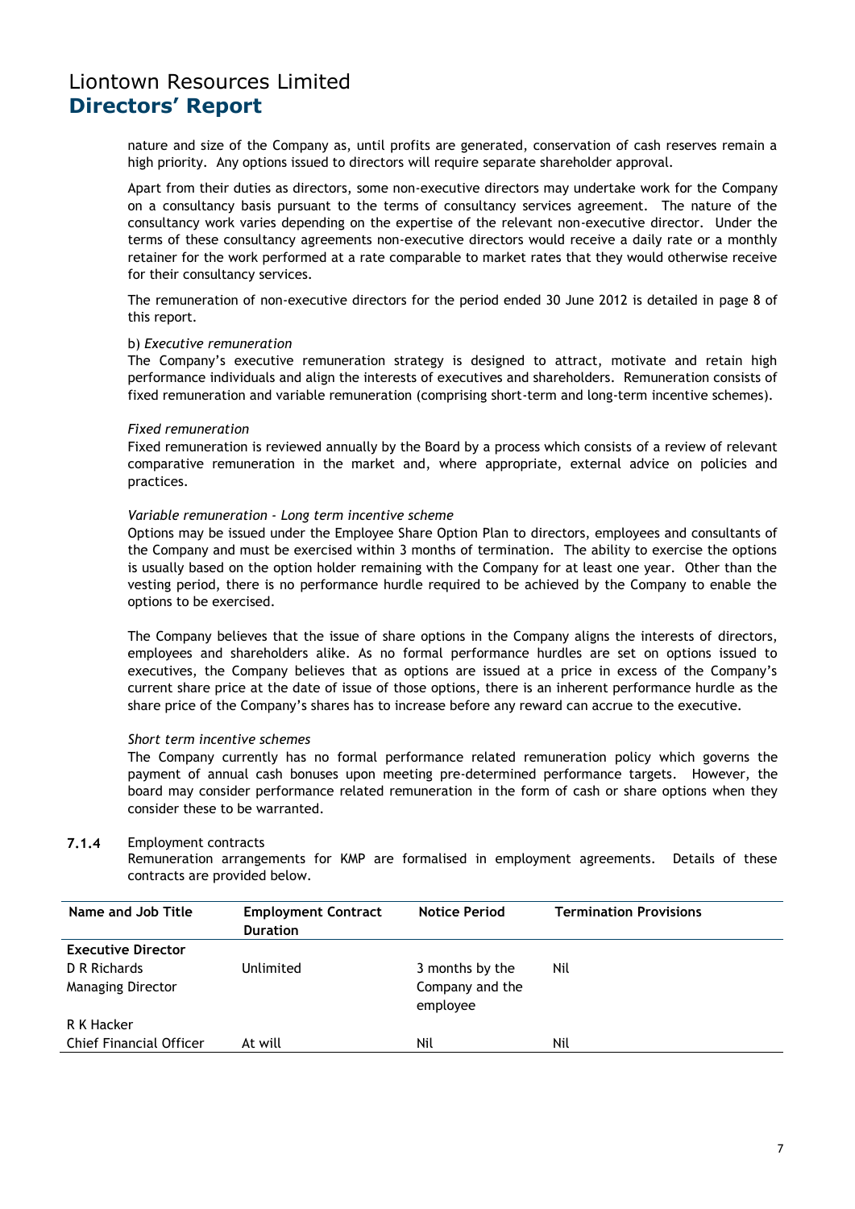nature and size of the Company as, until profits are generated, conservation of cash reserves remain a high priority. Any options issued to directors will require separate shareholder approval.

Apart from their duties as directors, some non-executive directors may undertake work for the Company on a consultancy basis pursuant to the terms of consultancy services agreement. The nature of the consultancy work varies depending on the expertise of the relevant non-executive director. Under the terms of these consultancy agreements non-executive directors would receive a daily rate or a monthly retainer for the work performed at a rate comparable to market rates that they would otherwise receive for their consultancy services.

The remuneration of non-executive directors for the period ended 30 June 2012 is detailed in page 8 of this report.

b) *Executive remuneration*

The Company's executive remuneration strategy is designed to attract, motivate and retain high performance individuals and align the interests of executives and shareholders. Remuneration consists of fixed remuneration and variable remuneration (comprising short-term and long-term incentive schemes).

*Fixed remuneration*

Fixed remuneration is reviewed annually by the Board by a process which consists of a review of relevant comparative remuneration in the market and, where appropriate, external advice on policies and practices.

*Variable remuneration - Long term incentive scheme*

Options may be issued under the Employee Share Option Plan to directors, employees and consultants of the Company and must be exercised within 3 months of termination. The ability to exercise the options is usually based on the option holder remaining with the Company for at least one year. Other than the vesting period, there is no performance hurdle required to be achieved by the Company to enable the options to be exercised.

The Company believes that the issue of share options in the Company aligns the interests of directors, employees and shareholders alike. As no formal performance hurdles are set on options issued to executives, the Company believes that as options are issued at a price in excess of the Company's current share price at the date of issue of those options, there is an inherent performance hurdle as the share price of the Company's shares has to increase before any reward can accrue to the executive.

*Short term incentive schemes*

The Company currently has no formal performance related remuneration policy which governs the payment of annual cash bonuses upon meeting pre-determined performance targets. However, the board may consider performance related remuneration in the form of cash or share options when they consider these to be warranted.

**7.1.4** Employment contracts

Remuneration arrangements for KMP are formalised in employment agreements. Details of these contracts are provided below.

| Name and Job Title | Employment Contract Duration | Notice Period | Termination Provisions |
|---|---|---|---|
| **Executive Director** | | | |
| D R Richards<br>Managing Director | Unlimited | 3 months by the Company and the employee | Nil |
| R K Hacker<br>Chief Financial Officer | At will | Nil | Nil |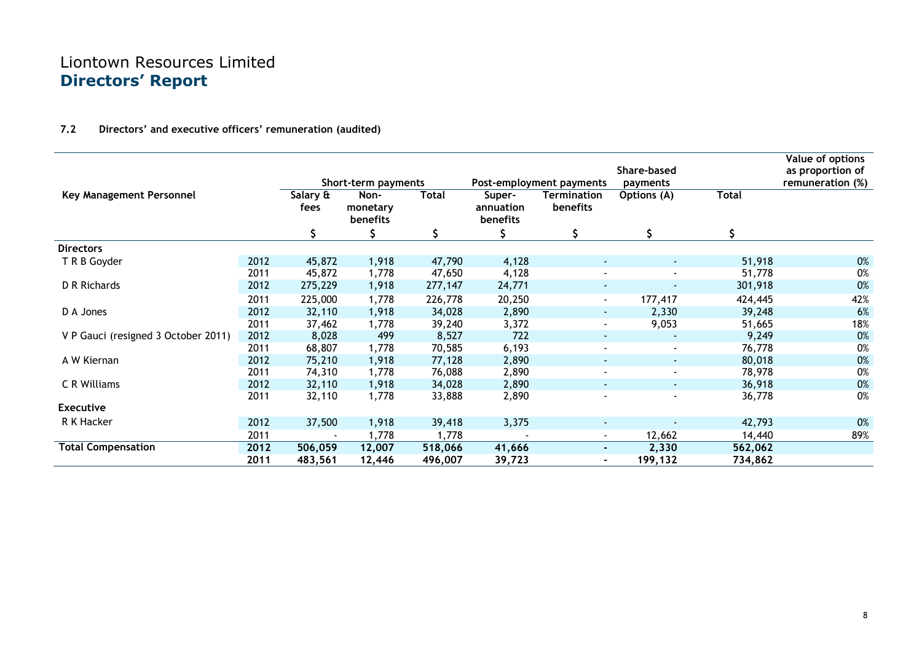# Liontown Resources Limited
## Directors' Report

**7.2 Directors' and executive officers' remuneration (audited)**

| Key Management Personnel | | Short-term payments | | | Post-employment payments | | Share-based payments | | Value of options as proportion of remuneration (%) |
|---|---|---|---|---|---|---|---|---|---|
| | | Salary & fees | Non-monetary benefits | Total | Super-annuation benefits | Termination benefits | Options (A) | Total | |
| | | $ | $ | $ | $ | $ | $ | $ | |
| **Directors** | | | | | | | | | |
| T R B Goyder | 2012 | 45,872 | 1,918 | 47,790 | 4,128 | - | - | 51,918 | 0% |
| | 2011 | 45,872 | 1,778 | 47,650 | 4,128 | - | - | 51,778 | 0% |
| D R Richards | 2012 | 275,229 | 1,918 | 277,147 | 24,771 | - | - | 301,918 | 0% |
| | 2011 | 225,000 | 1,778 | 226,778 | 20,250 | - | 177,417 | 424,445 | 42% |
| D A Jones | 2012 | 32,110 | 1,918 | 34,028 | 2,890 | - | 2,330 | 39,248 | 6% |
| | 2011 | 37,462 | 1,778 | 39,240 | 3,372 | - | 9,053 | 51,665 | 18% |
| V P Gauci (resigned 3 October 2011) | 2012 | 8,028 | 499 | 8,527 | 722 | - | - | 9,249 | 0% |
| | 2011 | 68,807 | 1,778 | 70,585 | 6,193 | - | - | 76,778 | 0% |
| A W Kiernan | 2012 | 75,210 | 1,918 | 77,128 | 2,890 | - | - | 80,018 | 0% |
| | 2011 | 74,310 | 1,778 | 76,088 | 2,890 | - | - | 78,978 | 0% |
| C R Williams | 2012 | 32,110 | 1,918 | 34,028 | 2,890 | - | - | 36,918 | 0% |
| | 2011 | 32,110 | 1,778 | 33,888 | 2,890 | - | - | 36,778 | 0% |
| **Executive** | | | | | | | | | |
| R K Hacker | 2012 | 37,500 | 1,918 | 39,418 | 3,375 | - | - | 42,793 | 0% |
| | 2011 | - | 1,778 | 1,778 | - | - | 12,662 | 14,440 | 89% |
| **Total Compensation** | **2012** | **506,059** | **12,007** | **518,066** | **41,666** | **-** | **2,330** | **562,062** | |
| | **2011** | **483,561** | **12,446** | **496,007** | **39,723** | **-** | **199,132** | **734,862** | |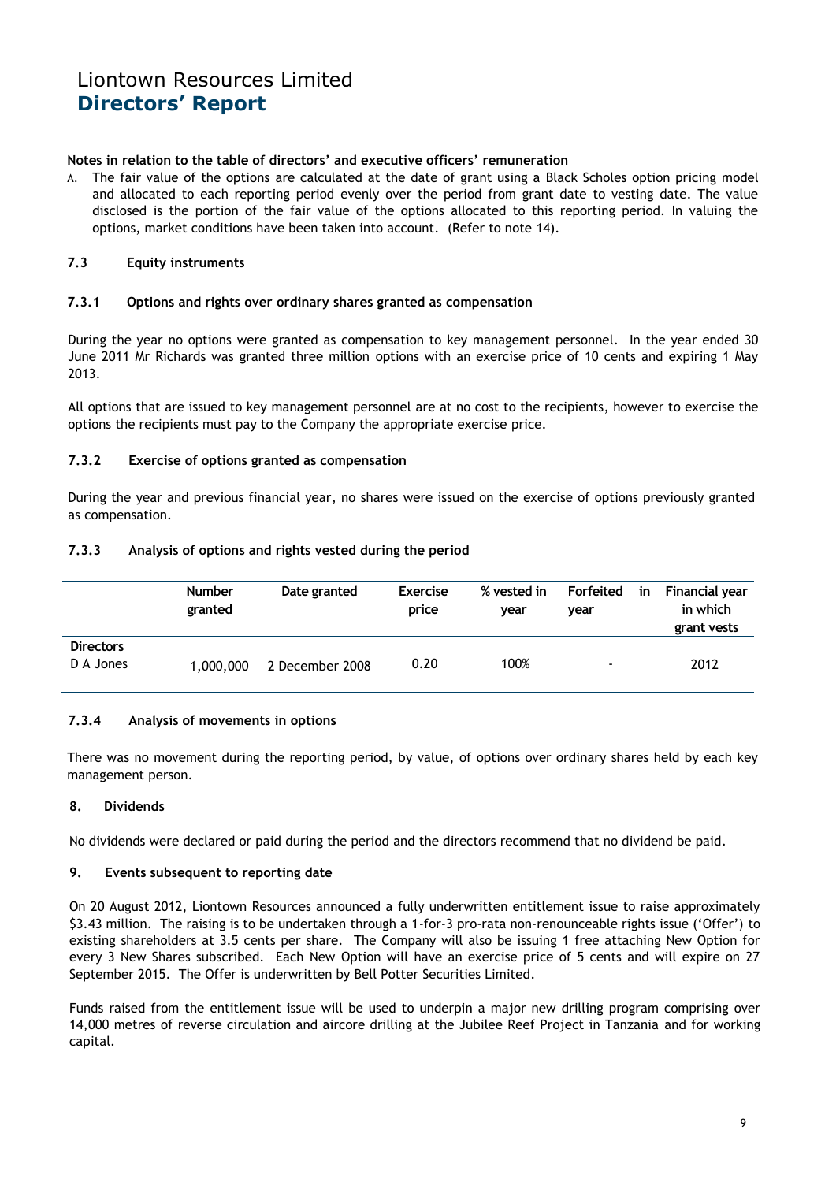# Liontown Resources Limited
## Directors' Report

**Notes in relation to the table of directors' and executive officers' remuneration**

A. The fair value of the options are calculated at the date of grant using a Black Scholes option pricing model and allocated to each reporting period evenly over the period from grant date to vesting date. The value disclosed is the portion of the fair value of the options allocated to this reporting period. In valuing the options, market conditions have been taken into account. (Refer to note 14).

### 7.3 Equity instruments

#### 7.3.1 Options and rights over ordinary shares granted as compensation

During the year no options were granted as compensation to key management personnel. In the year ended 30 June 2011 Mr Richards was granted three million options with an exercise price of 10 cents and expiring 1 May 2013.

All options that are issued to key management personnel are at no cost to the recipients, however to exercise the options the recipients must pay to the Company the appropriate exercise price.

#### 7.3.2 Exercise of options granted as compensation

During the year and previous financial year, no shares were issued on the exercise of options previously granted as compensation.

#### 7.3.3 Analysis of options and rights vested during the period

| | Number granted | Date granted | Exercise price | % vested in year | Forfeited in year | Financial year in which grant vests |
|---|---|---|---|---|---|---|
| **Directors** | | | | | | |
| D A Jones | 1,000,000 | 2 December 2008 | 0.20 | 100% | - | 2012 |

#### 7.3.4 Analysis of movements in options

There was no movement during the reporting period, by value, of options over ordinary shares held by each key management person.

### 8. Dividends

No dividends were declared or paid during the period and the directors recommend that no dividend be paid.

### 9. Events subsequent to reporting date

On 20 August 2012, Liontown Resources announced a fully underwritten entitlement issue to raise approximately $3.43 million. The raising is to be undertaken through a 1-for-3 pro-rata non-renounceable rights issue ('Offer') to existing shareholders at 3.5 cents per share. The Company will also be issuing 1 free attaching New Option for every 3 New Shares subscribed. Each New Option will have an exercise price of 5 cents and will expire on 27 September 2015. The Offer is underwritten by Bell Potter Securities Limited.

Funds raised from the entitlement issue will be used to underpin a major new drilling program comprising over 14,000 metres of reverse circulation and aircore drilling at the Jubilee Reef Project in Tanzania and for working capital.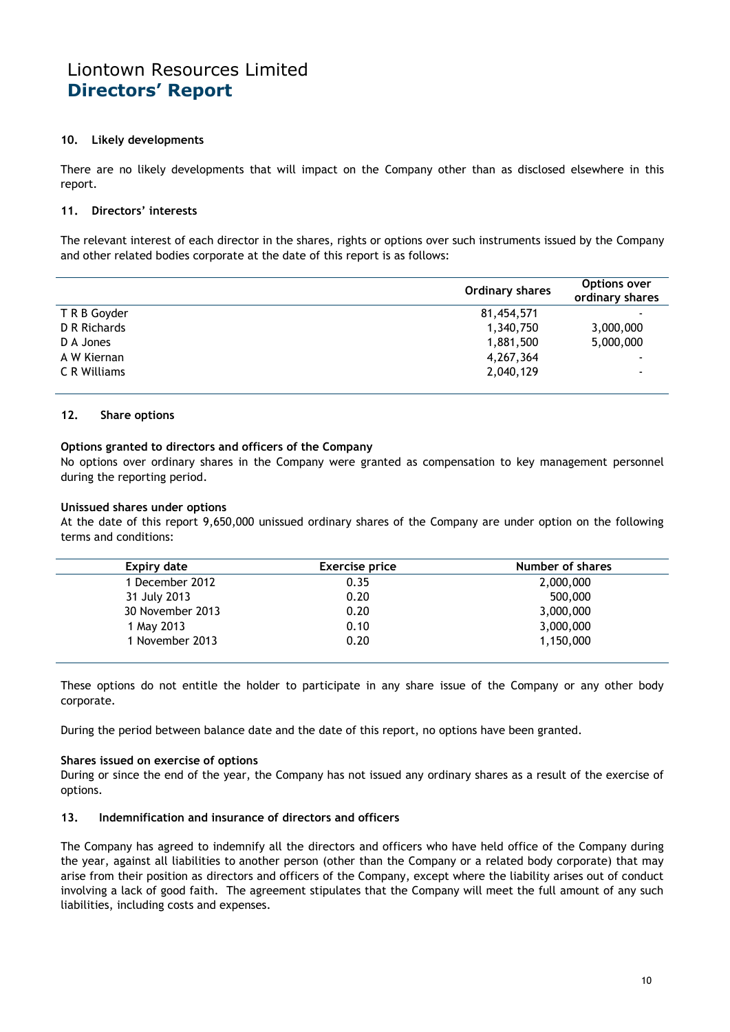# Liontown Resources Limited
## Directors' Report

### 10. Likely developments

There are no likely developments that will impact on the Company other than as disclosed elsewhere in this report.

### 11. Directors' interests

The relevant interest of each director in the shares, rights or options over such instruments issued by the Company and other related bodies corporate at the date of this report is as follows:

| | Ordinary shares | Options over ordinary shares |
|---|---|---|
| T R B Goyder | 81,454,571 | - |
| D R Richards | 1,340,750 | 3,000,000 |
| D A Jones | 1,881,500 | 5,000,000 |
| A W Kiernan | 4,267,364 | - |
| C R Williams | 2,040,129 | - |

### 12. Share options

**Options granted to directors and officers of the Company**
No options over ordinary shares in the Company were granted as compensation to key management personnel during the reporting period.

**Unissued shares under options**
At the date of this report 9,650,000 unissued ordinary shares of the Company are under option on the following terms and conditions:

| Expiry date | Exercise price | Number of shares |
|---|---|---|
| 1 December 2012 | 0.35 | 2,000,000 |
| 31 July 2013 | 0.20 | 500,000 |
| 30 November 2013 | 0.20 | 3,000,000 |
| 1 May 2013 | 0.10 | 3,000,000 |
| 1 November 2013 | 0.20 | 1,150,000 |

These options do not entitle the holder to participate in any share issue of the Company or any other body corporate.

During the period between balance date and the date of this report, no options have been granted.

**Shares issued on exercise of options**
During or since the end of the year, the Company has not issued any ordinary shares as a result of the exercise of options.

### 13. Indemnification and insurance of directors and officers

The Company has agreed to indemnify all the directors and officers who have held office of the Company during the year, against all liabilities to another person (other than the Company or a related body corporate) that may arise from their position as directors and officers of the Company, except where the liability arises out of conduct involving a lack of good faith. The agreement stipulates that the Company will meet the full amount of any such liabilities, including costs and expenses.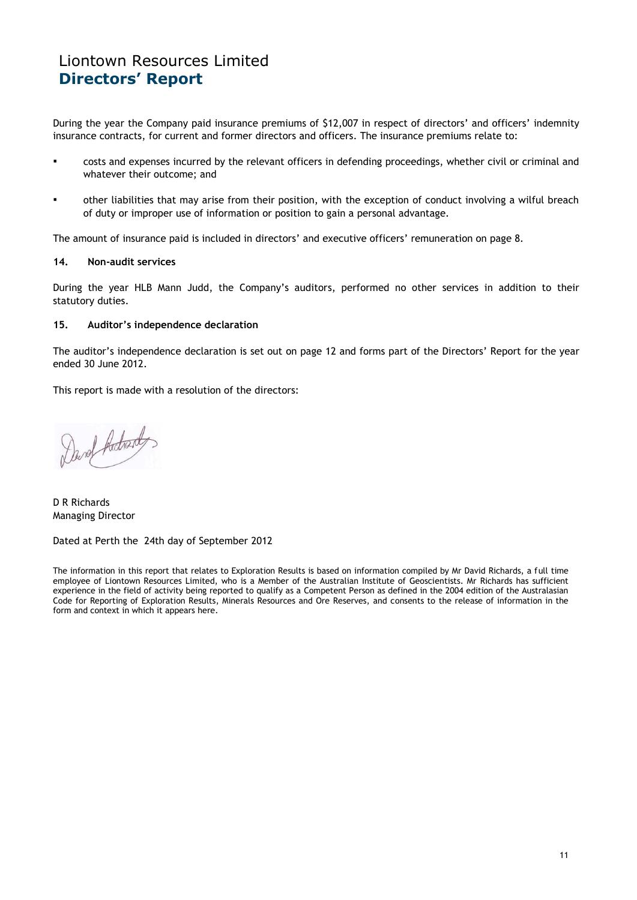# Liontown Resources Limited
## Directors' Report

During the year the Company paid insurance premiums of $12,007 in respect of directors' and officers' indemnity insurance contracts, for current and former directors and officers. The insurance premiums relate to:

- costs and expenses incurred by the relevant officers in defending proceedings, whether civil or criminal and whatever their outcome; and
- other liabilities that may arise from their position, with the exception of conduct involving a wilful breach of duty or improper use of information or position to gain a personal advantage.

The amount of insurance paid is included in directors' and executive officers' remuneration on page 8.

**14. Non-audit services**

During the year HLB Mann Judd, the Company's auditors, performed no other services in addition to their statutory duties.

**15. Auditor's independence declaration**

The auditor's independence declaration is set out on page 12 and forms part of the Directors' Report for the year ended 30 June 2012.

This report is made with a resolution of the directors:

D R Richards
Managing Director

Dated at Perth the 24th day of September 2012

The information in this report that relates to Exploration Results is based on information compiled by Mr David Richards, a full time employee of Liontown Resources Limited, who is a Member of the Australian Institute of Geoscientists. Mr Richards has sufficient experience in the field of activity being reported to qualify as a Competent Person as defined in the 2004 edition of the Australasian Code for Reporting of Exploration Results, Minerals Resources and Ore Reserves, and consents to the release of information in the form and context in which it appears here.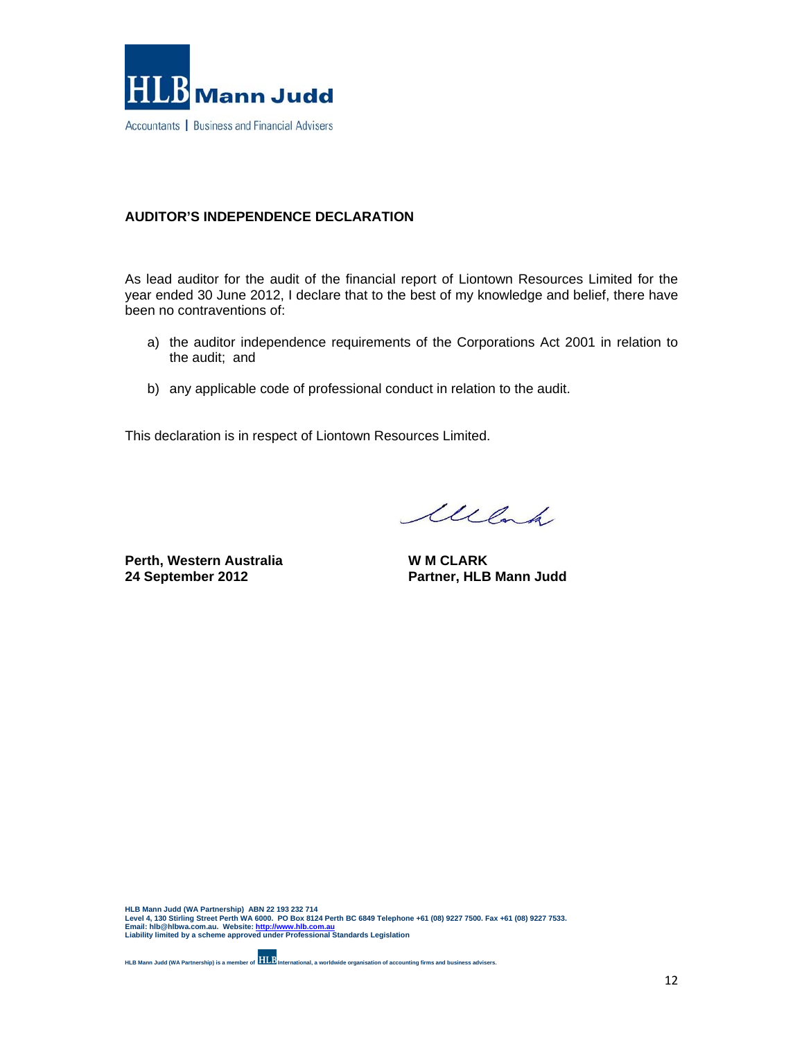**HLB Mann Judd**

Accountants | Business and Financial Advisers

## AUDITOR'S INDEPENDENCE DECLARATION

As lead auditor for the audit of the financial report of Liontown Resources Limited for the year ended 30 June 2012, I declare that to the best of my knowledge and belief, there have been no contraventions of:

a) the auditor independence requirements of the Corporations Act 2001 in relation to the audit; and

b) any applicable code of professional conduct in relation to the audit.

This declaration is in respect of Liontown Resources Limited.

**Perth, Western Australia**
**24 September 2012**

**W M CLARK**
**Partner, HLB Mann Judd**

**HLB Mann Judd (WA Partnership) ABN 22 193 232 714**
**Level 4, 130 Stirling Street Perth WA 6000. PO Box 8124 Perth BC 6849 Telephone +61 (08) 9227 7500. Fax +61 (08) 9227 7533.**
**Email: hlb@hlbwa.com.au. Website: http://www.hlb.com.au**
**Liability limited by a scheme approved under Professional Standards Legislation**

**HLB Mann Judd (WA Partnership) is a member of HLB International, a worldwide organisation of accounting firms and business advisers.**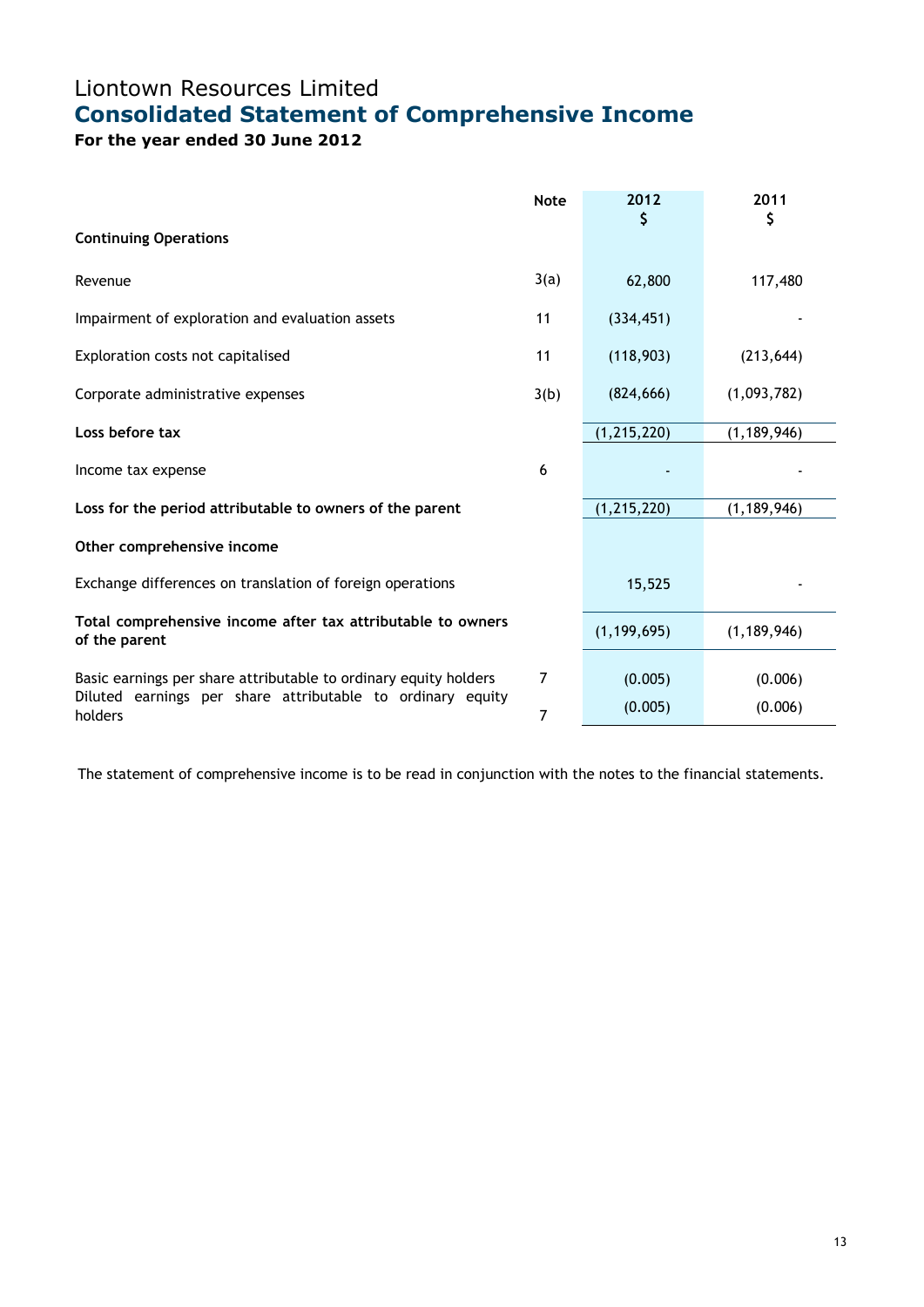# Liontown Resources Limited

## Consolidated Statement of Comprehensive Income

### For the year ended 30 June 2012

| | Note | 2012 $ | 2011 $ |
|---|---|---|---|
| **Continuing Operations** | | | |
| Revenue | 3(a) | 62,800 | 117,480 |
| Impairment of exploration and evaluation assets | 11 | (334,451) | - |
| Exploration costs not capitalised | 11 | (118,903) | (213,644) |
| Corporate administrative expenses | 3(b) | (824,666) | (1,093,782) |
| **Loss before tax** | | (1,215,220) | (1,189,946) |
| Income tax expense | 6 | - | - |
| **Loss for the period attributable to owners of the parent** | | (1,215,220) | (1,189,946) |
| **Other comprehensive income** | | | |
| Exchange differences on translation of foreign operations | | 15,525 | - |
| **Total comprehensive income after tax attributable to owners of the parent** | | (1,199,695) | (1,189,946) |
| Basic earnings per share attributable to ordinary equity holders | 7 | (0.005) | (0.006) |
| Diluted earnings per share attributable to ordinary equity holders | 7 | (0.005) | (0.006) |

The statement of comprehensive income is to be read in conjunction with the notes to the financial statements.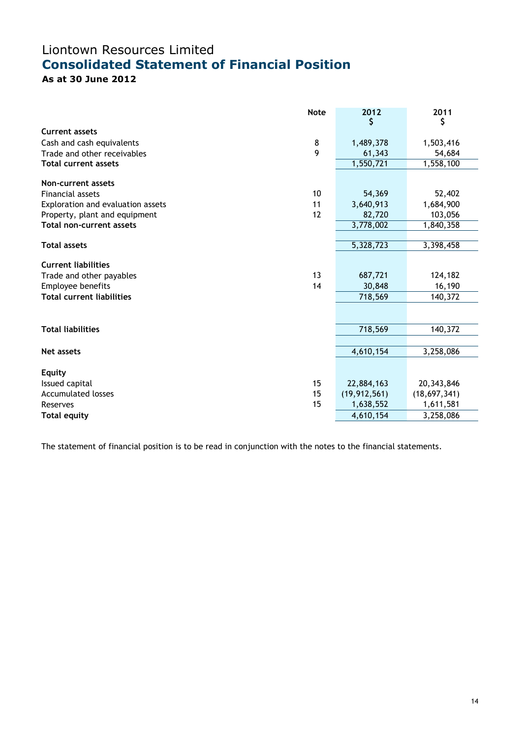# Liontown Resources Limited

## Consolidated Statement of Financial Position

### As at 30 June 2012

| | Note | 2012<br>$ | 2011<br>$ |
|---|---|---|---|
| **Current assets** | | | |
| Cash and cash equivalents | 8 | 1,489,378 | 1,503,416 |
| Trade and other receivables | 9 | 61,343 | 54,684 |
| **Total current assets** | | 1,550,721 | 1,558,100 |
| | | | |
| **Non-current assets** | | | |
| Financial assets | 10 | 54,369 | 52,402 |
| Exploration and evaluation assets | 11 | 3,640,913 | 1,684,900 |
| Property, plant and equipment | 12 | 82,720 | 103,056 |
| **Total non-current assets** | | 3,778,002 | 1,840,358 |
| | | | |
| **Total assets** | | 5,328,723 | 3,398,458 |
| | | | |
| **Current liabilities** | | | |
| Trade and other payables | 13 | 687,721 | 124,182 |
| Employee benefits | 14 | 30,848 | 16,190 |
| **Total current liabilities** | | 718,569 | 140,372 |
| | | | |
| **Total liabilities** | | 718,569 | 140,372 |
| | | | |
| **Net assets** | | 4,610,154 | 3,258,086 |
| | | | |
| **Equity** | | | |
| Issued capital | 15 | 22,884,163 | 20,343,846 |
| Accumulated losses | 15 | (19,912,561) | (18,697,341) |
| Reserves | 15 | 1,638,552 | 1,611,581 |
| **Total equity** | | 4,610,154 | 3,258,086 |

The statement of financial position is to be read in conjunction with the notes to the financial statements.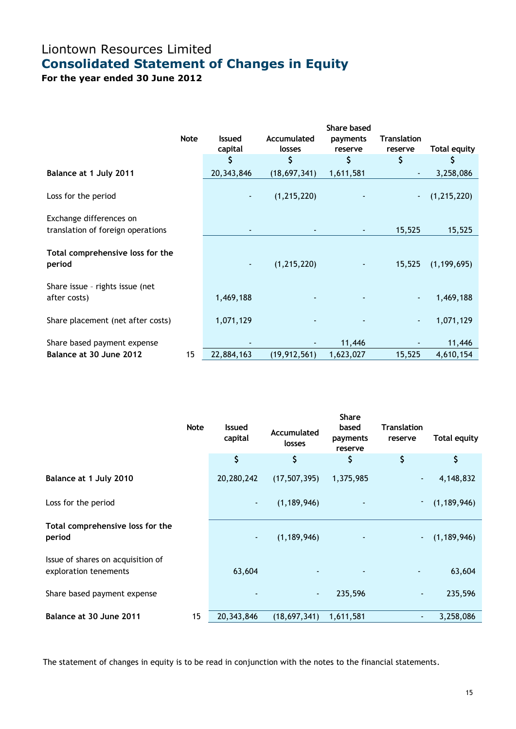# Liontown Resources Limited

## Consolidated Statement of Changes in Equity

### For the year ended 30 June 2012

| | Note | Issued capital | Accumulated losses | Share based payments reserve | Translation reserve | Total equity |
|---|---|---|---|---|---|---|
| | | $ | $ | $ | $ | $ |
| **Balance at 1 July 2011** | | 20,343,846 | (18,697,341) | 1,611,581 | - | 3,258,086 |
| Loss for the period | | - | (1,215,220) | - | - | (1,215,220) |
| Exchange differences on translation of foreign operations | | - | - | - | 15,525 | 15,525 |
| **Total comprehensive loss for the period** | | - | (1,215,220) | - | 15,525 | (1,199,695) |
| Share issue – rights issue (net after costs) | | 1,469,188 | - | - | - | 1,469,188 |
| Share placement (net after costs) | | 1,071,129 | - | - | - | 1,071,129 |
| Share based payment expense | | - | - | 11,446 | - | 11,446 |
| **Balance at 30 June 2012** | 15 | 22,884,163 | (19,912,561) | 1,623,027 | 15,525 | 4,610,154 |

| | Note | Issued capital | Accumulated losses | Share based payments reserve | Translation reserve | Total equity |
|---|---|---|---|---|---|---|
| | | $ | $ | $ | $ | $ |
| **Balance at 1 July 2010** | | 20,280,242 | (17,507,395) | 1,375,985 | - | 4,148,832 |
| Loss for the period | | - | (1,189,946) | - | - | (1,189,946) |
| **Total comprehensive loss for the period** | | - | (1,189,946) | - | - | (1,189,946) |
| Issue of shares on acquisition of exploration tenements | | 63,604 | - | - | - | 63,604 |
| Share based payment expense | | - | - | 235,596 | - | 235,596 |
| **Balance at 30 June 2011** | 15 | 20,343,846 | (18,697,341) | 1,611,581 | - | 3,258,086 |

The statement of changes in equity is to be read in conjunction with the notes to the financial statements.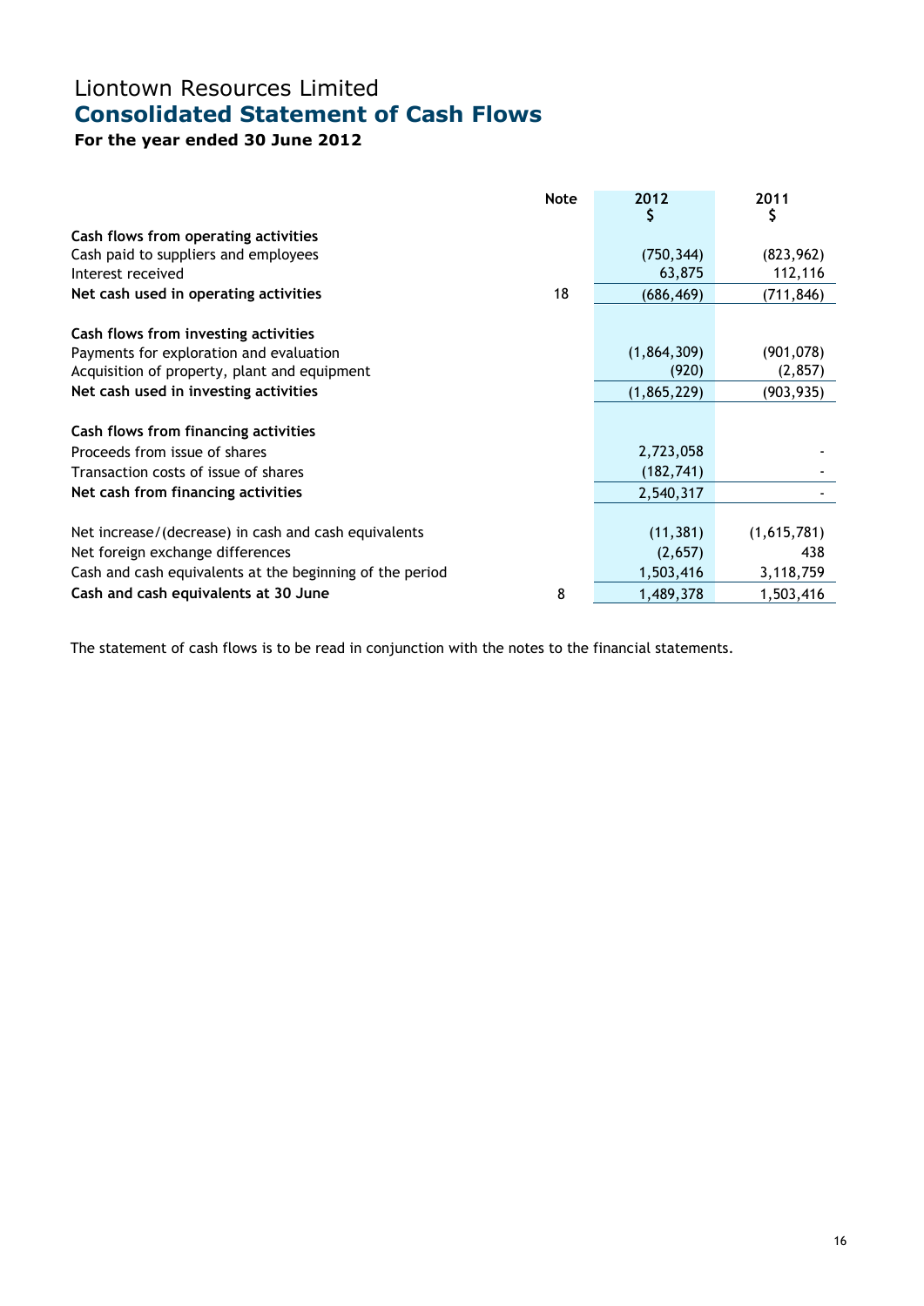# Liontown Resources Limited
## Consolidated Statement of Cash Flows
### For the year ended 30 June 2012

| | Note | 2012 $ | 2011 $ |
|---|---|---|---|
| **Cash flows from operating activities** | | | |
| Cash paid to suppliers and employees | | (750,344) | (823,962) |
| Interest received | | 63,875 | 112,116 |
| **Net cash used in operating activities** | 18 | (686,469) | (711,846) |
| | | | |
| **Cash flows from investing activities** | | | |
| Payments for exploration and evaluation | | (1,864,309) | (901,078) |
| Acquisition of property, plant and equipment | | (920) | (2,857) |
| **Net cash used in investing activities** | | (1,865,229) | (903,935) |
| | | | |
| **Cash flows from financing activities** | | | |
| Proceeds from issue of shares | | 2,723,058 | - |
| Transaction costs of issue of shares | | (182,741) | - |
| **Net cash from financing activities** | | 2,540,317 | - |
| | | | |
| Net increase/(decrease) in cash and cash equivalents | | (11,381) | (1,615,781) |
| Net foreign exchange differences | | (2,657) | 438 |
| Cash and cash equivalents at the beginning of the period | | 1,503,416 | 3,118,759 |
| **Cash and cash equivalents at 30 June** | 8 | 1,489,378 | 1,503,416 |

The statement of cash flows is to be read in conjunction with the notes to the financial statements.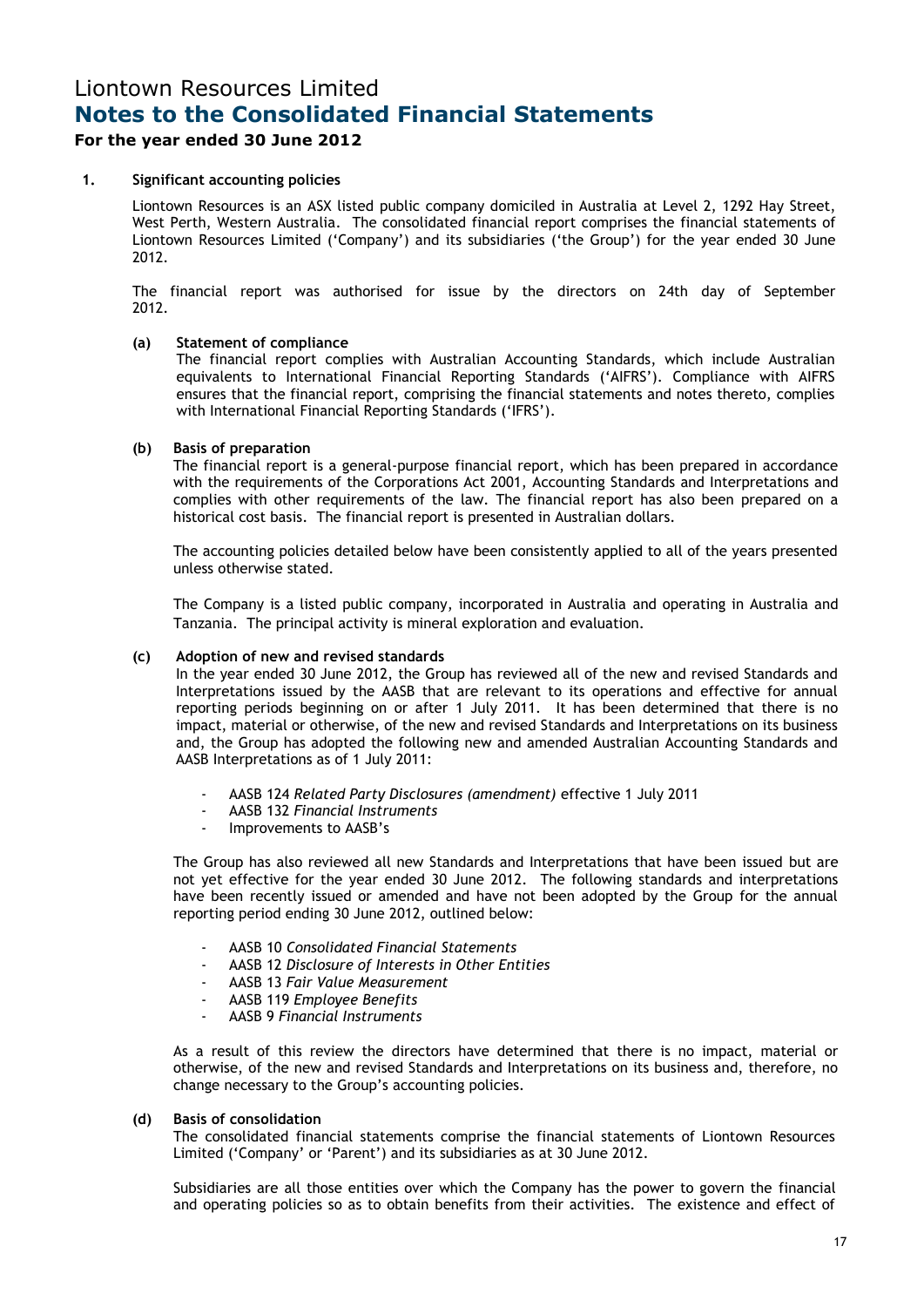# Liontown Resources Limited

## Notes to the Consolidated Financial Statements

### For the year ended 30 June 2012

**1. Significant accounting policies**

Liontown Resources is an ASX listed public company domiciled in Australia at Level 2, 1292 Hay Street, West Perth, Western Australia. The consolidated financial report comprises the financial statements of Liontown Resources Limited ('Company') and its subsidiaries ('the Group') for the year ended 30 June 2012.

The financial report was authorised for issue by the directors on 24th day of September 2012.

**(a) Statement of compliance**

The financial report complies with Australian Accounting Standards, which include Australian equivalents to International Financial Reporting Standards ('AIFRS'). Compliance with AIFRS ensures that the financial report, comprising the financial statements and notes thereto, complies with International Financial Reporting Standards ('IFRS').

**(b) Basis of preparation**

The financial report is a general-purpose financial report, which has been prepared in accordance with the requirements of the Corporations Act 2001, Accounting Standards and Interpretations and complies with other requirements of the law. The financial report has also been prepared on a historical cost basis. The financial report is presented in Australian dollars.

The accounting policies detailed below have been consistently applied to all of the years presented unless otherwise stated.

The Company is a listed public company, incorporated in Australia and operating in Australia and Tanzania. The principal activity is mineral exploration and evaluation.

**(c) Adoption of new and revised standards**

In the year ended 30 June 2012, the Group has reviewed all of the new and revised Standards and Interpretations issued by the AASB that are relevant to its operations and effective for annual reporting periods beginning on or after 1 July 2011. It has been determined that there is no impact, material or otherwise, of the new and revised Standards and Interpretations on its business and, the Group has adopted the following new and amended Australian Accounting Standards and AASB Interpretations as of 1 July 2011:

- AASB 124 *Related Party Disclosures (amendment)* effective 1 July 2011
- AASB 132 *Financial Instruments*
- Improvements to AASB's

The Group has also reviewed all new Standards and Interpretations that have been issued but are not yet effective for the year ended 30 June 2012. The following standards and interpretations have been recently issued or amended and have not been adopted by the Group for the annual reporting period ending 30 June 2012, outlined below:

- AASB 10 *Consolidated Financial Statements*
- AASB 12 *Disclosure of Interests in Other Entities*
- AASB 13 *Fair Value Measurement*
- AASB 119 *Employee Benefits*
- AASB 9 *Financial Instruments*

As a result of this review the directors have determined that there is no impact, material or otherwise, of the new and revised Standards and Interpretations on its business and, therefore, no change necessary to the Group's accounting policies.

**(d) Basis of consolidation**

The consolidated financial statements comprise the financial statements of Liontown Resources Limited ('Company' or 'Parent') and its subsidiaries as at 30 June 2012.

Subsidiaries are all those entities over which the Company has the power to govern the financial and operating policies so as to obtain benefits from their activities. The existence and effect of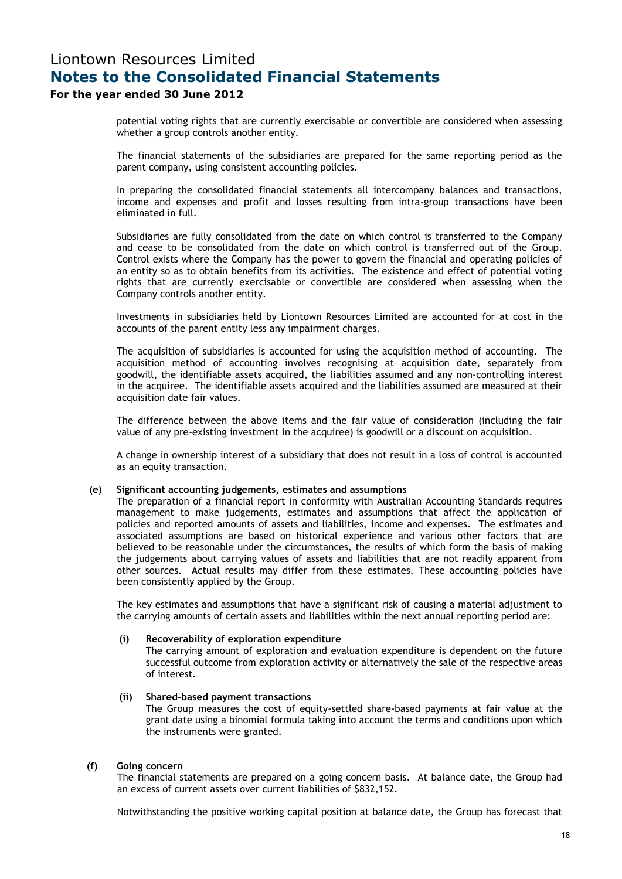potential voting rights that are currently exercisable or convertible are considered when assessing whether a group controls another entity.

The financial statements of the subsidiaries are prepared for the same reporting period as the parent company, using consistent accounting policies.

In preparing the consolidated financial statements all intercompany balances and transactions, income and expenses and profit and losses resulting from intra-group transactions have been eliminated in full.

Subsidiaries are fully consolidated from the date on which control is transferred to the Company and cease to be consolidated from the date on which control is transferred out of the Group. Control exists where the Company has the power to govern the financial and operating policies of an entity so as to obtain benefits from its activities. The existence and effect of potential voting rights that are currently exercisable or convertible are considered when assessing when the Company controls another entity.

Investments in subsidiaries held by Liontown Resources Limited are accounted for at cost in the accounts of the parent entity less any impairment charges.

The acquisition of subsidiaries is accounted for using the acquisition method of accounting. The acquisition method of accounting involves recognising at acquisition date, separately from goodwill, the identifiable assets acquired, the liabilities assumed and any non-controlling interest in the acquiree. The identifiable assets acquired and the liabilities assumed are measured at their acquisition date fair values.

The difference between the above items and the fair value of consideration (including the fair value of any pre-existing investment in the acquiree) is goodwill or a discount on acquisition.

A change in ownership interest of a subsidiary that does not result in a loss of control is accounted as an equity transaction.

**(e) Significant accounting judgements, estimates and assumptions**

The preparation of a financial report in conformity with Australian Accounting Standards requires management to make judgements, estimates and assumptions that affect the application of policies and reported amounts of assets and liabilities, income and expenses. The estimates and associated assumptions are based on historical experience and various other factors that are believed to be reasonable under the circumstances, the results of which form the basis of making the judgements about carrying values of assets and liabilities that are not readily apparent from other sources. Actual results may differ from these estimates. These accounting policies have been consistently applied by the Group.

The key estimates and assumptions that have a significant risk of causing a material adjustment to the carrying amounts of certain assets and liabilities within the next annual reporting period are:

**(i) Recoverability of exploration expenditure**

The carrying amount of exploration and evaluation expenditure is dependent on the future successful outcome from exploration activity or alternatively the sale of the respective areas of interest.

**(ii) Shared-based payment transactions**

The Group measures the cost of equity-settled share-based payments at fair value at the grant date using a binomial formula taking into account the terms and conditions upon which the instruments were granted.

**(f) Going concern**

The financial statements are prepared on a going concern basis. At balance date, the Group had an excess of current assets over current liabilities of $832,152.

Notwithstanding the positive working capital position at balance date, the Group has forecast that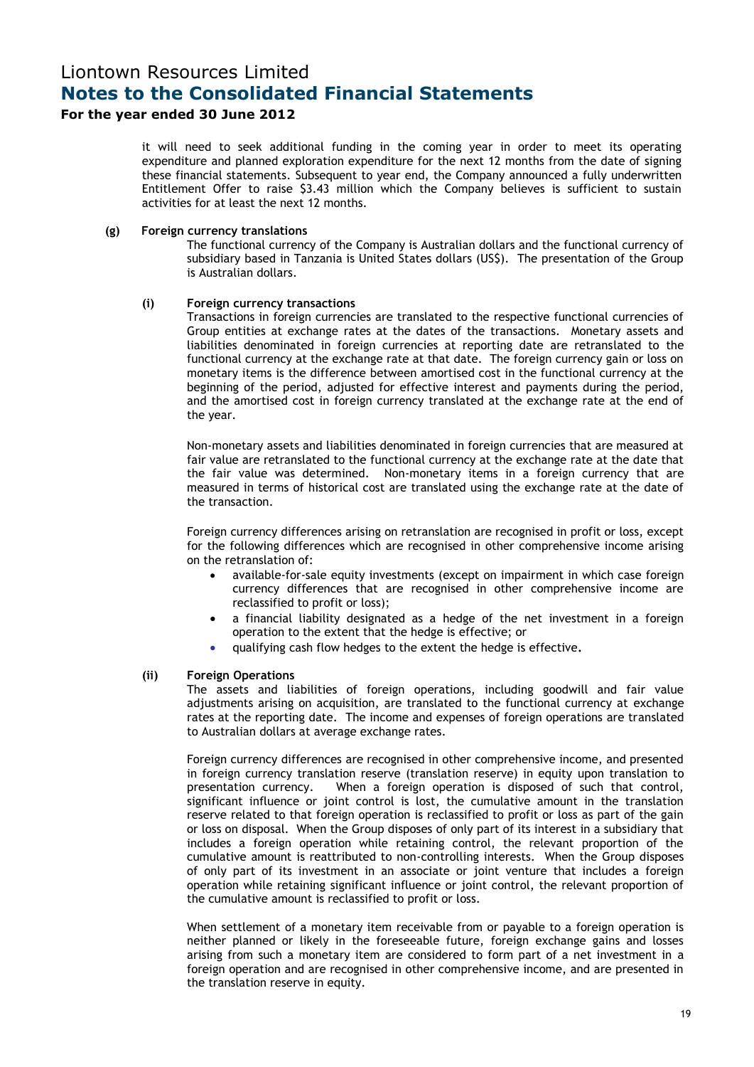it will need to seek additional funding in the coming year in order to meet its operating expenditure and planned exploration expenditure for the next 12 months from the date of signing these financial statements. Subsequent to year end, the Company announced a fully underwritten Entitlement Offer to raise $3.43 million which the Company believes is sufficient to sustain activities for at least the next 12 months.

**(g) Foreign currency translations**

The functional currency of the Company is Australian dollars and the functional currency of subsidiary based in Tanzania is United States dollars (US$). The presentation of the Group is Australian dollars.

**(i) Foreign currency transactions**

Transactions in foreign currencies are translated to the respective functional currencies of Group entities at exchange rates at the dates of the transactions. Monetary assets and liabilities denominated in foreign currencies at reporting date are retranslated to the functional currency at the exchange rate at that date. The foreign currency gain or loss on monetary items is the difference between amortised cost in the functional currency at the beginning of the period, adjusted for effective interest and payments during the period, and the amortised cost in foreign currency translated at the exchange rate at the end of the year.

Non-monetary assets and liabilities denominated in foreign currencies that are measured at fair value are retranslated to the functional currency at the exchange rate at the date that the fair value was determined. Non-monetary items in a foreign currency that are measured in terms of historical cost are translated using the exchange rate at the date of the transaction.

Foreign currency differences arising on retranslation are recognised in profit or loss, except for the following differences which are recognised in other comprehensive income arising on the retranslation of:

- available-for-sale equity investments (except on impairment in which case foreign currency differences that are recognised in other comprehensive income are reclassified to profit or loss);
- a financial liability designated as a hedge of the net investment in a foreign operation to the extent that the hedge is effective; or
- qualifying cash flow hedges to the extent the hedge is effective.

**(ii) Foreign Operations**

The assets and liabilities of foreign operations, including goodwill and fair value adjustments arising on acquisition, are translated to the functional currency at exchange rates at the reporting date. The income and expenses of foreign operations are translated to Australian dollars at average exchange rates.

Foreign currency differences are recognised in other comprehensive income, and presented in foreign currency translation reserve (translation reserve) in equity upon translation to presentation currency. When a foreign operation is disposed of such that control, significant influence or joint control is lost, the cumulative amount in the translation reserve related to that foreign operation is reclassified to profit or loss as part of the gain or loss on disposal. When the Group disposes of only part of its interest in a subsidiary that includes a foreign operation while retaining control, the relevant proportion of the cumulative amount is reattributed to non-controlling interests. When the Group disposes of only part of its investment in an associate or joint venture that includes a foreign operation while retaining significant influence or joint control, the relevant proportion of the cumulative amount is reclassified to profit or loss.

When settlement of a monetary item receivable from or payable to a foreign operation is neither planned or likely in the foreseeable future, foreign exchange gains and losses arising from such a monetary item are considered to form part of a net investment in a foreign operation and are recognised in other comprehensive income, and are presented in the translation reserve in equity.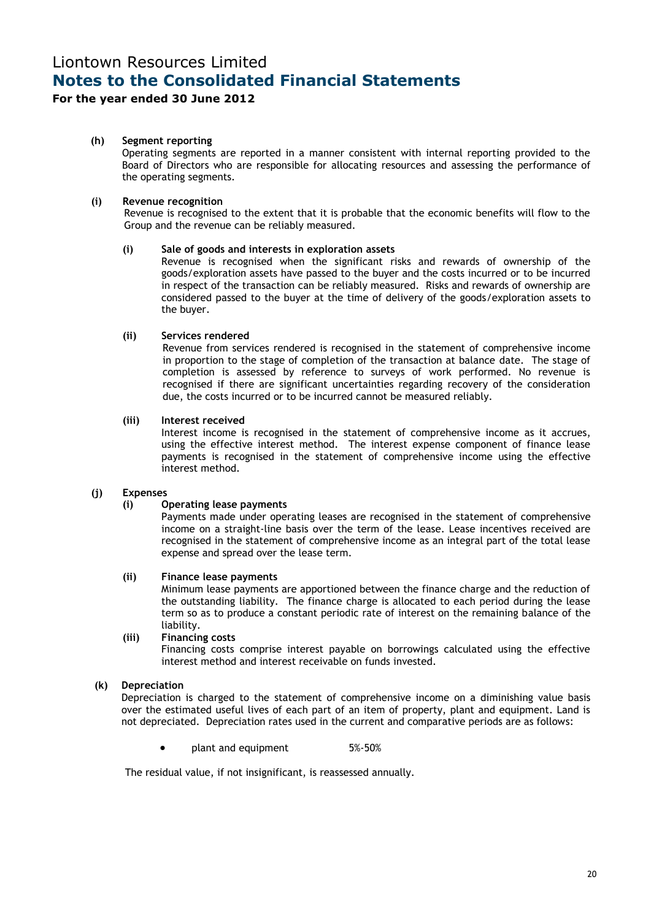**(h) Segment reporting**

Operating segments are reported in a manner consistent with internal reporting provided to the Board of Directors who are responsible for allocating resources and assessing the performance of the operating segments.

**(i) Revenue recognition**

Revenue is recognised to the extent that it is probable that the economic benefits will flow to the Group and the revenue can be reliably measured.

**(i) Sale of goods and interests in exploration assets**

Revenue is recognised when the significant risks and rewards of ownership of the goods/exploration assets have passed to the buyer and the costs incurred or to be incurred in respect of the transaction can be reliably measured. Risks and rewards of ownership are considered passed to the buyer at the time of delivery of the goods/exploration assets to the buyer.

**(ii) Services rendered**

Revenue from services rendered is recognised in the statement of comprehensive income in proportion to the stage of completion of the transaction at balance date. The stage of completion is assessed by reference to surveys of work performed. No revenue is recognised if there are significant uncertainties regarding recovery of the consideration due, the costs incurred or to be incurred cannot be measured reliably.

**(iii) Interest received**

Interest income is recognised in the statement of comprehensive income as it accrues, using the effective interest method. The interest expense component of finance lease payments is recognised in the statement of comprehensive income using the effective interest method.

**(j) Expenses**

**(i) Operating lease payments**

Payments made under operating leases are recognised in the statement of comprehensive income on a straight-line basis over the term of the lease. Lease incentives received are recognised in the statement of comprehensive income as an integral part of the total lease expense and spread over the lease term.

**(ii) Finance lease payments**

Minimum lease payments are apportioned between the finance charge and the reduction of the outstanding liability. The finance charge is allocated to each period during the lease term so as to produce a constant periodic rate of interest on the remaining balance of the liability.

**(iii) Financing costs**

Financing costs comprise interest payable on borrowings calculated using the effective interest method and interest receivable on funds invested.

**(k) Depreciation**

Depreciation is charged to the statement of comprehensive income on a diminishing value basis over the estimated useful lives of each part of an item of property, plant and equipment. Land is not depreciated. Depreciation rates used in the current and comparative periods are as follows:

- plant and equipment 5%-50%

The residual value, if not insignificant, is reassessed annually.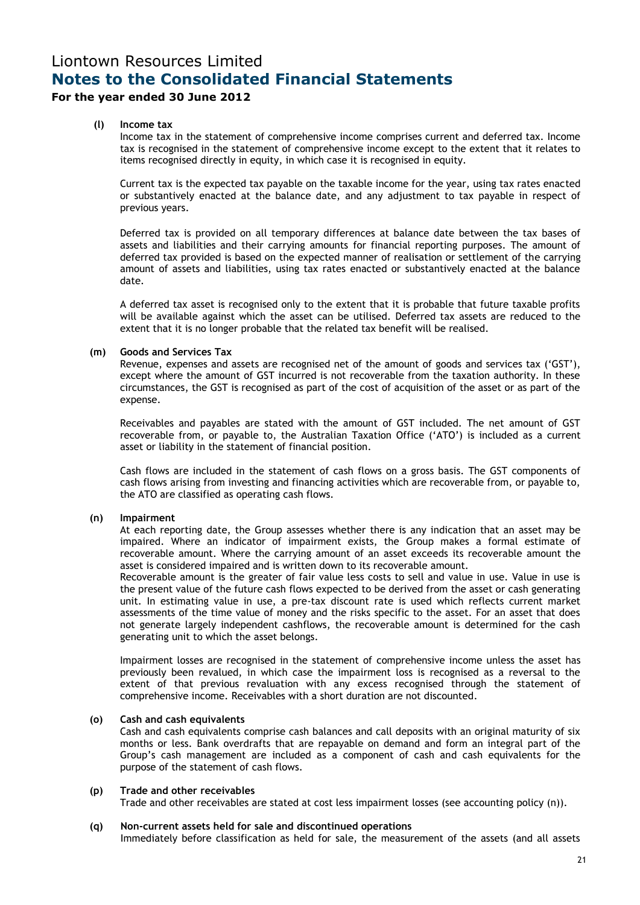# Liontown Resources Limited
## Notes to the Consolidated Financial Statements
### For the year ended 30 June 2012

**(l) Income tax**

Income tax in the statement of comprehensive income comprises current and deferred tax. Income tax is recognised in the statement of comprehensive income except to the extent that it relates to items recognised directly in equity, in which case it is recognised in equity.

Current tax is the expected tax payable on the taxable income for the year, using tax rates enacted or substantively enacted at the balance date, and any adjustment to tax payable in respect of previous years.

Deferred tax is provided on all temporary differences at balance date between the tax bases of assets and liabilities and their carrying amounts for financial reporting purposes. The amount of deferred tax provided is based on the expected manner of realisation or settlement of the carrying amount of assets and liabilities, using tax rates enacted or substantively enacted at the balance date.

A deferred tax asset is recognised only to the extent that it is probable that future taxable profits will be available against which the asset can be utilised. Deferred tax assets are reduced to the extent that it is no longer probable that the related tax benefit will be realised.

**(m) Goods and Services Tax**

Revenue, expenses and assets are recognised net of the amount of goods and services tax ('GST'), except where the amount of GST incurred is not recoverable from the taxation authority. In these circumstances, the GST is recognised as part of the cost of acquisition of the asset or as part of the expense.

Receivables and payables are stated with the amount of GST included. The net amount of GST recoverable from, or payable to, the Australian Taxation Office ('ATO') is included as a current asset or liability in the statement of financial position.

Cash flows are included in the statement of cash flows on a gross basis. The GST components of cash flows arising from investing and financing activities which are recoverable from, or payable to, the ATO are classified as operating cash flows.

**(n) Impairment**

At each reporting date, the Group assesses whether there is any indication that an asset may be impaired. Where an indicator of impairment exists, the Group makes a formal estimate of recoverable amount. Where the carrying amount of an asset exceeds its recoverable amount the asset is considered impaired and is written down to its recoverable amount.

Recoverable amount is the greater of fair value less costs to sell and value in use. Value in use is the present value of the future cash flows expected to be derived from the asset or cash generating unit. In estimating value in use, a pre-tax discount rate is used which reflects current market assessments of the time value of money and the risks specific to the asset. For an asset that does not generate largely independent cashflows, the recoverable amount is determined for the cash generating unit to which the asset belongs.

Impairment losses are recognised in the statement of comprehensive income unless the asset has previously been revalued, in which case the impairment loss is recognised as a reversal to the extent of that previous revaluation with any excess recognised through the statement of comprehensive income. Receivables with a short duration are not discounted.

**(o) Cash and cash equivalents**

Cash and cash equivalents comprise cash balances and call deposits with an original maturity of six months or less. Bank overdrafts that are repayable on demand and form an integral part of the Group's cash management are included as a component of cash and cash equivalents for the purpose of the statement of cash flows.

**(p) Trade and other receivables**

Trade and other receivables are stated at cost less impairment losses (see accounting policy (n)).

**(q) Non-current assets held for sale and discontinued operations**

Immediately before classification as held for sale, the measurement of the assets (and all assets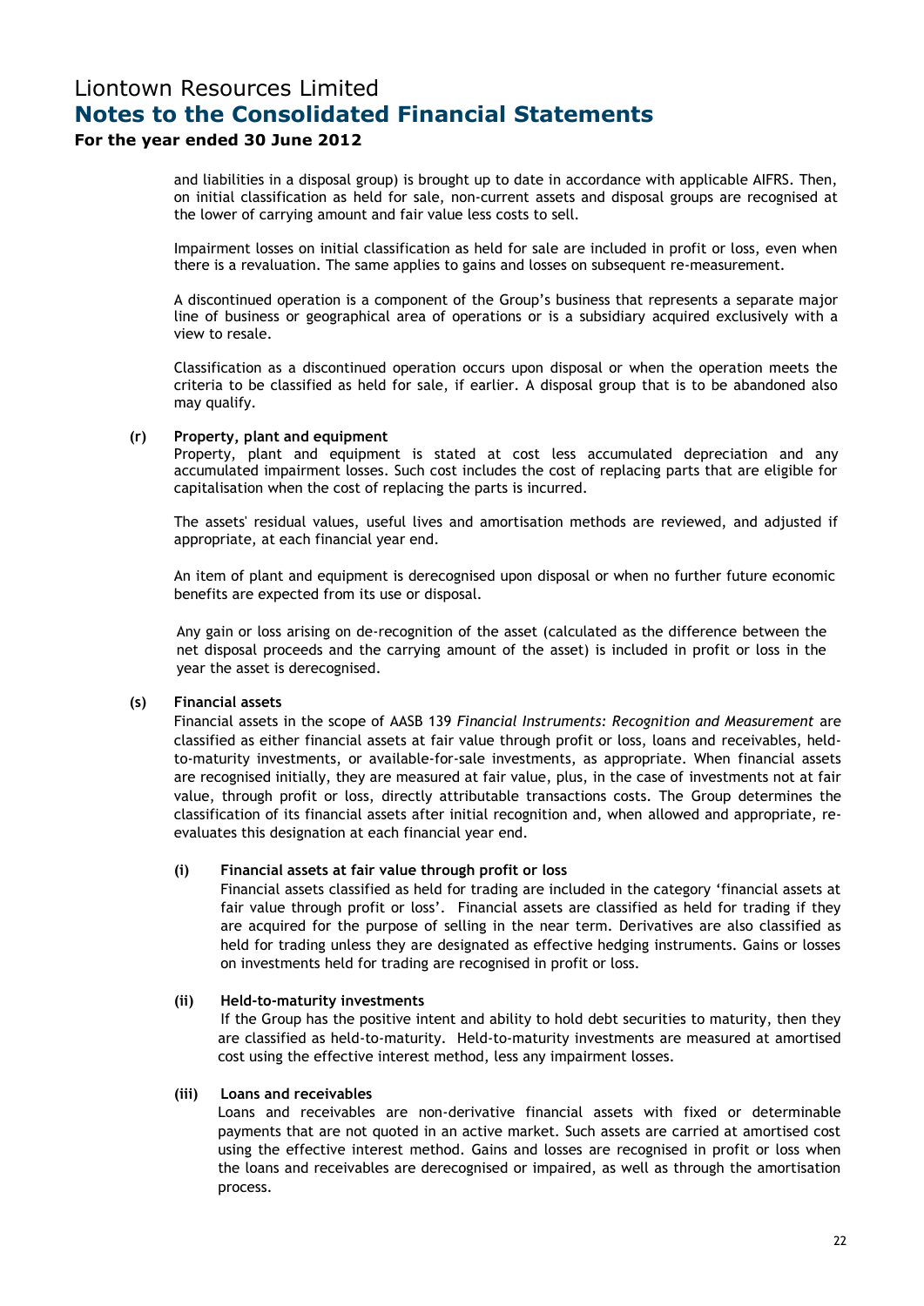and liabilities in a disposal group) is brought up to date in accordance with applicable AIFRS. Then, on initial classification as held for sale, non-current assets and disposal groups are recognised at the lower of carrying amount and fair value less costs to sell.

Impairment losses on initial classification as held for sale are included in profit or loss, even when there is a revaluation. The same applies to gains and losses on subsequent re-measurement.

A discontinued operation is a component of the Group's business that represents a separate major line of business or geographical area of operations or is a subsidiary acquired exclusively with a view to resale.

Classification as a discontinued operation occurs upon disposal or when the operation meets the criteria to be classified as held for sale, if earlier. A disposal group that is to be abandoned also may qualify.

**(r) Property, plant and equipment**

Property, plant and equipment is stated at cost less accumulated depreciation and any accumulated impairment losses. Such cost includes the cost of replacing parts that are eligible for capitalisation when the cost of replacing the parts is incurred.

The assets' residual values, useful lives and amortisation methods are reviewed, and adjusted if appropriate, at each financial year end.

An item of plant and equipment is derecognised upon disposal or when no further future economic benefits are expected from its use or disposal.

Any gain or loss arising on de-recognition of the asset (calculated as the difference between the net disposal proceeds and the carrying amount of the asset) is included in profit or loss in the year the asset is derecognised.

**(s) Financial assets**

Financial assets in the scope of AASB 139 *Financial Instruments: Recognition and Measurement* are classified as either financial assets at fair value through profit or loss, loans and receivables, held-to-maturity investments, or available-for-sale investments, as appropriate. When financial assets are recognised initially, they are measured at fair value, plus, in the case of investments not at fair value, through profit or loss, directly attributable transactions costs. The Group determines the classification of its financial assets after initial recognition and, when allowed and appropriate, re-evaluates this designation at each financial year end.

**(i) Financial assets at fair value through profit or loss**

Financial assets classified as held for trading are included in the category 'financial assets at fair value through profit or loss'. Financial assets are classified as held for trading if they are acquired for the purpose of selling in the near term. Derivatives are also classified as held for trading unless they are designated as effective hedging instruments. Gains or losses on investments held for trading are recognised in profit or loss.

**(ii) Held-to-maturity investments**

If the Group has the positive intent and ability to hold debt securities to maturity, then they are classified as held-to-maturity. Held-to-maturity investments are measured at amortised cost using the effective interest method, less any impairment losses.

**(iii) Loans and receivables**

Loans and receivables are non-derivative financial assets with fixed or determinable payments that are not quoted in an active market. Such assets are carried at amortised cost using the effective interest method. Gains and losses are recognised in profit or loss when the loans and receivables are derecognised or impaired, as well as through the amortisation process.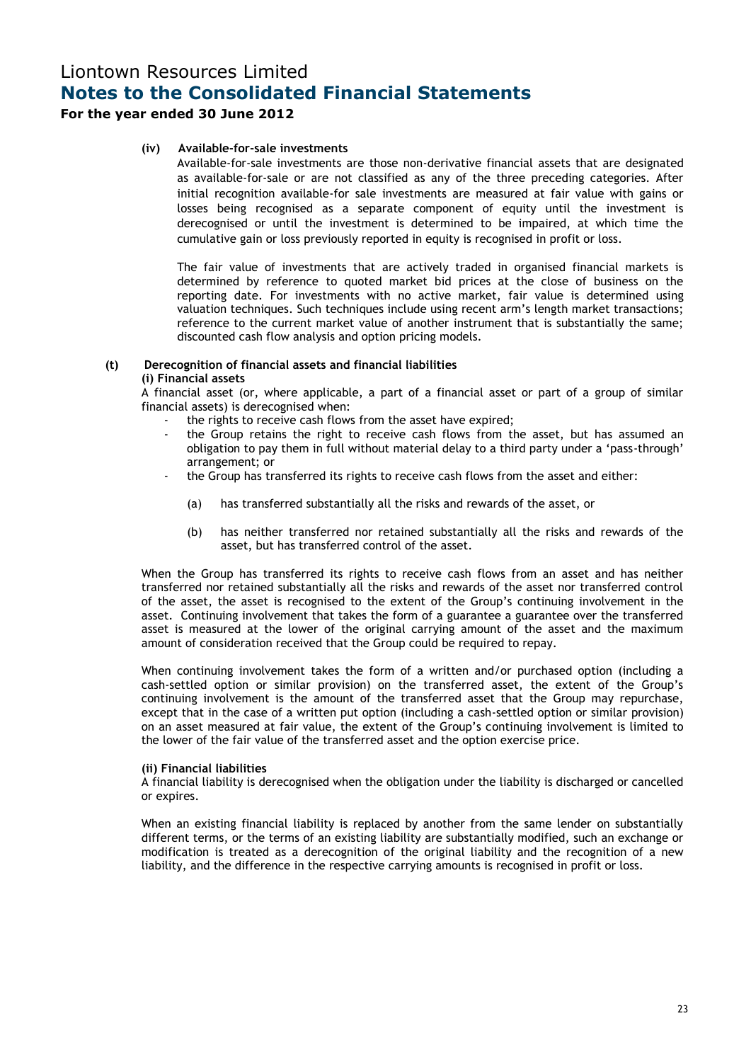**(iv) Available-for-sale investments**

Available-for-sale investments are those non-derivative financial assets that are designated as available-for-sale or are not classified as any of the three preceding categories. After initial recognition available-for sale investments are measured at fair value with gains or losses being recognised as a separate component of equity until the investment is derecognised or until the investment is determined to be impaired, at which time the cumulative gain or loss previously reported in equity is recognised in profit or loss.

The fair value of investments that are actively traded in organised financial markets is determined by reference to quoted market bid prices at the close of business on the reporting date. For investments with no active market, fair value is determined using valuation techniques. Such techniques include using recent arm's length market transactions; reference to the current market value of another instrument that is substantially the same; discounted cash flow analysis and option pricing models.

**(t) Derecognition of financial assets and financial liabilities**

**(i) Financial assets**

A financial asset (or, where applicable, a part of a financial asset or part of a group of similar financial assets) is derecognised when:

- the rights to receive cash flows from the asset have expired;
- the Group retains the right to receive cash flows from the asset, but has assumed an obligation to pay them in full without material delay to a third party under a 'pass-through' arrangement; or
- the Group has transferred its rights to receive cash flows from the asset and either:
  - (a) has transferred substantially all the risks and rewards of the asset, or
  - (b) has neither transferred nor retained substantially all the risks and rewards of the asset, but has transferred control of the asset.

When the Group has transferred its rights to receive cash flows from an asset and has neither transferred nor retained substantially all the risks and rewards of the asset nor transferred control of the asset, the asset is recognised to the extent of the Group's continuing involvement in the asset. Continuing involvement that takes the form of a guarantee a guarantee over the transferred asset is measured at the lower of the original carrying amount of the asset and the maximum amount of consideration received that the Group could be required to repay.

When continuing involvement takes the form of a written and/or purchased option (including a cash-settled option or similar provision) on the transferred asset, the extent of the Group's continuing involvement is the amount of the transferred asset that the Group may repurchase, except that in the case of a written put option (including a cash-settled option or similar provision) on an asset measured at fair value, the extent of the Group's continuing involvement is limited to the lower of the fair value of the transferred asset and the option exercise price.

**(ii) Financial liabilities**

A financial liability is derecognised when the obligation under the liability is discharged or cancelled or expires.

When an existing financial liability is replaced by another from the same lender on substantially different terms, or the terms of an existing liability are substantially modified, such an exchange or modification is treated as a derecognition of the original liability and the recognition of a new liability, and the difference in the respective carrying amounts is recognised in profit or loss.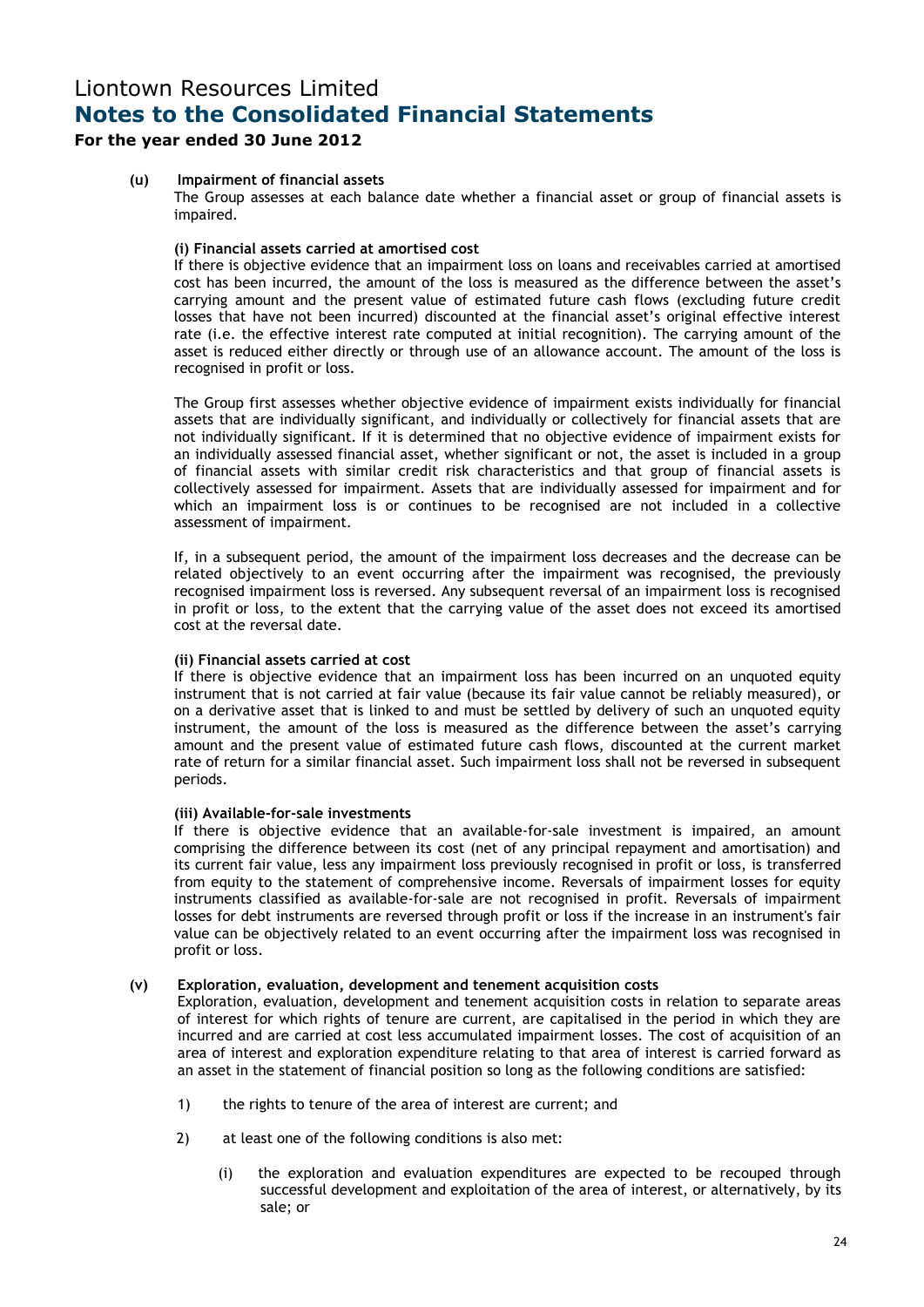#### (u) Impairment of financial assets

The Group assesses at each balance date whether a financial asset or group of financial assets is impaired.

**(i) Financial assets carried at amortised cost**

If there is objective evidence that an impairment loss on loans and receivables carried at amortised cost has been incurred, the amount of the loss is measured as the difference between the asset's carrying amount and the present value of estimated future cash flows (excluding future credit losses that have not been incurred) discounted at the financial asset's original effective interest rate (i.e. the effective interest rate computed at initial recognition). The carrying amount of the asset is reduced either directly or through use of an allowance account. The amount of the loss is recognised in profit or loss.

The Group first assesses whether objective evidence of impairment exists individually for financial assets that are individually significant, and individually or collectively for financial assets that are not individually significant. If it is determined that no objective evidence of impairment exists for an individually assessed financial asset, whether significant or not, the asset is included in a group of financial assets with similar credit risk characteristics and that group of financial assets is collectively assessed for impairment. Assets that are individually assessed for impairment and for which an impairment loss is or continues to be recognised are not included in a collective assessment of impairment.

If, in a subsequent period, the amount of the impairment loss decreases and the decrease can be related objectively to an event occurring after the impairment was recognised, the previously recognised impairment loss is reversed. Any subsequent reversal of an impairment loss is recognised in profit or loss, to the extent that the carrying value of the asset does not exceed its amortised cost at the reversal date.

**(ii) Financial assets carried at cost**

If there is objective evidence that an impairment loss has been incurred on an unquoted equity instrument that is not carried at fair value (because its fair value cannot be reliably measured), or on a derivative asset that is linked to and must be settled by delivery of such an unquoted equity instrument, the amount of the loss is measured as the difference between the asset's carrying amount and the present value of estimated future cash flows, discounted at the current market rate of return for a similar financial asset. Such impairment loss shall not be reversed in subsequent periods.

**(iii) Available-for-sale investments**

If there is objective evidence that an available-for-sale investment is impaired, an amount comprising the difference between its cost (net of any principal repayment and amortisation) and its current fair value, less any impairment loss previously recognised in profit or loss, is transferred from equity to the statement of comprehensive income. Reversals of impairment losses for equity instruments classified as available-for-sale are not recognised in profit. Reversals of impairment losses for debt instruments are reversed through profit or loss if the increase in an instrument's fair value can be objectively related to an event occurring after the impairment loss was recognised in profit or loss.

#### (v) Exploration, evaluation, development and tenement acquisition costs

Exploration, evaluation, development and tenement acquisition costs in relation to separate areas of interest for which rights of tenure are current, are capitalised in the period in which they are incurred and are carried at cost less accumulated impairment losses. The cost of acquisition of an area of interest and exploration expenditure relating to that area of interest is carried forward as an asset in the statement of financial position so long as the following conditions are satisfied:

1) the rights to tenure of the area of interest are current; and

2) at least one of the following conditions is also met:

   (i) the exploration and evaluation expenditures are expected to be recouped through successful development and exploitation of the area of interest, or alternatively, by its sale; or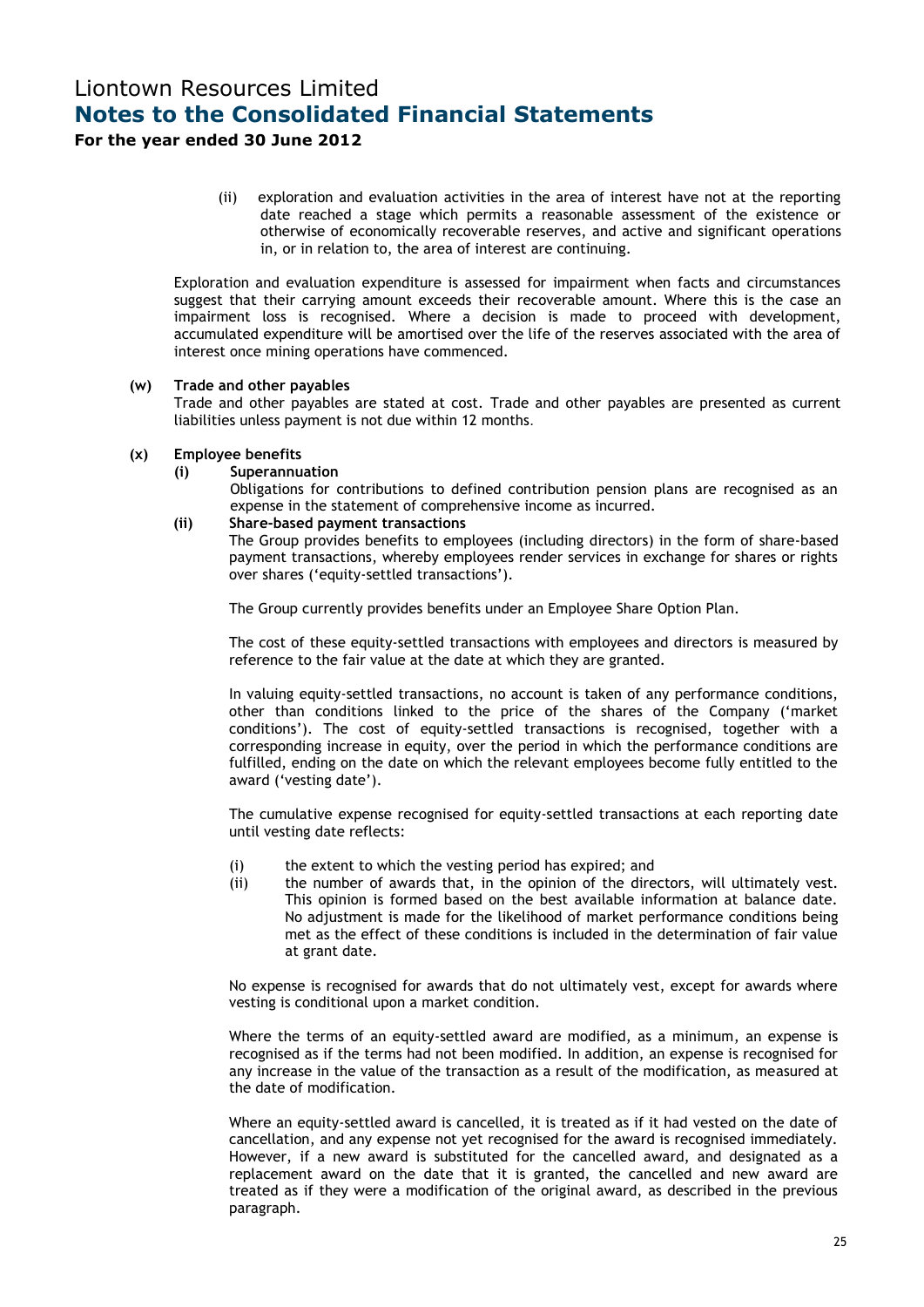(ii) exploration and evaluation activities in the area of interest have not at the reporting date reached a stage which permits a reasonable assessment of the existence or otherwise of economically recoverable reserves, and active and significant operations in, or in relation to, the area of interest are continuing.

Exploration and evaluation expenditure is assessed for impairment when facts and circumstances suggest that their carrying amount exceeds their recoverable amount. Where this is the case an impairment loss is recognised. Where a decision is made to proceed with development, accumulated expenditure will be amortised over the life of the reserves associated with the area of interest once mining operations have commenced.

**(w) Trade and other payables**

Trade and other payables are stated at cost. Trade and other payables are presented as current liabilities unless payment is not due within 12 months.

**(x) Employee benefits**

**(i) Superannuation**

Obligations for contributions to defined contribution pension plans are recognised as an expense in the statement of comprehensive income as incurred.

**(ii) Share-based payment transactions**

The Group provides benefits to employees (including directors) in the form of share-based payment transactions, whereby employees render services in exchange for shares or rights over shares ('equity-settled transactions').

The Group currently provides benefits under an Employee Share Option Plan.

The cost of these equity-settled transactions with employees and directors is measured by reference to the fair value at the date at which they are granted.

In valuing equity-settled transactions, no account is taken of any performance conditions, other than conditions linked to the price of the shares of the Company ('market conditions'). The cost of equity-settled transactions is recognised, together with a corresponding increase in equity, over the period in which the performance conditions are fulfilled, ending on the date on which the relevant employees become fully entitled to the award ('vesting date').

The cumulative expense recognised for equity-settled transactions at each reporting date until vesting date reflects:

(i) the extent to which the vesting period has expired; and
(ii) the number of awards that, in the opinion of the directors, will ultimately vest. This opinion is formed based on the best available information at balance date. No adjustment is made for the likelihood of market performance conditions being met as the effect of these conditions is included in the determination of fair value at grant date.

No expense is recognised for awards that do not ultimately vest, except for awards where vesting is conditional upon a market condition.

Where the terms of an equity-settled award are modified, as a minimum, an expense is recognised as if the terms had not been modified. In addition, an expense is recognised for any increase in the value of the transaction as a result of the modification, as measured at the date of modification.

Where an equity-settled award is cancelled, it is treated as if it had vested on the date of cancellation, and any expense not yet recognised for the award is recognised immediately. However, if a new award is substituted for the cancelled award, and designated as a replacement award on the date that it is granted, the cancelled and new award are treated as if they were a modification of the original award, as described in the previous paragraph.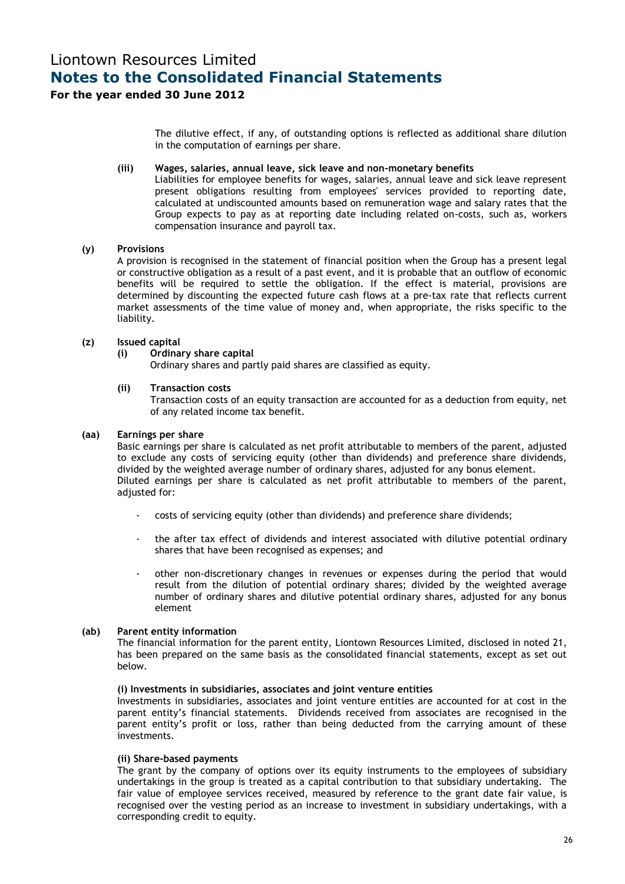The dilutive effect, if any, of outstanding options is reflected as additional share dilution in the computation of earnings per share.

**(iii) Wages, salaries, annual leave, sick leave and non-monetary benefits**

Liabilities for employee benefits for wages, salaries, annual leave and sick leave represent present obligations resulting from employees' services provided to reporting date, calculated at undiscounted amounts based on remuneration wage and salary rates that the Group expects to pay as at reporting date including related on-costs, such as, workers compensation insurance and payroll tax.

**(y) Provisions**

A provision is recognised in the statement of financial position when the Group has a present legal or constructive obligation as a result of a past event, and it is probable that an outflow of economic benefits will be required to settle the obligation. If the effect is material, provisions are determined by discounting the expected future cash flows at a pre-tax rate that reflects current market assessments of the time value of money and, when appropriate, the risks specific to the liability.

**(z) Issued capital**

**(i) Ordinary share capital**

Ordinary shares and partly paid shares are classified as equity.

**(ii) Transaction costs**

Transaction costs of an equity transaction are accounted for as a deduction from equity, net of any related income tax benefit.

**(aa) Earnings per share**

Basic earnings per share is calculated as net profit attributable to members of the parent, adjusted to exclude any costs of servicing equity (other than dividends) and preference share dividends, divided by the weighted average number of ordinary shares, adjusted for any bonus element.
Diluted earnings per share is calculated as net profit attributable to members of the parent, adjusted for:

- costs of servicing equity (other than dividends) and preference share dividends;
- the after tax effect of dividends and interest associated with dilutive potential ordinary shares that have been recognised as expenses; and
- other non-discretionary changes in revenues or expenses during the period that would result from the dilution of potential ordinary shares; divided by the weighted average number of ordinary shares and dilutive potential ordinary shares, adjusted for any bonus element

**(ab) Parent entity information**

The financial information for the parent entity, Liontown Resources Limited, disclosed in noted 21, has been prepared on the same basis as the consolidated financial statements, except as set out below.

**(i) Investments in subsidiaries, associates and joint venture entities**

Investments in subsidiaries, associates and joint venture entities are accounted for at cost in the parent entity's financial statements. Dividends received from associates are recognised in the parent entity's profit or loss, rather than being deducted from the carrying amount of these investments.

**(ii) Share-based payments**

The grant by the company of options over its equity instruments to the employees of subsidiary undertakings in the group is treated as a capital contribution to that subsidiary undertaking. The fair value of employee services received, measured by reference to the grant date fair value, is recognised over the vesting period as an increase to investment in subsidiary undertakings, with a corresponding credit to equity.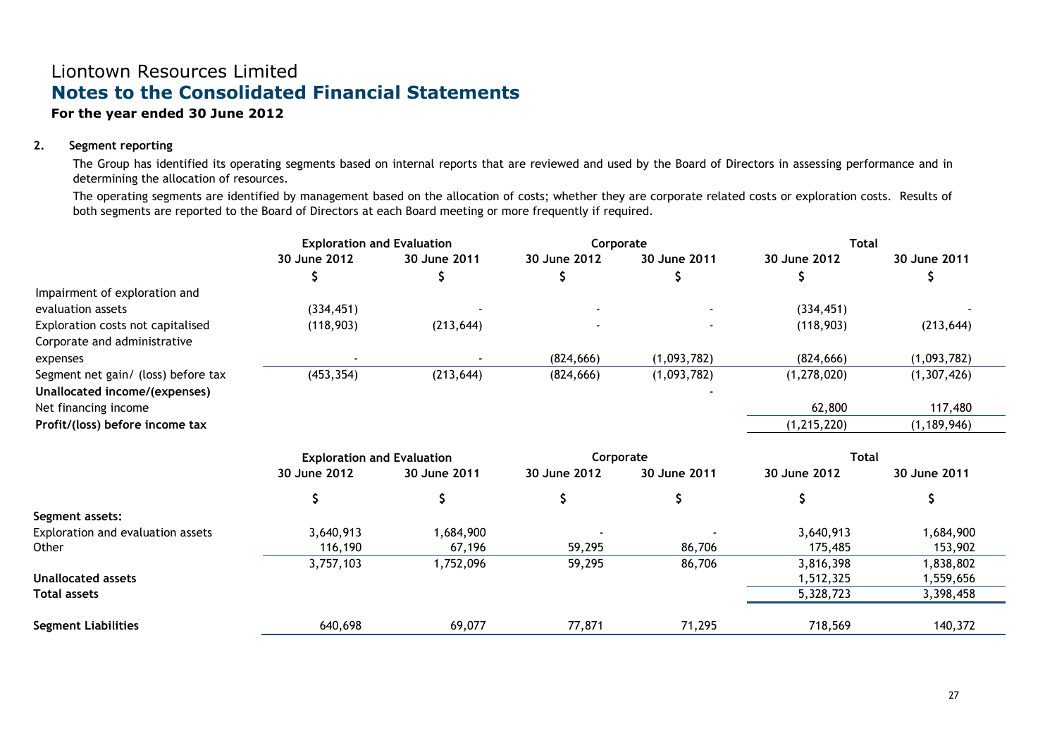# Liontown Resources Limited

## Notes to the Consolidated Financial Statements

### For the year ended 30 June 2012

#### 2. Segment reporting

The Group has identified its operating segments based on internal reports that are reviewed and used by the Board of Directors in assessing performance and in determining the allocation of resources.

The operating segments are identified by management based on the allocation of costs; whether they are corporate related costs or exploration costs. Results of both segments are reported to the Board of Directors at each Board meeting or more frequently if required.

| | Exploration and Evaluation | | Corporate | | Total | |
|---|---|---|---|---|---|---|
| | 30 June 2012 | 30 June 2011 | 30 June 2012 | 30 June 2011 | 30 June 2012 | 30 June 2011 |
| | $ | $ | $ | $ | $ | $ |
| Impairment of exploration and evaluation assets | (334,451) | - | - | - | (334,451) | - |
| Exploration costs not capitalised | (118,903) | (213,644) | - | - | (118,903) | (213,644) |
| Corporate and administrative expenses | - | - | (824,666) | (1,093,782) | (824,666) | (1,093,782) |
| Segment net gain/ (loss) before tax | (453,354) | (213,644) | (824,666) | (1,093,782) | (1,278,020) | (1,307,426) |
| **Unallocated income/(expenses)** | | | | - | | |
| Net financing income | | | | | 62,800 | 117,480 |
| **Profit/(loss) before income tax** | | | | | (1,215,220) | (1,189,946) |

| | Exploration and Evaluation | | Corporate | | Total | |
|---|---|---|---|---|---|---|
| | 30 June 2012 | 30 June 2011 | 30 June 2012 | 30 June 2011 | 30 June 2012 | 30 June 2011 |
| | $ | $ | $ | $ | $ | $ |
| **Segment assets:** | | | | | | |
| Exploration and evaluation assets | 3,640,913 | 1,684,900 | - | - | 3,640,913 | 1,684,900 |
| Other | 116,190 | 67,196 | 59,295 | 86,706 | 175,485 | 153,902 |
| | 3,757,103 | 1,752,096 | 59,295 | 86,706 | 3,816,398 | 1,838,802 |
| **Unallocated assets** | | | | | 1,512,325 | 1,559,656 |
| **Total assets** | | | | | 5,328,723 | 3,398,458 |
| **Segment Liabilities** | 640,698 | 69,077 | 77,871 | 71,295 | 718,569 | 140,372 |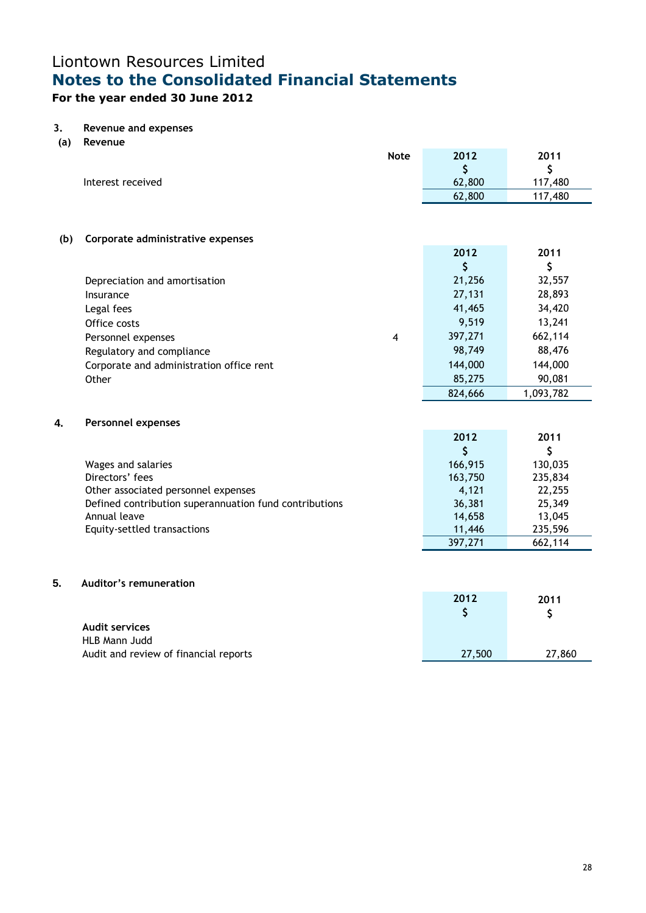# Liontown Resources Limited

## Notes to the Consolidated Financial Statements

### For the year ended 30 June 2012

**3. Revenue and expenses**

**(a) Revenue**

| | Note | 2012 $ | 2011 $ |
|---|---|---|---|
| Interest received | | 62,800 | 117,480 |
| | | 62,800 | 117,480 |

**(b) Corporate administrative expenses**

| | Note | 2012 $ | 2011 $ |
|---|---|---|---|
| Depreciation and amortisation | | 21,256 | 32,557 |
| Insurance | | 27,131 | 28,893 |
| Legal fees | | 41,465 | 34,420 |
| Office costs | | 9,519 | 13,241 |
| Personnel expenses | 4 | 397,271 | 662,114 |
| Regulatory and compliance | | 98,749 | 88,476 |
| Corporate and administration office rent | | 144,000 | 144,000 |
| Other | | 85,275 | 90,081 |
| | | 824,666 | 1,093,782 |

**4. Personnel expenses**

| | 2012 $ | 2011 $ |
|---|---|---|
| Wages and salaries | 166,915 | 130,035 |
| Directors' fees | 163,750 | 235,834 |
| Other associated personnel expenses | 4,121 | 22,255 |
| Defined contribution superannuation fund contributions | 36,381 | 25,349 |
| Annual leave | 14,658 | 13,045 |
| Equity-settled transactions | 11,446 | 235,596 |
| | 397,271 | 662,114 |

**5. Auditor's remuneration**

| | 2012 $ | 2011 $ |
|---|---|---|
| **Audit services** | | |
| HLB Mann Judd | | |
| Audit and review of financial reports | 27,500 | 27,860 |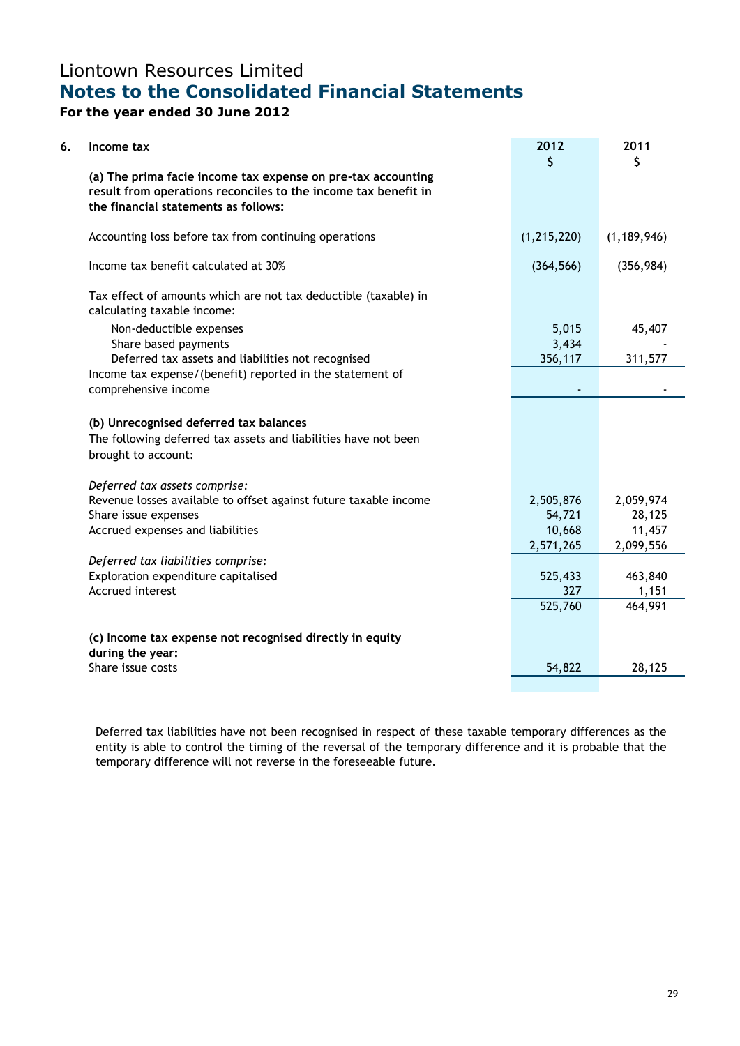# Liontown Resources Limited

## Notes to the Consolidated Financial Statements

### For the year ended 30 June 2012

| **6. Income tax** | **2012** **$** | **2011** **$** |
|---|---|---|
| **(a) The prima facie income tax expense on pre-tax accounting result from operations reconciles to the income tax benefit in the financial statements as follows:** | | |
| Accounting loss before tax from continuing operations | (1,215,220) | (1,189,946) |
| Income tax benefit calculated at 30% | (364,566) | (356,984) |
| Tax effect of amounts which are not tax deductible (taxable) in calculating taxable income: | | |
| Non-deductible expenses | 5,015 | 45,407 |
| Share based payments | 3,434 | - |
| Deferred tax assets and liabilities not recognised | 356,117 | 311,577 |
| Income tax expense/(benefit) reported in the statement of comprehensive income | - | - |
| **(b) Unrecognised deferred tax balances** | | |
| The following deferred tax assets and liabilities have not been brought to account: | | |
| *Deferred tax assets comprise:* | | |
| Revenue losses available to offset against future taxable income | 2,505,876 | 2,059,974 |
| Share issue expenses | 54,721 | 28,125 |
| Accrued expenses and liabilities | 10,668 | 11,457 |
| | 2,571,265 | 2,099,556 |
| *Deferred tax liabilities comprise:* | | |
| Exploration expenditure capitalised | 525,433 | 463,840 |
| Accrued interest | 327 | 1,151 |
| | 525,760 | 464,991 |
| **(c) Income tax expense not recognised directly in equity during the year:** | | |
| Share issue costs | 54,822 | 28,125 |

Deferred tax liabilities have not been recognised in respect of these taxable temporary differences as the entity is able to control the timing of the reversal of the temporary difference and it is probable that the temporary difference will not reverse in the foreseeable future.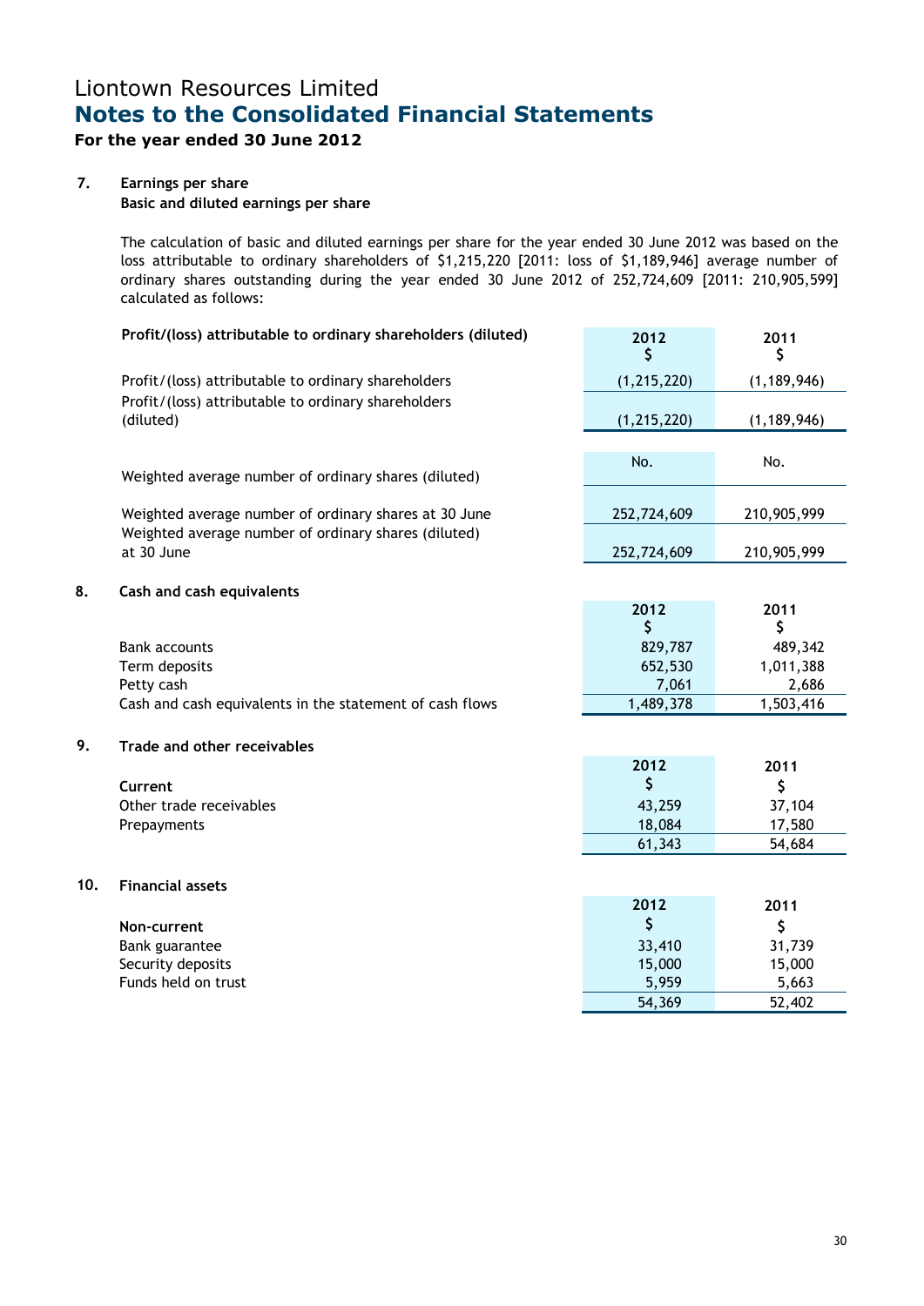# Liontown Resources Limited

## Notes to the Consolidated Financial Statements

**For the year ended 30 June 2012**

### 7. Earnings per share

**Basic and diluted earnings per share**

The calculation of basic and diluted earnings per share for the year ended 30 June 2012 was based on the loss attributable to ordinary shareholders of $1,215,220 [2011: loss of $1,189,946] average number of ordinary shares outstanding during the year ended 30 June 2012 of 252,724,609 [2011: 210,905,599] calculated as follows:

| **Profit/(loss) attributable to ordinary shareholders (diluted)** | **2012 $** | **2011 $** |
|---|---|---|
| Profit/(loss) attributable to ordinary shareholders | (1,215,220) | (1,189,946) |
| Profit/(loss) attributable to ordinary shareholders (diluted) | (1,215,220) | (1,189,946) |

| Weighted average number of ordinary shares (diluted) | No. | No. |
|---|---|---|
| Weighted average number of ordinary shares at 30 June | 252,724,609 | 210,905,999 |
| Weighted average number of ordinary shares (diluted) at 30 June | 252,724,609 | 210,905,999 |

### 8. Cash and cash equivalents

| | **2012 $** | **2011 $** |
|---|---|---|
| Bank accounts | 829,787 | 489,342 |
| Term deposits | 652,530 | 1,011,388 |
| Petty cash | 7,061 | 2,686 |
| Cash and cash equivalents in the statement of cash flows | 1,489,378 | 1,503,416 |

### 9. Trade and other receivables

| **Current** | **2012 $** | **2011 $** |
|---|---|---|
| Other trade receivables | 43,259 | 37,104 |
| Prepayments | 18,084 | 17,580 |
| | 61,343 | 54,684 |

### 10. Financial assets

| **Non-current** | **2012 $** | **2011 $** |
|---|---|---|
| Bank guarantee | 33,410 | 31,739 |
| Security deposits | 15,000 | 15,000 |
| Funds held on trust | 5,959 | 5,663 |
| | 54,369 | 52,402 |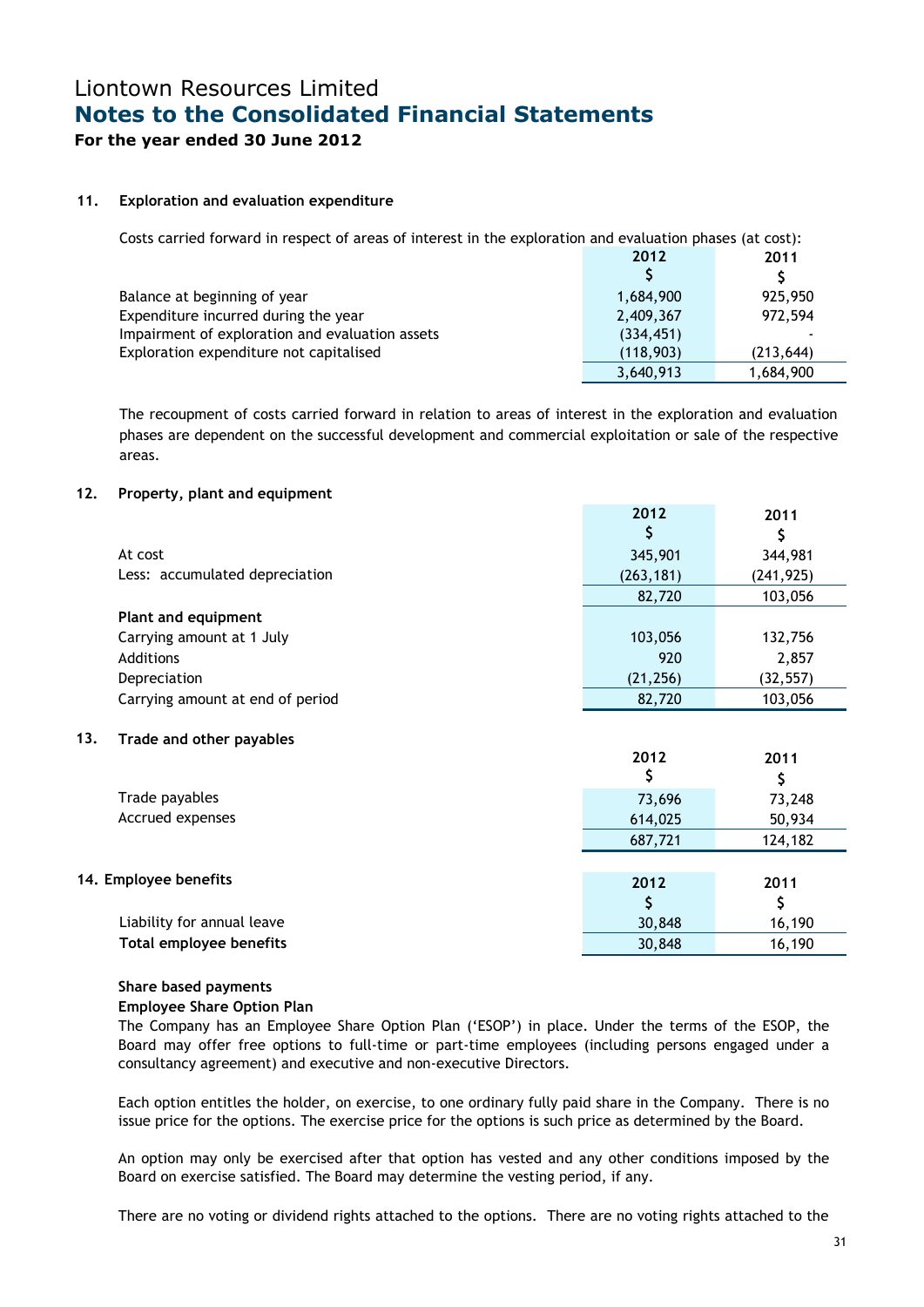# Liontown Resources Limited
## Notes to the Consolidated Financial Statements
**For the year ended 30 June 2012**

### 11. Exploration and evaluation expenditure

Costs carried forward in respect of areas of interest in the exploration and evaluation phases (at cost):

| | 2012 $ | 2011 $ |
|---|---|---|
| Balance at beginning of year | 1,684,900 | 925,950 |
| Expenditure incurred during the year | 2,409,367 | 972,594 |
| Impairment of exploration and evaluation assets | (334,451) | - |
| Exploration expenditure not capitalised | (118,903) | (213,644) |
| | 3,640,913 | 1,684,900 |

The recoupment of costs carried forward in relation to areas of interest in the exploration and evaluation phases are dependent on the successful development and commercial exploitation or sale of the respective areas.

### 12. Property, plant and equipment

| | 2012 $ | 2011 $ |
|---|---|---|
| At cost | 345,901 | 344,981 |
| Less: accumulated depreciation | (263,181) | (241,925) |
| | 82,720 | 103,056 |
| **Plant and equipment** | | |
| Carrying amount at 1 July | 103,056 | 132,756 |
| Additions | 920 | 2,857 |
| Depreciation | (21,256) | (32,557) |
| Carrying amount at end of period | 82,720 | 103,056 |

### 13. Trade and other payables

| | 2012 $ | 2011 $ |
|---|---|---|
| Trade payables | 73,696 | 73,248 |
| Accrued expenses | 614,025 | 50,934 |
| | 687,721 | 124,182 |

### 14. Employee benefits

| | 2012 $ | 2011 $ |
|---|---|---|
| Liability for annual leave | 30,848 | 16,190 |
| **Total employee benefits** | 30,848 | 16,190 |

**Share based payments**

**Employee Share Option Plan**

The Company has an Employee Share Option Plan ('ESOP') in place. Under the terms of the ESOP, the Board may offer free options to full-time or part-time employees (including persons engaged under a consultancy agreement) and executive and non-executive Directors.

Each option entitles the holder, on exercise, to one ordinary fully paid share in the Company. There is no issue price for the options. The exercise price for the options is such price as determined by the Board.

An option may only be exercised after that option has vested and any other conditions imposed by the Board on exercise satisfied. The Board may determine the vesting period, if any.

There are no voting or dividend rights attached to the options. There are no voting rights attached to the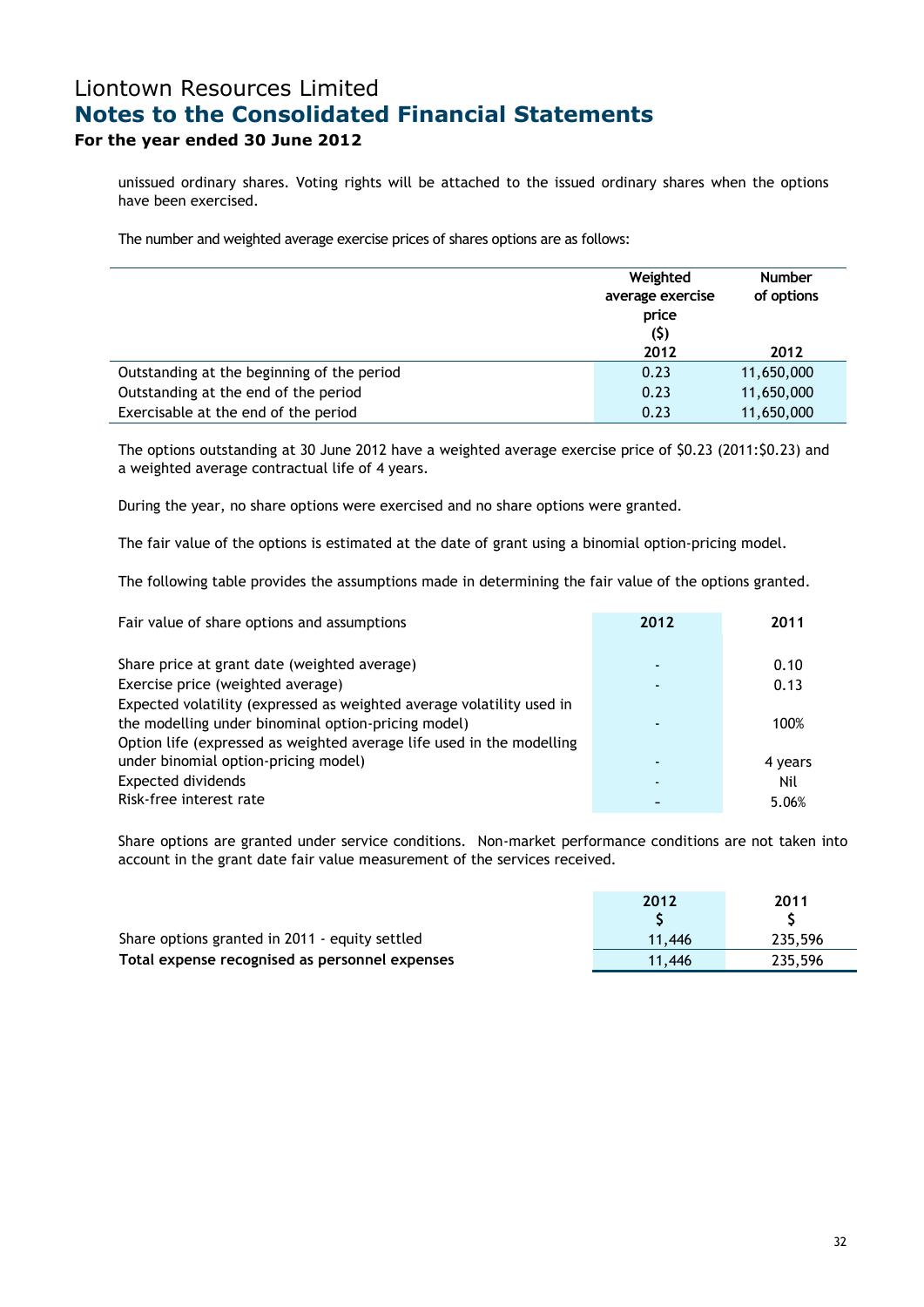unissued ordinary shares. Voting rights will be attached to the issued ordinary shares when the options have been exercised.

The number and weighted average exercise prices of shares options are as follows:

| | Weighted average exercise price ($) 2012 | Number of options 2012 |
|---|---|---|
| Outstanding at the beginning of the period | 0.23 | 11,650,000 |
| Outstanding at the end of the period | 0.23 | 11,650,000 |
| Exercisable at the end of the period | 0.23 | 11,650,000 |

The options outstanding at 30 June 2012 have a weighted average exercise price of $0.23 (2011:$0.23) and a weighted average contractual life of 4 years.

During the year, no share options were exercised and no share options were granted.

The fair value of the options is estimated at the date of grant using a binomial option-pricing model.

The following table provides the assumptions made in determining the fair value of the options granted.

| Fair value of share options and assumptions | 2012 | 2011 |
|---|---|---|
| Share price at grant date (weighted average) | - | 0.10 |
| Exercise price (weighted average) | - | 0.13 |
| Expected volatility (expressed as weighted average volatility used in the modelling under binominal option-pricing model) | - | 100% |
| Option life (expressed as weighted average life used in the modelling under binomial option-pricing model) | - | 4 years |
| Expected dividends | - | Nil |
| Risk-free interest rate | - | 5.06% |

Share options are granted under service conditions. Non-market performance conditions are not taken into account in the grant date fair value measurement of the services received.

| | 2012 $ | 2011 $ |
|---|---|---|
| Share options granted in 2011 - equity settled | 11,446 | 235,596 |
| **Total expense recognised as personnel expenses** | 11,446 | 235,596 |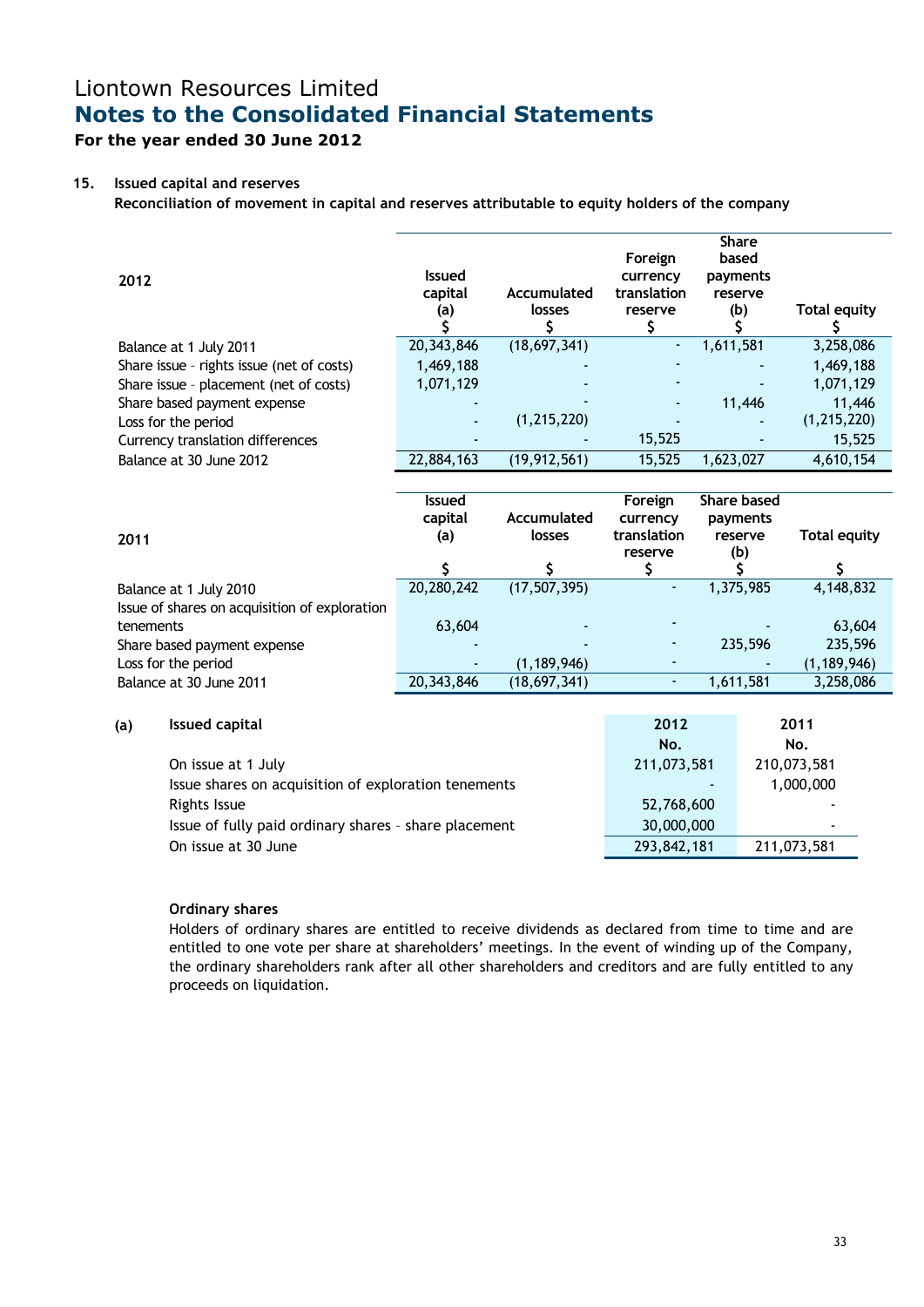# Liontown Resources Limited

## Notes to the Consolidated Financial Statements

**For the year ended 30 June 2012**

### 15. Issued capital and reserves

**Reconciliation of movement in capital and reserves attributable to equity holders of the company**

| 2012 | Issued capital (a) $ | Accumulated losses $ | Foreign currency translation reserve $ | Share based payments reserve (b) $ | Total equity $ |
|---|---|---|---|---|---|
| Balance at 1 July 2011 | 20,343,846 | (18,697,341) | - | 1,611,581 | 3,258,086 |
| Share issue – rights issue (net of costs) | 1,469,188 | - | - | - | 1,469,188 |
| Share issue – placement (net of costs) | 1,071,129 | - | - | - | 1,071,129 |
| Share based payment expense | - | - | - | 11,446 | 11,446 |
| Loss for the period | - | (1,215,220) | - | - | (1,215,220) |
| Currency translation differences | - | - | 15,525 | - | 15,525 |
| Balance at 30 June 2012 | 22,884,163 | (19,912,561) | 15,525 | 1,623,027 | 4,610,154 |

| 2011 | Issued capital (a) $ | Accumulated losses $ | Foreign currency translation reserve $ | Share based payments reserve (b) $ | Total equity $ |
|---|---|---|---|---|---|
| Balance at 1 July 2010 | 20,280,242 | (17,507,395) | - | 1,375,985 | 4,148,832 |
| Issue of shares on acquisition of exploration tenements | 63,604 | - | - | - | 63,604 |
| Share based payment expense | - | - | - | 235,596 | 235,596 |
| Loss for the period | - | (1,189,946) | - | - | (1,189,946) |
| Balance at 30 June 2011 | 20,343,846 | (18,697,341) | - | 1,611,581 | 3,258,086 |

**(a) Issued capital**

| | 2012 No. | 2011 No. |
|---|---|---|
| On issue at 1 July | 211,073,581 | 210,073,581 |
| Issue shares on acquisition of exploration tenements | - | 1,000,000 |
| Rights Issue | 52,768,600 | - |
| Issue of fully paid ordinary shares – share placement | 30,000,000 | - |
| On issue at 30 June | 293,842,181 | 211,073,581 |

**Ordinary shares**

Holders of ordinary shares are entitled to receive dividends as declared from time to time and are entitled to one vote per share at shareholders' meetings. In the event of winding up of the Company, the ordinary shareholders rank after all other shareholders and creditors and are fully entitled to any proceeds on liquidation.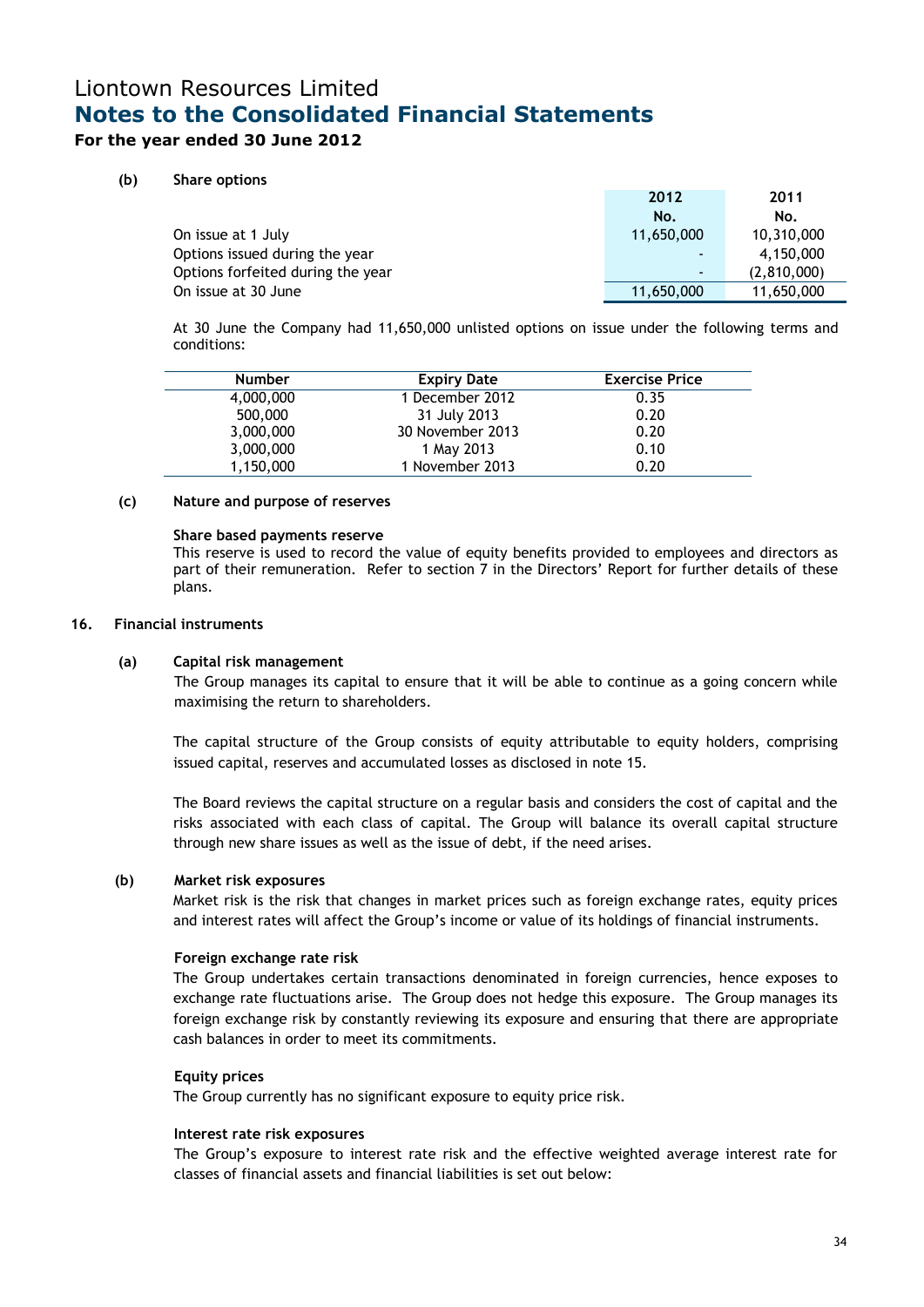# Liontown Resources Limited
## Notes to the Consolidated Financial Statements
### For the year ended 30 June 2012

**(b) Share options**

| | 2012 No. | 2011 No. |
|---|---|---|
| On issue at 1 July | 11,650,000 | 10,310,000 |
| Options issued during the year | - | 4,150,000 |
| Options forfeited during the year | - | (2,810,000) |
| On issue at 30 June | 11,650,000 | 11,650,000 |

At 30 June the Company had 11,650,000 unlisted options on issue under the following terms and conditions:

| Number | Expiry Date | Exercise Price |
|---|---|---|
| 4,000,000 | 1 December 2012 | 0.35 |
| 500,000 | 31 July 2013 | 0.20 |
| 3,000,000 | 30 November 2013 | 0.20 |
| 3,000,000 | 1 May 2013 | 0.10 |
| 1,150,000 | 1 November 2013 | 0.20 |

**(c) Nature and purpose of reserves**

**Share based payments reserve**

This reserve is used to record the value of equity benefits provided to employees and directors as part of their remuneration. Refer to section 7 in the Directors' Report for further details of these plans.

## 16. Financial instruments

**(a) Capital risk management**

The Group manages its capital to ensure that it will be able to continue as a going concern while maximising the return to shareholders.

The capital structure of the Group consists of equity attributable to equity holders, comprising issued capital, reserves and accumulated losses as disclosed in note 15.

The Board reviews the capital structure on a regular basis and considers the cost of capital and the risks associated with each class of capital. The Group will balance its overall capital structure through new share issues as well as the issue of debt, if the need arises.

**(b) Market risk exposures**

Market risk is the risk that changes in market prices such as foreign exchange rates, equity prices and interest rates will affect the Group's income or value of its holdings of financial instruments.

**Foreign exchange rate risk**

The Group undertakes certain transactions denominated in foreign currencies, hence exposes to exchange rate fluctuations arise. The Group does not hedge this exposure. The Group manages its foreign exchange risk by constantly reviewing its exposure and ensuring that there are appropriate cash balances in order to meet its commitments.

**Equity prices**

The Group currently has no significant exposure to equity price risk.

**Interest rate risk exposures**

The Group's exposure to interest rate risk and the effective weighted average interest rate for classes of financial assets and financial liabilities is set out below: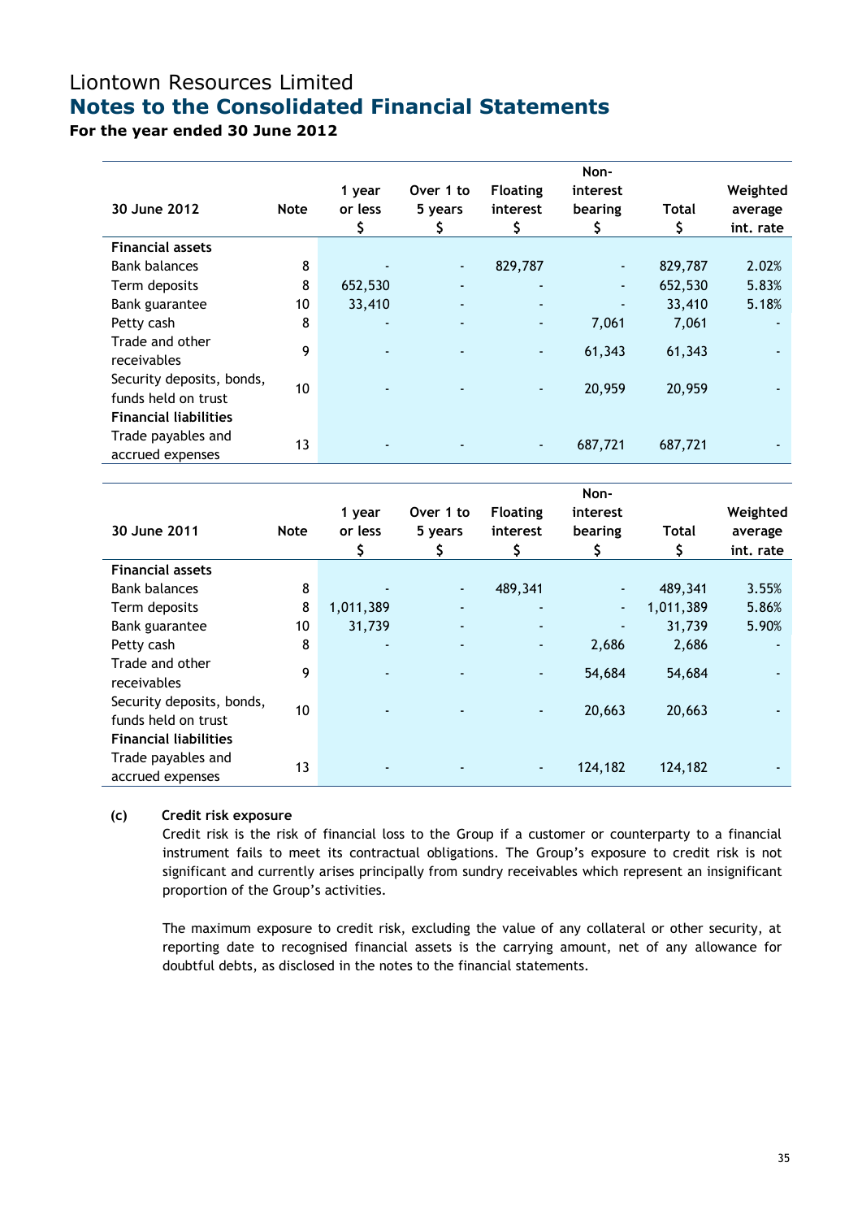# Liontown Resources Limited
## Notes to the Consolidated Financial Statements
### For the year ended 30 June 2012

| 30 June 2012 | Note | 1 year or less $ | Over 1 to 5 years $ | Floating interest $ | Non-interest bearing $ | Total $ | Weighted average int. rate |
|---|---|---|---|---|---|---|---|
| **Financial assets** | | | | | | | |
| Bank balances | 8 | - | - | 829,787 | - | 829,787 | 2.02% |
| Term deposits | 8 | 652,530 | - | - | - | 652,530 | 5.83% |
| Bank guarantee | 10 | 33,410 | - | - | - | 33,410 | 5.18% |
| Petty cash | 8 | - | - | - | 7,061 | 7,061 | - |
| Trade and other receivables | 9 | - | - | - | 61,343 | 61,343 | - |
| Security deposits, bonds, funds held on trust | 10 | - | - | - | 20,959 | 20,959 | - |
| **Financial liabilities** | | | | | | | |
| Trade payables and accrued expenses | 13 | - | - | - | 687,721 | 687,721 | - |

| 30 June 2011 | Note | 1 year or less $ | Over 1 to 5 years $ | Floating interest $ | Non-interest bearing $ | Total $ | Weighted average int. rate |
|---|---|---|---|---|---|---|---|
| **Financial assets** | | | | | | | |
| Bank balances | 8 | - | - | 489,341 | - | 489,341 | 3.55% |
| Term deposits | 8 | 1,011,389 | - | - | - | 1,011,389 | 5.86% |
| Bank guarantee | 10 | 31,739 | - | - | - | 31,739 | 5.90% |
| Petty cash | 8 | - | - | - | 2,686 | 2,686 | - |
| Trade and other receivables | 9 | - | - | - | 54,684 | 54,684 | - |
| Security deposits, bonds, funds held on trust | 10 | - | - | - | 20,663 | 20,663 | - |
| **Financial liabilities** | | | | | | | |
| Trade payables and accrued expenses | 13 | - | - | - | 124,182 | 124,182 | - |

**(c) Credit risk exposure**

Credit risk is the risk of financial loss to the Group if a customer or counterparty to a financial instrument fails to meet its contractual obligations. The Group's exposure to credit risk is not significant and currently arises principally from sundry receivables which represent an insignificant proportion of the Group's activities.

The maximum exposure to credit risk, excluding the value of any collateral or other security, at reporting date to recognised financial assets is the carrying amount, net of any allowance for doubtful debts, as disclosed in the notes to the financial statements.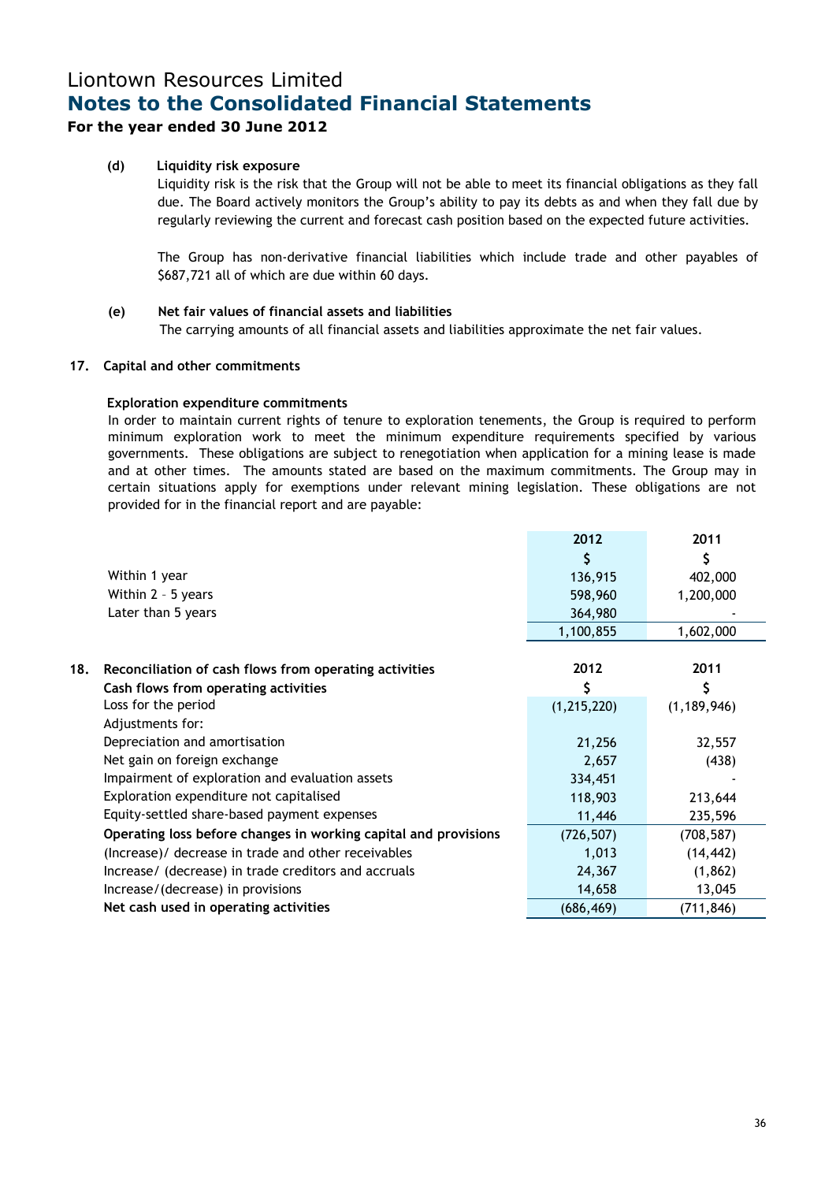# Liontown Resources Limited

## Notes to the Consolidated Financial Statements

### For the year ended 30 June 2012

**(d) Liquidity risk exposure**

Liquidity risk is the risk that the Group will not be able to meet its financial obligations as they fall due. The Board actively monitors the Group's ability to pay its debts as and when they fall due by regularly reviewing the current and forecast cash position based on the expected future activities.

The Group has non-derivative financial liabilities which include trade and other payables of $687,721 all of which are due within 60 days.

**(e) Net fair values of financial assets and liabilities**

The carrying amounts of all financial assets and liabilities approximate the net fair values.

**17. Capital and other commitments**

**Exploration expenditure commitments**

In order to maintain current rights of tenure to exploration tenements, the Group is required to perform minimum exploration work to meet the minimum expenditure requirements specified by various governments. These obligations are subject to renegotiation when application for a mining lease is made and at other times. The amounts stated are based on the maximum commitments. The Group may in certain situations apply for exemptions under relevant mining legislation. These obligations are not provided for in the financial report and are payable:

| | 2012 | 2011 |
|---|---|---|
| | $ | $ |
| Within 1 year | 136,915 | 402,000 |
| Within 2 – 5 years | 598,960 | 1,200,000 |
| Later than 5 years | 364,980 | - |
| | 1,100,855 | 1,602,000 |

**18. Reconciliation of cash flows from operating activities**

| | 2012 | 2011 |
|---|---|---|
| **Cash flows from operating activities** | $ | $ |
| Loss for the period | (1,215,220) | (1,189,946) |
| Adjustments for: | | |
| Depreciation and amortisation | 21,256 | 32,557 |
| Net gain on foreign exchange | 2,657 | (438) |
| Impairment of exploration and evaluation assets | 334,451 | - |
| Exploration expenditure not capitalised | 118,903 | 213,644 |
| Equity-settled share-based payment expenses | 11,446 | 235,596 |
| **Operating loss before changes in working capital and provisions** | (726,507) | (708,587) |
| (Increase)/ decrease in trade and other receivables | 1,013 | (14,442) |
| Increase/ (decrease) in trade creditors and accruals | 24,367 | (1,862) |
| Increase/(decrease) in provisions | 14,658 | 13,045 |
| **Net cash used in operating activities** | (686,469) | (711,846) |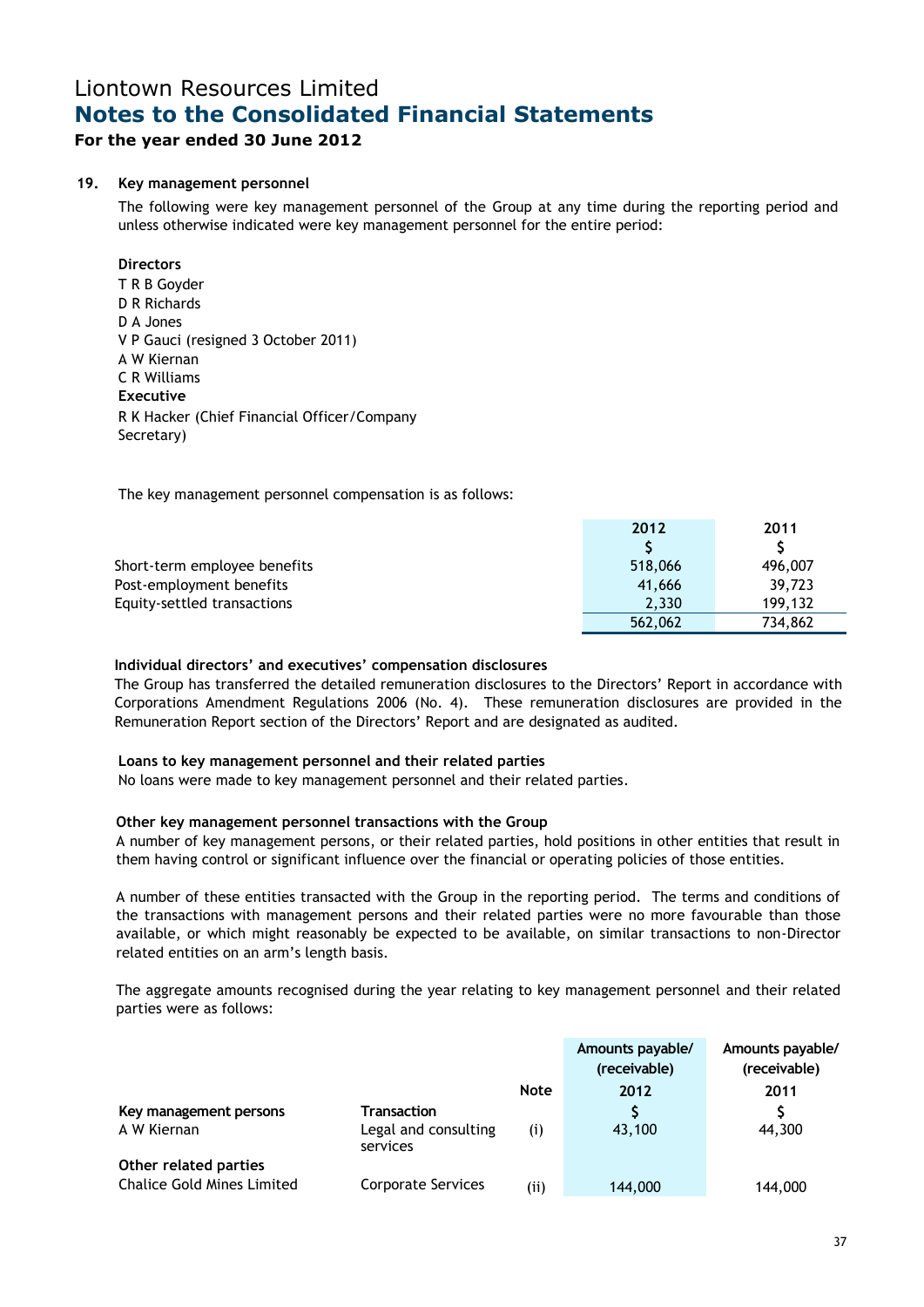# Liontown Resources Limited

## Notes to the Consolidated Financial Statements

### For the year ended 30 June 2012

**19. Key management personnel**

The following were key management personnel of the Group at any time during the reporting period and unless otherwise indicated were key management personnel for the entire period:

**Directors**
T R B Goyder
D R Richards
D A Jones
V P Gauci (resigned 3 October 2011)
A W Kiernan
C R Williams
**Executive**
R K Hacker (Chief Financial Officer/Company Secretary)

The key management personnel compensation is as follows:

| | 2012 | 2011 |
|---|---|---|
| | $ | $ |
| Short-term employee benefits | 518,066 | 496,007 |
| Post-employment benefits | 41,666 | 39,723 |
| Equity-settled transactions | 2,330 | 199,132 |
| | 562,062 | 734,862 |

**Individual directors' and executives' compensation disclosures**

The Group has transferred the detailed remuneration disclosures to the Directors' Report in accordance with Corporations Amendment Regulations 2006 (No. 4). These remuneration disclosures are provided in the Remuneration Report section of the Directors' Report and are designated as audited.

**Loans to key management personnel and their related parties**

No loans were made to key management personnel and their related parties.

**Other key management personnel transactions with the Group**

A number of key management persons, or their related parties, hold positions in other entities that result in them having control or significant influence over the financial or operating policies of those entities.

A number of these entities transacted with the Group in the reporting period. The terms and conditions of the transactions with management persons and their related parties were no more favourable than those available, or which might reasonably be expected to be available, on similar transactions to non-Director related entities on an arm's length basis.

The aggregate amounts recognised during the year relating to key management personnel and their related parties were as follows:

| | | | Amounts payable/ (receivable) | Amounts payable/ (receivable) |
|---|---|---|---|---|
| | | Note | 2012 | 2011 |
| **Key management persons** | **Transaction** | | $ | $ |
| A W Kiernan | Legal and consulting services | (i) | 43,100 | 44,300 |
| **Other related parties** | | | | |
| Chalice Gold Mines Limited | Corporate Services | (ii) | 144,000 | 144,000 |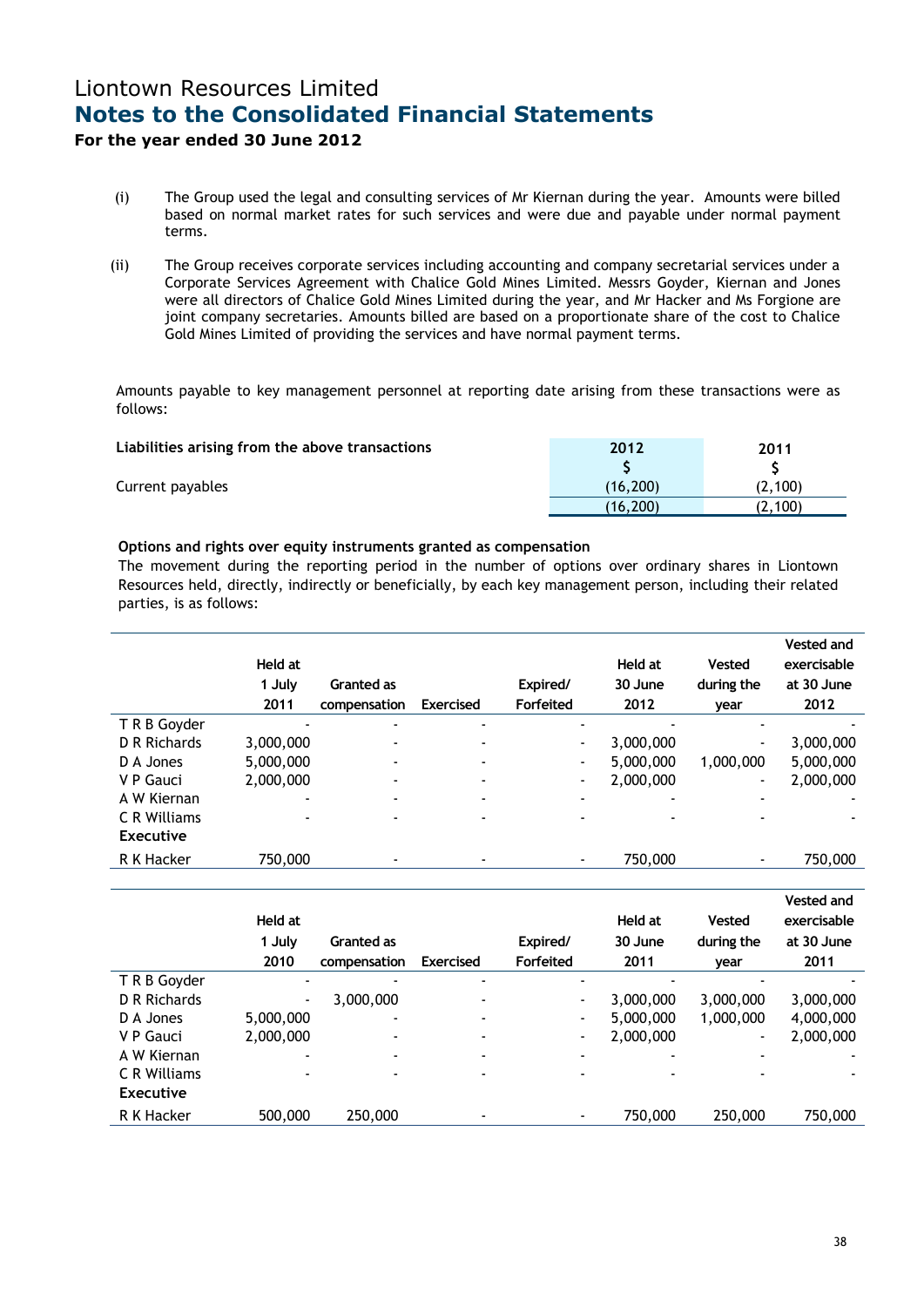(i) The Group used the legal and consulting services of Mr Kiernan during the year. Amounts were billed based on normal market rates for such services and were due and payable under normal payment terms.

(ii) The Group receives corporate services including accounting and company secretarial services under a Corporate Services Agreement with Chalice Gold Mines Limited. Messrs Goyder, Kiernan and Jones were all directors of Chalice Gold Mines Limited during the year, and Mr Hacker and Ms Forgione are joint company secretaries. Amounts billed are based on a proportionate share of the cost to Chalice Gold Mines Limited of providing the services and have normal payment terms.

Amounts payable to key management personnel at reporting date arising from these transactions were as follows:

| Liabilities arising from the above transactions | 2012 | 2011 |
|---|---|---|
| | $ | $ |
| Current payables | (16,200) | (2,100) |
| | (16,200) | (2,100) |

**Options and rights over equity instruments granted as compensation**

The movement during the reporting period in the number of options over ordinary shares in Liontown Resources held, directly, indirectly or beneficially, by each key management person, including their related parties, is as follows:

| | Held at 1 July 2011 | Granted as compensation | Exercised | Expired/ Forfeited | Held at 30 June 2012 | Vested during the year | Vested and exercisable at 30 June 2012 |
|---|---|---|---|---|---|---|---|
| T R B Goyder | - | - | - | - | - | - | - |
| D R Richards | 3,000,000 | - | - | - | 3,000,000 | - | 3,000,000 |
| D A Jones | 5,000,000 | - | - | - | 5,000,000 | 1,000,000 | 5,000,000 |
| V P Gauci | 2,000,000 | - | - | - | 2,000,000 | - | 2,000,000 |
| A W Kiernan | - | - | - | - | - | - | - |
| C R Williams | - | - | - | - | - | - | - |
| **Executive** | | | | | | | |
| R K Hacker | 750,000 | - | - | - | 750,000 | - | 750,000 |

| | Held at 1 July 2010 | Granted as compensation | Exercised | Expired/ Forfeited | Held at 30 June 2011 | Vested during the year | Vested and exercisable at 30 June 2011 |
|---|---|---|---|---|---|---|---|
| T R B Goyder | - | - | - | - | - | - | - |
| D R Richards | - | 3,000,000 | - | - | 3,000,000 | 3,000,000 | 3,000,000 |
| D A Jones | 5,000,000 | - | - | - | 5,000,000 | 1,000,000 | 4,000,000 |
| V P Gauci | 2,000,000 | - | - | - | 2,000,000 | - | 2,000,000 |
| A W Kiernan | - | - | - | - | - | - | - |
| C R Williams | - | - | - | - | - | - | - |
| **Executive** | | | | | | | |
| R K Hacker | 500,000 | 250,000 | - | - | 750,000 | 250,000 | 750,000 |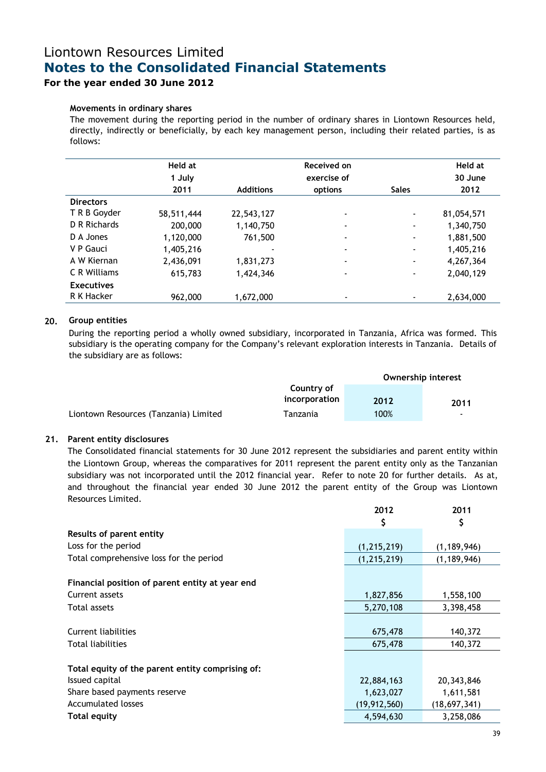# Liontown Resources Limited

## Notes to the Consolidated Financial Statements

### For the year ended 30 June 2012

**Movements in ordinary shares**

The movement during the reporting period in the number of ordinary shares in Liontown Resources held, directly, indirectly or beneficially, by each key management person, including their related parties, is as follows:

| | Held at 1 July 2011 | Additions | Received on exercise of options | Sales | Held at 30 June 2012 |
|---|---|---|---|---|---|
| **Directors** | | | | | |
| T R B Goyder | 58,511,444 | 22,543,127 | - | - | 81,054,571 |
| D R Richards | 200,000 | 1,140,750 | - | - | 1,340,750 |
| D A Jones | 1,120,000 | 761,500 | - | - | 1,881,500 |
| V P Gauci | 1,405,216 | - | - | - | 1,405,216 |
| A W Kiernan | 2,436,091 | 1,831,273 | - | - | 4,267,364 |
| C R Williams | 615,783 | 1,424,346 | - | - | 2,040,129 |
| **Executives** | | | | | |
| R K Hacker | 962,000 | 1,672,000 | - | - | 2,634,000 |

**20. Group entities**

During the reporting period a wholly owned subsidiary, incorporated in Tanzania, Africa was formed. This subsidiary is the operating company for the Company's relevant exploration interests in Tanzania. Details of the subsidiary are as follows:

| | Country of incorporation | Ownership interest 2012 | 2011 |
|---|---|---|---|
| Liontown Resources (Tanzania) Limited | Tanzania | 100% | - |

**21. Parent entity disclosures**

The Consolidated financial statements for 30 June 2012 represent the subsidiaries and parent entity within the Liontown Group, whereas the comparatives for 2011 represent the parent entity only as the Tanzanian subsidiary was not incorporated until the 2012 financial year. Refer to note 20 for further details. As at, and throughout the financial year ended 30 June 2012 the parent entity of the Group was Liontown Resources Limited.

| | 2012 $ | 2011 $ |
|---|---|---|
| **Results of parent entity** | | |
| Loss for the period | (1,215,219) | (1,189,946) |
| Total comprehensive loss for the period | (1,215,219) | (1,189,946) |
| | | |
| **Financial position of parent entity at year end** | | |
| Current assets | 1,827,856 | 1,558,100 |
| Total assets | 5,270,108 | 3,398,458 |
| | | |
| Current liabilities | 675,478 | 140,372 |
| Total liabilities | 675,478 | 140,372 |
| | | |
| **Total equity of the parent entity comprising of:** | | |
| Issued capital | 22,884,163 | 20,343,846 |
| Share based payments reserve | 1,623,027 | 1,611,581 |
| Accumulated losses | (19,912,560) | (18,697,341) |
| **Total equity** | 4,594,630 | 3,258,086 |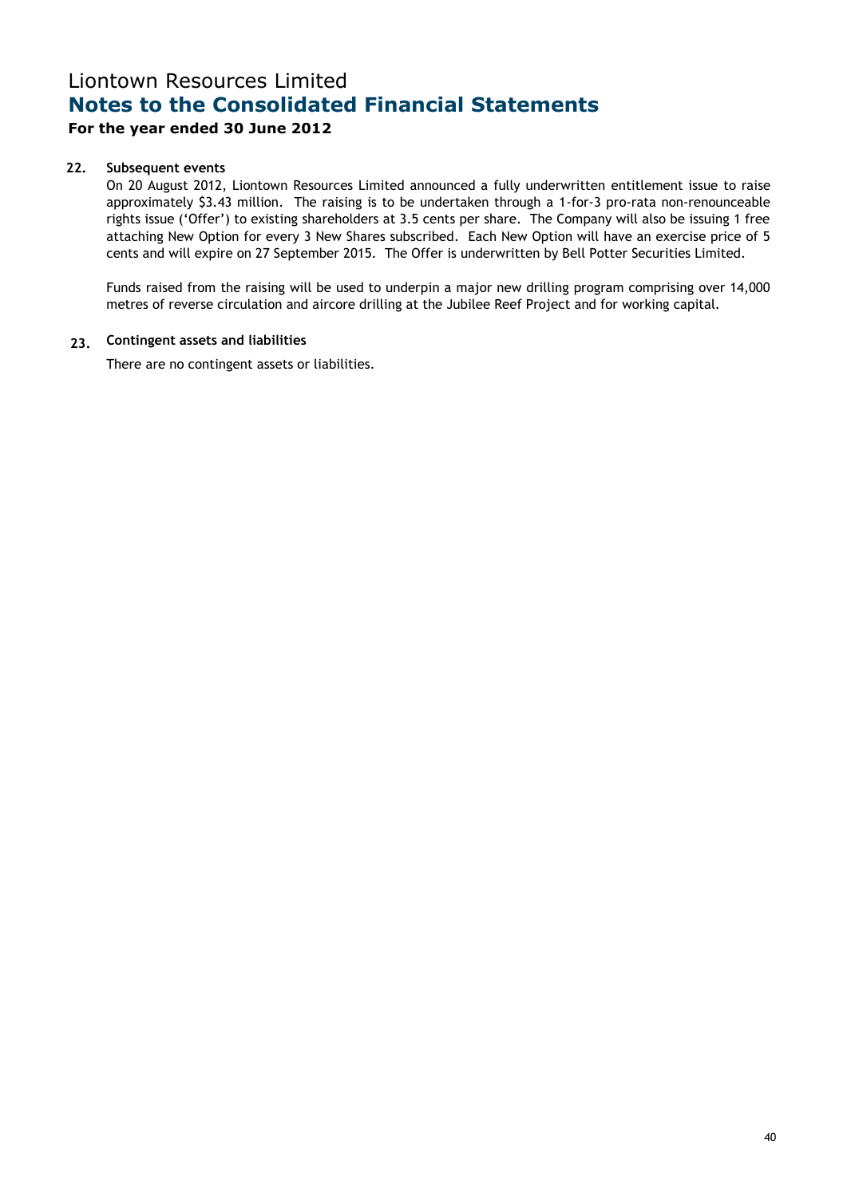# Liontown Resources Limited
## Notes to the Consolidated Financial Statements
### For the year ended 30 June 2012

**22. Subsequent events**

On 20 August 2012, Liontown Resources Limited announced a fully underwritten entitlement issue to raise approximately $3.43 million. The raising is to be undertaken through a 1-for-3 pro-rata non-renounceable rights issue ('Offer') to existing shareholders at 3.5 cents per share. The Company will also be issuing 1 free attaching New Option for every 3 New Shares subscribed. Each New Option will have an exercise price of 5 cents and will expire on 27 September 2015. The Offer is underwritten by Bell Potter Securities Limited.

Funds raised from the raising will be used to underpin a major new drilling program comprising over 14,000 metres of reverse circulation and aircore drilling at the Jubilee Reef Project and for working capital.

**23. Contingent assets and liabilities**

There are no contingent assets or liabilities.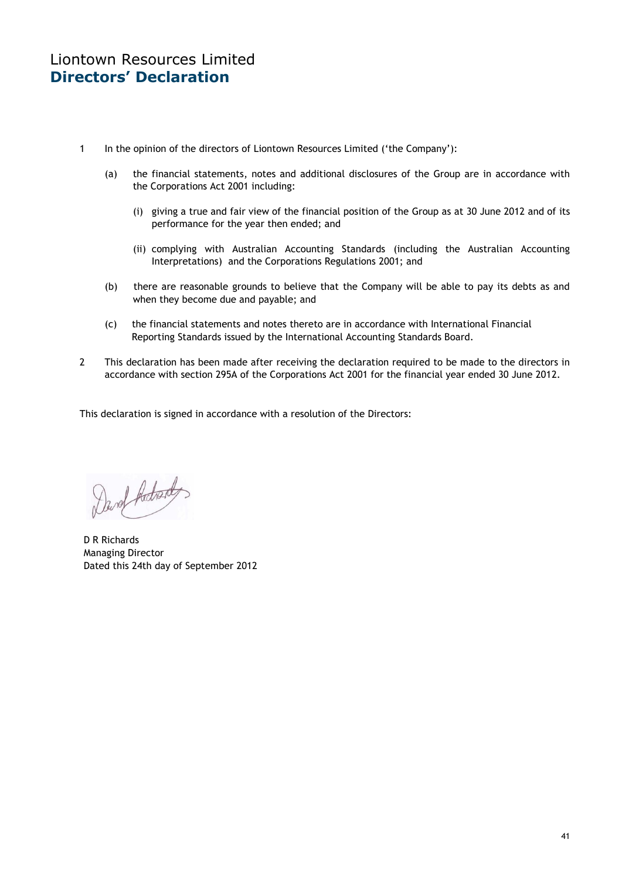# Liontown Resources Limited
## **Directors' Declaration**

1 In the opinion of the directors of Liontown Resources Limited ('the Company'):

  (a) the financial statements, notes and additional disclosures of the Group are in accordance with the Corporations Act 2001 including:

    (i) giving a true and fair view of the financial position of the Group as at 30 June 2012 and of its performance for the year then ended; and

    (ii) complying with Australian Accounting Standards (including the Australian Accounting Interpretations) and the Corporations Regulations 2001; and

  (b) there are reasonable grounds to believe that the Company will be able to pay its debts as and when they become due and payable; and

  (c) the financial statements and notes thereto are in accordance with International Financial Reporting Standards issued by the International Accounting Standards Board.

2 This declaration has been made after receiving the declaration required to be made to the directors in accordance with section 295A of the Corporations Act 2001 for the financial year ended 30 June 2012.

This declaration is signed in accordance with a resolution of the Directors:

D R Richards
Managing Director
Dated this 24th day of September 2012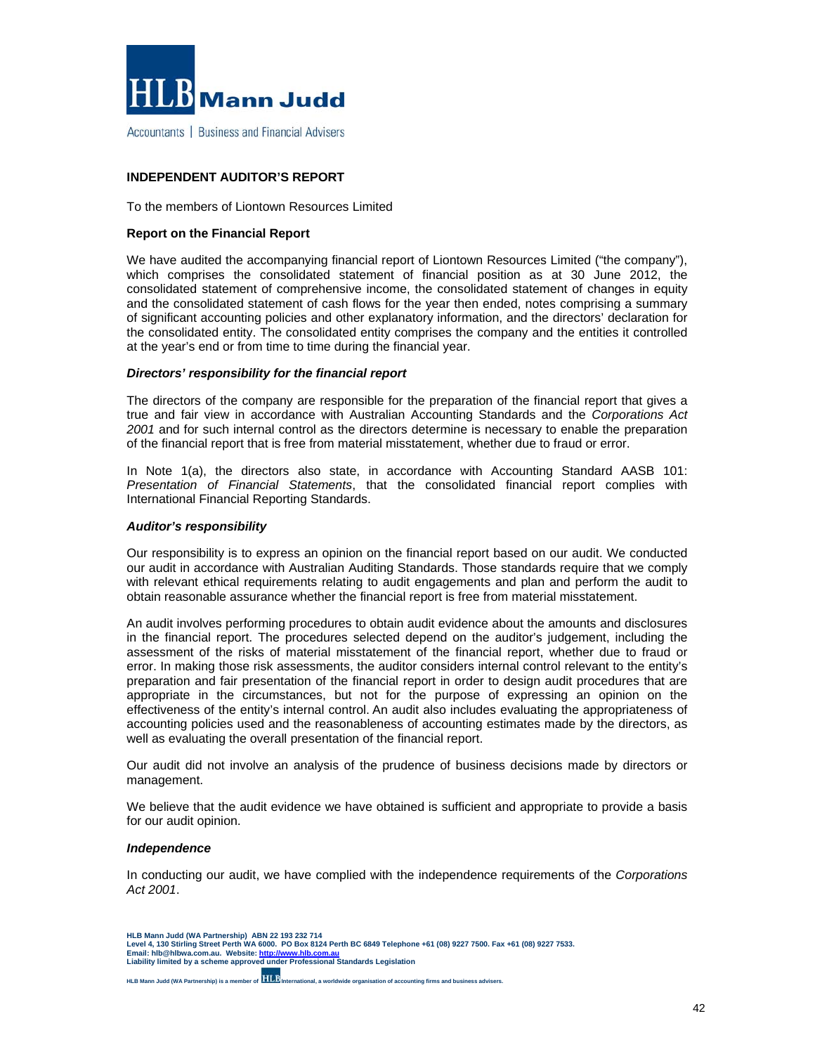HLB Mann Judd

Accountants | Business and Financial Advisers

## INDEPENDENT AUDITOR'S REPORT

To the members of Liontown Resources Limited

### Report on the Financial Report

We have audited the accompanying financial report of Liontown Resources Limited ("the company"), which comprises the consolidated statement of financial position as at 30 June 2012, the consolidated statement of comprehensive income, the consolidated statement of changes in equity and the consolidated statement of cash flows for the year then ended, notes comprising a summary of significant accounting policies and other explanatory information, and the directors' declaration for the consolidated entity. The consolidated entity comprises the company and the entities it controlled at the year's end or from time to time during the financial year.

#### *Directors' responsibility for the financial report*

The directors of the company are responsible for the preparation of the financial report that gives a true and fair view in accordance with Australian Accounting Standards and the *Corporations Act 2001* and for such internal control as the directors determine is necessary to enable the preparation of the financial report that is free from material misstatement, whether due to fraud or error.

In Note 1(a), the directors also state, in accordance with Accounting Standard AASB 101: *Presentation of Financial Statements*, that the consolidated financial report complies with International Financial Reporting Standards.

#### *Auditor's responsibility*

Our responsibility is to express an opinion on the financial report based on our audit. We conducted our audit in accordance with Australian Auditing Standards. Those standards require that we comply with relevant ethical requirements relating to audit engagements and plan and perform the audit to obtain reasonable assurance whether the financial report is free from material misstatement.

An audit involves performing procedures to obtain audit evidence about the amounts and disclosures in the financial report. The procedures selected depend on the auditor's judgement, including the assessment of the risks of material misstatement of the financial report, whether due to fraud or error. In making those risk assessments, the auditor considers internal control relevant to the entity's preparation and fair presentation of the financial report in order to design audit procedures that are appropriate in the circumstances, but not for the purpose of expressing an opinion on the effectiveness of the entity's internal control. An audit also includes evaluating the appropriateness of accounting policies used and the reasonableness of accounting estimates made by the directors, as well as evaluating the overall presentation of the financial report.

Our audit did not involve an analysis of the prudence of business decisions made by directors or management.

We believe that the audit evidence we have obtained is sufficient and appropriate to provide a basis for our audit opinion.

#### *Independence*

In conducting our audit, we have complied with the independence requirements of the *Corporations Act 2001*.

**HLB Mann Judd (WA Partnership) ABN 22 193 232 714**
**Level 4, 130 Stirling Street Perth WA 6000. PO Box 8124 Perth BC 6849 Telephone +61 (08) 9227 7500. Fax +61 (08) 9227 7533.**
**Email: hlb@hlbwa.com.au. Website: http://www.hlb.com.au**
**Liability limited by a scheme approved under Professional Standards Legislation**

**HLB Mann Judd (WA Partnership) is a member of HLB International, a worldwide organisation of accounting firms and business advisers.**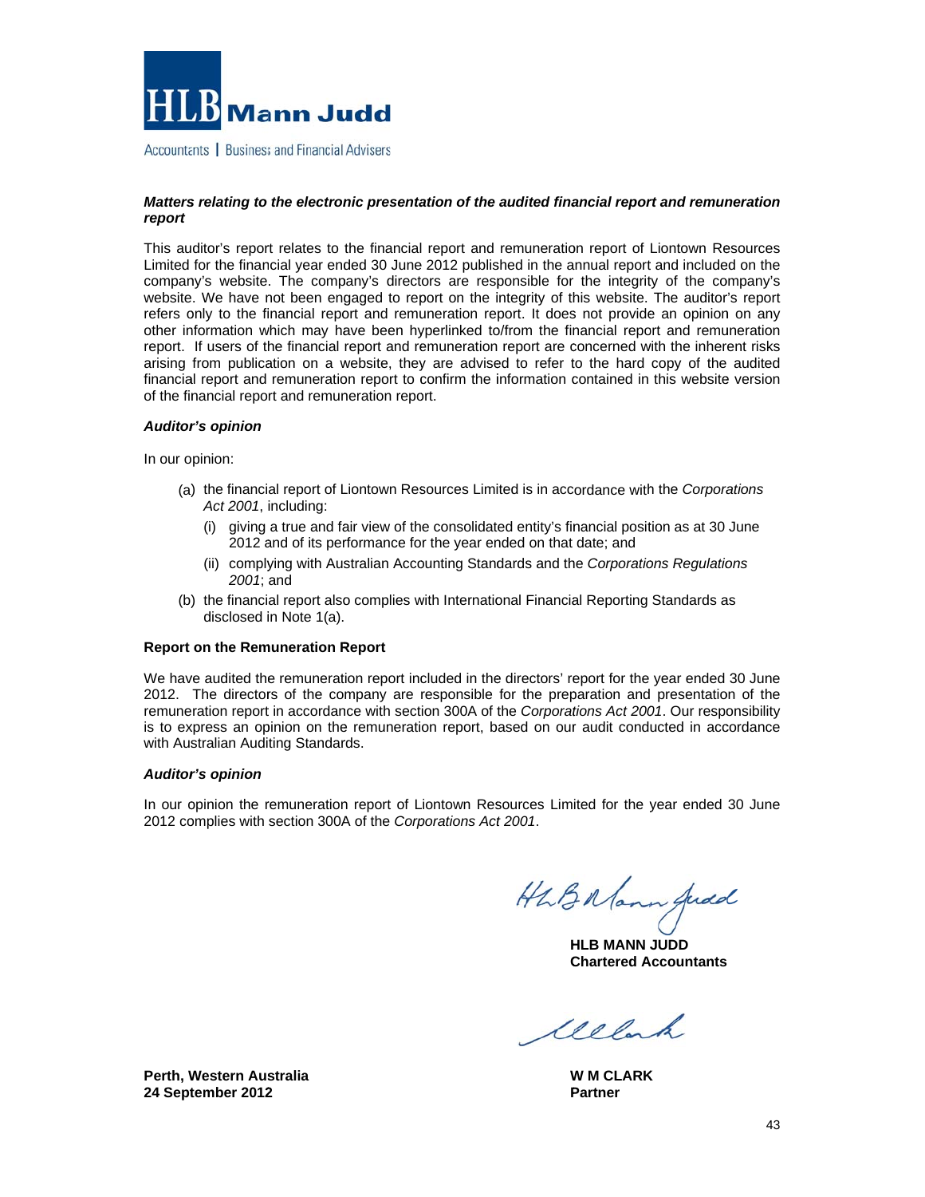HLB Mann Judd

Accountants | Business and Financial Advisers

***Matters relating to the electronic presentation of the audited financial report and remuneration report***

This auditor's report relates to the financial report and remuneration report of Liontown Resources Limited for the financial year ended 30 June 2012 published in the annual report and included on the company's website. The company's directors are responsible for the integrity of the company's website. We have not been engaged to report on the integrity of this website. The auditor's report refers only to the financial report and remuneration report. It does not provide an opinion on any other information which may have been hyperlinked to/from the financial report and remuneration report. If users of the financial report and remuneration report are concerned with the inherent risks arising from publication on a website, they are advised to refer to the hard copy of the audited financial report and remuneration report to confirm the information contained in this website version of the financial report and remuneration report.

***Auditor's opinion***

In our opinion:

(a) the financial report of Liontown Resources Limited is in accordance with the *Corporations Act 2001*, including:

   (i) giving a true and fair view of the consolidated entity's financial position as at 30 June 2012 and of its performance for the year ended on that date; and

   (ii) complying with Australian Accounting Standards and the *Corporations Regulations 2001*; and

(b) the financial report also complies with International Financial Reporting Standards as disclosed in Note 1(a).

**Report on the Remuneration Report**

We have audited the remuneration report included in the directors' report for the year ended 30 June 2012. The directors of the company are responsible for the preparation and presentation of the remuneration report in accordance with section 300A of the *Corporations Act 2001*. Our responsibility is to express an opinion on the remuneration report, based on our audit conducted in accordance with Australian Auditing Standards.

***Auditor's opinion***

In our opinion the remuneration report of Liontown Resources Limited for the year ended 30 June 2012 complies with section 300A of the *Corporations Act 2001*.

**HLB MANN JUDD**
**Chartered Accountants**

**Perth, Western Australia**
**24 September 2012**

**W M CLARK**
**Partner**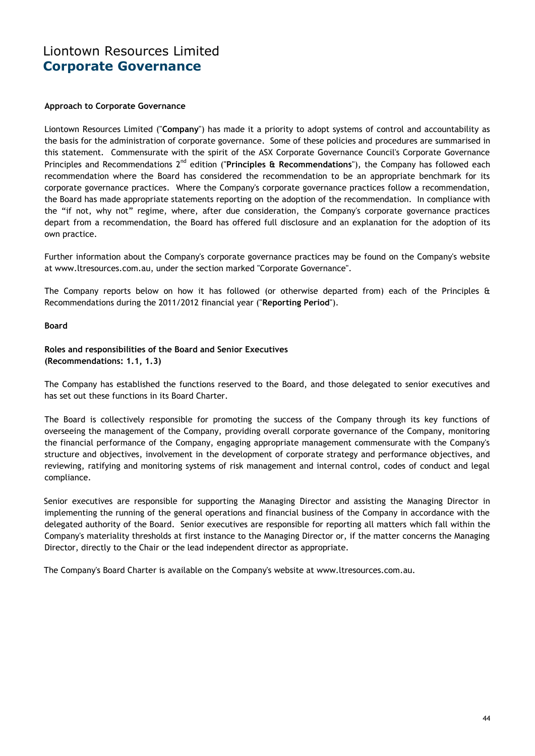# Liontown Resources Limited
## Corporate Governance

**Approach to Corporate Governance**

Liontown Resources Limited ("**Company**") has made it a priority to adopt systems of control and accountability as the basis for the administration of corporate governance. Some of these policies and procedures are summarised in this statement. Commensurate with the spirit of the ASX Corporate Governance Council's Corporate Governance Principles and Recommendations 2nd edition ("**Principles & Recommendations**"), the Company has followed each recommendation where the Board has considered the recommendation to be an appropriate benchmark for its corporate governance practices. Where the Company's corporate governance practices follow a recommendation, the Board has made appropriate statements reporting on the adoption of the recommendation. In compliance with the "if not, why not" regime, where, after due consideration, the Company's corporate governance practices depart from a recommendation, the Board has offered full disclosure and an explanation for the adoption of its own practice.

Further information about the Company's corporate governance practices may be found on the Company's website at www.ltresources.com.au, under the section marked "Corporate Governance".

The Company reports below on how it has followed (or otherwise departed from) each of the Principles & Recommendations during the 2011/2012 financial year ("**Reporting Period**").

**Board**

**Roles and responsibilities of the Board and Senior Executives**
**(Recommendations: 1.1, 1.3)**

The Company has established the functions reserved to the Board, and those delegated to senior executives and has set out these functions in its Board Charter.

The Board is collectively responsible for promoting the success of the Company through its key functions of overseeing the management of the Company, providing overall corporate governance of the Company, monitoring the financial performance of the Company, engaging appropriate management commensurate with the Company's structure and objectives, involvement in the development of corporate strategy and performance objectives, and reviewing, ratifying and monitoring systems of risk management and internal control, codes of conduct and legal compliance.

Senior executives are responsible for supporting the Managing Director and assisting the Managing Director in implementing the running of the general operations and financial business of the Company in accordance with the delegated authority of the Board. Senior executives are responsible for reporting all matters which fall within the Company's materiality thresholds at first instance to the Managing Director or, if the matter concerns the Managing Director, directly to the Chair or the lead independent director as appropriate.

The Company's Board Charter is available on the Company's website at www.ltresources.com.au.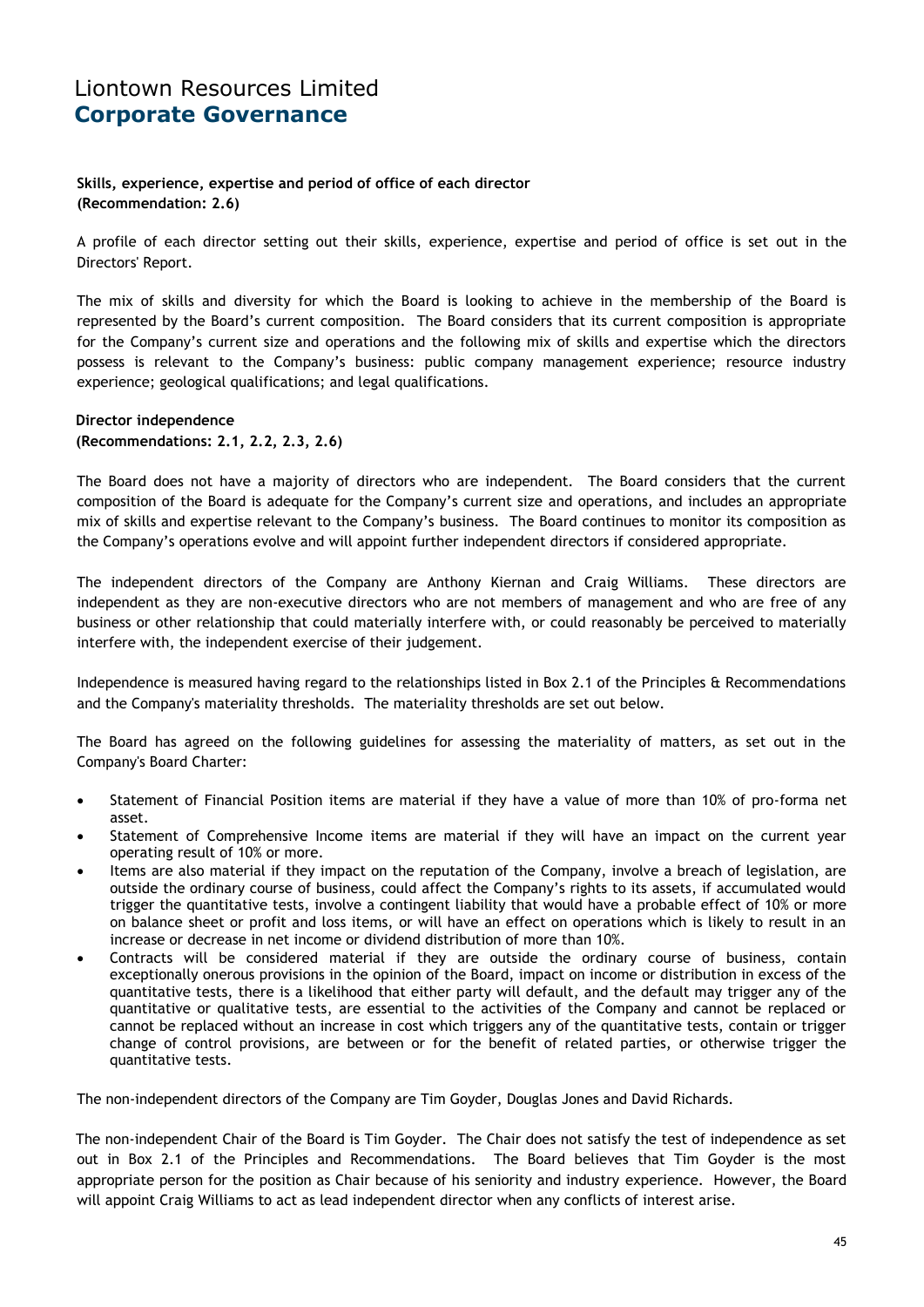# Liontown Resources Limited
## Corporate Governance

**Skills, experience, expertise and period of office of each director**
**(Recommendation: 2.6)**

A profile of each director setting out their skills, experience, expertise and period of office is set out in the Directors' Report.

The mix of skills and diversity for which the Board is looking to achieve in the membership of the Board is represented by the Board's current composition. The Board considers that its current composition is appropriate for the Company's current size and operations and the following mix of skills and expertise which the directors possess is relevant to the Company's business: public company management experience; resource industry experience; geological qualifications; and legal qualifications.

**Director independence**
**(Recommendations: 2.1, 2.2, 2.3, 2.6)**

The Board does not have a majority of directors who are independent. The Board considers that the current composition of the Board is adequate for the Company's current size and operations, and includes an appropriate mix of skills and expertise relevant to the Company's business. The Board continues to monitor its composition as the Company's operations evolve and will appoint further independent directors if considered appropriate.

The independent directors of the Company are Anthony Kiernan and Craig Williams. These directors are independent as they are non-executive directors who are not members of management and who are free of any business or other relationship that could materially interfere with, or could reasonably be perceived to materially interfere with, the independent exercise of their judgement.

Independence is measured having regard to the relationships listed in Box 2.1 of the Principles & Recommendations and the Company's materiality thresholds. The materiality thresholds are set out below.

The Board has agreed on the following guidelines for assessing the materiality of matters, as set out in the Company's Board Charter:

- Statement of Financial Position items are material if they have a value of more than 10% of pro-forma net asset.
- Statement of Comprehensive Income items are material if they will have an impact on the current year operating result of 10% or more.
- Items are also material if they impact on the reputation of the Company, involve a breach of legislation, are outside the ordinary course of business, could affect the Company's rights to its assets, if accumulated would trigger the quantitative tests, involve a contingent liability that would have a probable effect of 10% or more on balance sheet or profit and loss items, or will have an effect on operations which is likely to result in an increase or decrease in net income or dividend distribution of more than 10%.
- Contracts will be considered material if they are outside the ordinary course of business, contain exceptionally onerous provisions in the opinion of the Board, impact on income or distribution in excess of the quantitative tests, there is a likelihood that either party will default, and the default may trigger any of the quantitative or qualitative tests, are essential to the activities of the Company and cannot be replaced or cannot be replaced without an increase in cost which triggers any of the quantitative tests, contain or trigger change of control provisions, are between or for the benefit of related parties, or otherwise trigger the quantitative tests.

The non-independent directors of the Company are Tim Goyder, Douglas Jones and David Richards.

The non-independent Chair of the Board is Tim Goyder. The Chair does not satisfy the test of independence as set out in Box 2.1 of the Principles and Recommendations. The Board believes that Tim Goyder is the most appropriate person for the position as Chair because of his seniority and industry experience. However, the Board will appoint Craig Williams to act as lead independent director when any conflicts of interest arise.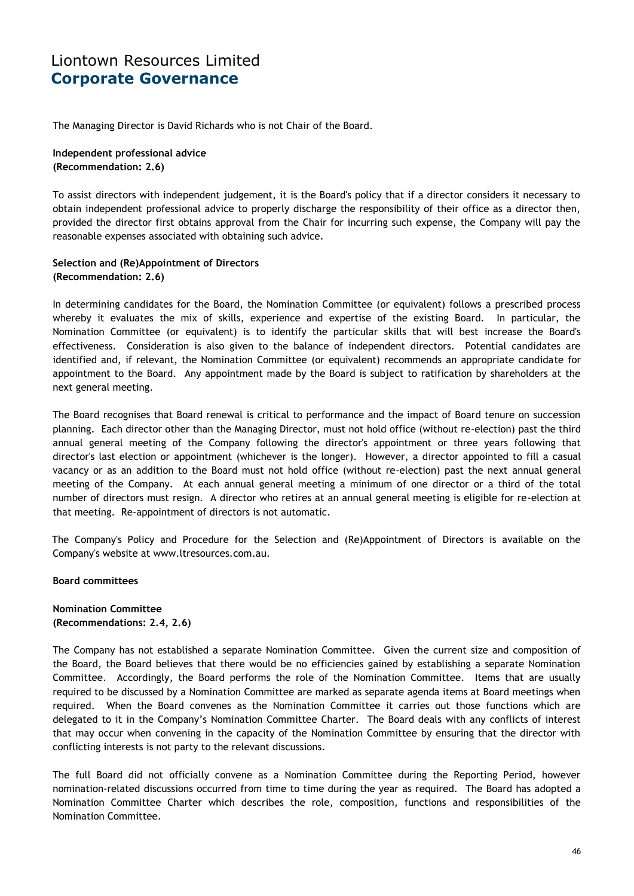The Managing Director is David Richards who is not Chair of the Board.

**Independent professional advice**
**(Recommendation: 2.6)**

To assist directors with independent judgement, it is the Board's policy that if a director considers it necessary to obtain independent professional advice to properly discharge the responsibility of their office as a director then, provided the director first obtains approval from the Chair for incurring such expense, the Company will pay the reasonable expenses associated with obtaining such advice.

**Selection and (Re)Appointment of Directors**
**(Recommendation: 2.6)**

In determining candidates for the Board, the Nomination Committee (or equivalent) follows a prescribed process whereby it evaluates the mix of skills, experience and expertise of the existing Board. In particular, the Nomination Committee (or equivalent) is to identify the particular skills that will best increase the Board's effectiveness. Consideration is also given to the balance of independent directors. Potential candidates are identified and, if relevant, the Nomination Committee (or equivalent) recommends an appropriate candidate for appointment to the Board. Any appointment made by the Board is subject to ratification by shareholders at the next general meeting.

The Board recognises that Board renewal is critical to performance and the impact of Board tenure on succession planning. Each director other than the Managing Director, must not hold office (without re-election) past the third annual general meeting of the Company following the director's appointment or three years following that director's last election or appointment (whichever is the longer). However, a director appointed to fill a casual vacancy or as an addition to the Board must not hold office (without re-election) past the next annual general meeting of the Company. At each annual general meeting a minimum of one director or a third of the total number of directors must resign. A director who retires at an annual general meeting is eligible for re-election at that meeting. Re-appointment of directors is not automatic.

The Company's Policy and Procedure for the Selection and (Re)Appointment of Directors is available on the Company's website at www.ltresources.com.au.

**Board committees**

**Nomination Committee**
**(Recommendations: 2.4, 2.6)**

The Company has not established a separate Nomination Committee. Given the current size and composition of the Board, the Board believes that there would be no efficiencies gained by establishing a separate Nomination Committee. Accordingly, the Board performs the role of the Nomination Committee. Items that are usually required to be discussed by a Nomination Committee are marked as separate agenda items at Board meetings when required. When the Board convenes as the Nomination Committee it carries out those functions which are delegated to it in the Company's Nomination Committee Charter. The Board deals with any conflicts of interest that may occur when convening in the capacity of the Nomination Committee by ensuring that the director with conflicting interests is not party to the relevant discussions.

The full Board did not officially convene as a Nomination Committee during the Reporting Period, however nomination-related discussions occurred from time to time during the year as required. The Board has adopted a Nomination Committee Charter which describes the role, composition, functions and responsibilities of the Nomination Committee.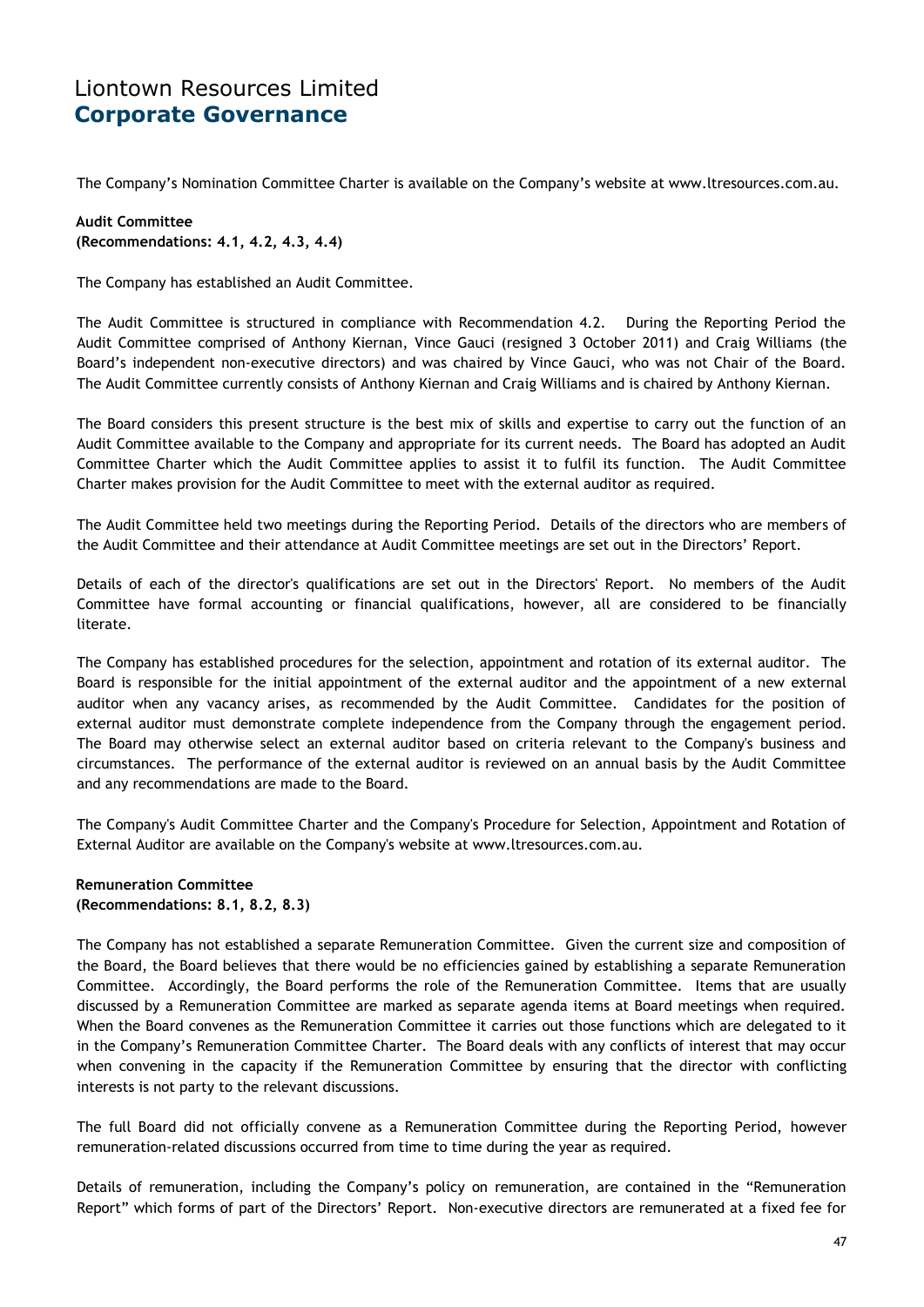The Company's Nomination Committee Charter is available on the Company's website at www.ltresources.com.au.

**Audit Committee**
**(Recommendations: 4.1, 4.2, 4.3, 4.4)**

The Company has established an Audit Committee.

The Audit Committee is structured in compliance with Recommendation 4.2. During the Reporting Period the Audit Committee comprised of Anthony Kiernan, Vince Gauci (resigned 3 October 2011) and Craig Williams (the Board's independent non-executive directors) and was chaired by Vince Gauci, who was not Chair of the Board. The Audit Committee currently consists of Anthony Kiernan and Craig Williams and is chaired by Anthony Kiernan.

The Board considers this present structure is the best mix of skills and expertise to carry out the function of an Audit Committee available to the Company and appropriate for its current needs. The Board has adopted an Audit Committee Charter which the Audit Committee applies to assist it to fulfil its function. The Audit Committee Charter makes provision for the Audit Committee to meet with the external auditor as required.

The Audit Committee held two meetings during the Reporting Period. Details of the directors who are members of the Audit Committee and their attendance at Audit Committee meetings are set out in the Directors' Report.

Details of each of the director's qualifications are set out in the Directors' Report. No members of the Audit Committee have formal accounting or financial qualifications, however, all are considered to be financially literate.

The Company has established procedures for the selection, appointment and rotation of its external auditor. The Board is responsible for the initial appointment of the external auditor and the appointment of a new external auditor when any vacancy arises, as recommended by the Audit Committee. Candidates for the position of external auditor must demonstrate complete independence from the Company through the engagement period. The Board may otherwise select an external auditor based on criteria relevant to the Company's business and circumstances. The performance of the external auditor is reviewed on an annual basis by the Audit Committee and any recommendations are made to the Board.

The Company's Audit Committee Charter and the Company's Procedure for Selection, Appointment and Rotation of External Auditor are available on the Company's website at www.ltresources.com.au.

**Remuneration Committee**
**(Recommendations: 8.1, 8.2, 8.3)**

The Company has not established a separate Remuneration Committee. Given the current size and composition of the Board, the Board believes that there would be no efficiencies gained by establishing a separate Remuneration Committee. Accordingly, the Board performs the role of the Remuneration Committee. Items that are usually discussed by a Remuneration Committee are marked as separate agenda items at Board meetings when required. When the Board convenes as the Remuneration Committee it carries out those functions which are delegated to it in the Company's Remuneration Committee Charter. The Board deals with any conflicts of interest that may occur when convening in the capacity if the Remuneration Committee by ensuring that the director with conflicting interests is not party to the relevant discussions.

The full Board did not officially convene as a Remuneration Committee during the Reporting Period, however remuneration-related discussions occurred from time to time during the year as required.

Details of remuneration, including the Company's policy on remuneration, are contained in the "Remuneration Report" which forms of part of the Directors' Report. Non-executive directors are remunerated at a fixed fee for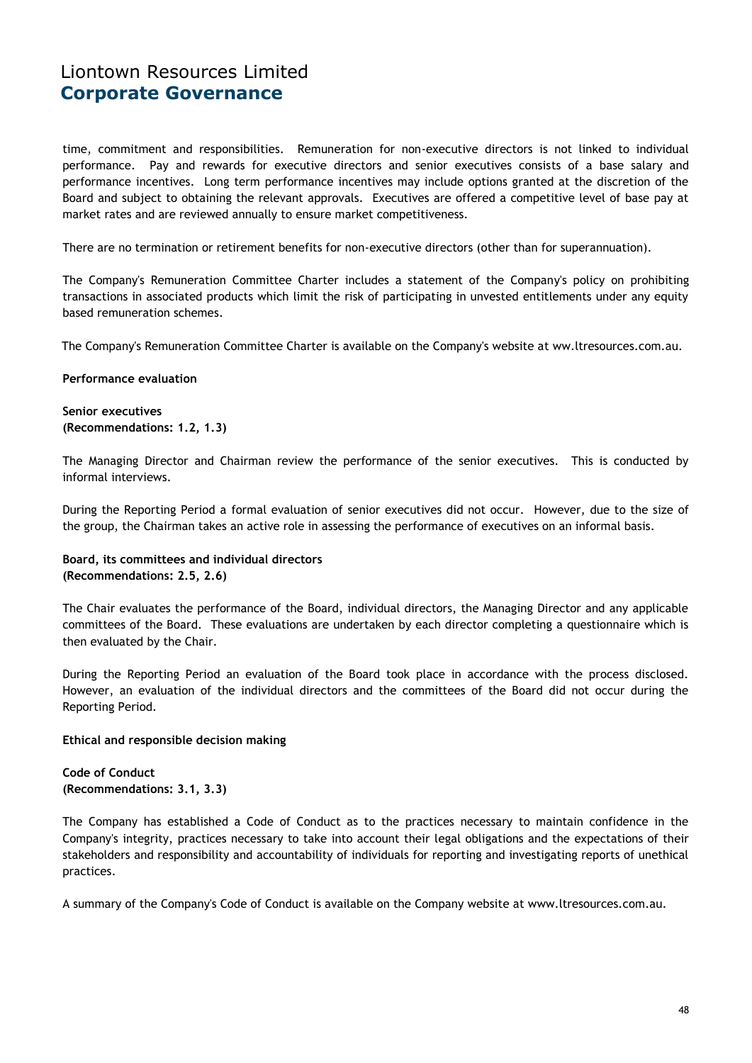time, commitment and responsibilities. Remuneration for non-executive directors is not linked to individual performance. Pay and rewards for executive directors and senior executives consists of a base salary and performance incentives. Long term performance incentives may include options granted at the discretion of the Board and subject to obtaining the relevant approvals. Executives are offered a competitive level of base pay at market rates and are reviewed annually to ensure market competitiveness.

There are no termination or retirement benefits for non-executive directors (other than for superannuation).

The Company's Remuneration Committee Charter includes a statement of the Company's policy on prohibiting transactions in associated products which limit the risk of participating in unvested entitlements under any equity based remuneration schemes.

The Company's Remuneration Committee Charter is available on the Company's website at ww.ltresources.com.au.

**Performance evaluation**

**Senior executives**
**(Recommendations: 1.2, 1.3)**

The Managing Director and Chairman review the performance of the senior executives. This is conducted by informal interviews.

During the Reporting Period a formal evaluation of senior executives did not occur. However, due to the size of the group, the Chairman takes an active role in assessing the performance of executives on an informal basis.

**Board, its committees and individual directors**
**(Recommendations: 2.5, 2.6)**

The Chair evaluates the performance of the Board, individual directors, the Managing Director and any applicable committees of the Board. These evaluations are undertaken by each director completing a questionnaire which is then evaluated by the Chair.

During the Reporting Period an evaluation of the Board took place in accordance with the process disclosed. However, an evaluation of the individual directors and the committees of the Board did not occur during the Reporting Period.

**Ethical and responsible decision making**

**Code of Conduct**
**(Recommendations: 3.1, 3.3)**

The Company has established a Code of Conduct as to the practices necessary to maintain confidence in the Company's integrity, practices necessary to take into account their legal obligations and the expectations of their stakeholders and responsibility and accountability of individuals for reporting and investigating reports of unethical practices.

A summary of the Company's Code of Conduct is available on the Company website at www.ltresources.com.au.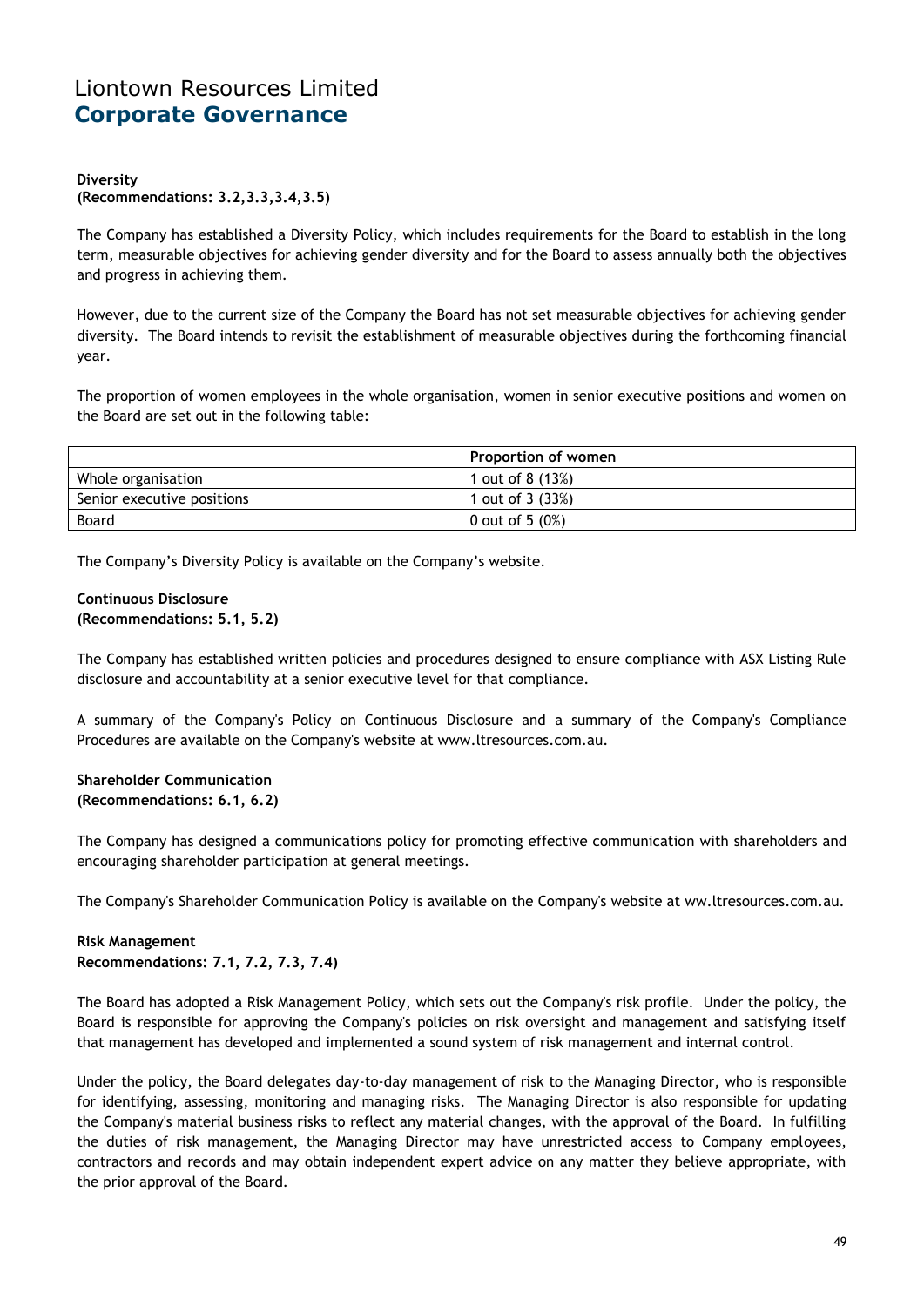# Liontown Resources Limited
## Corporate Governance

**Diversity**
**(Recommendations: 3.2,3.3,3.4,3.5)**

The Company has established a Diversity Policy, which includes requirements for the Board to establish in the long term, measurable objectives for achieving gender diversity and for the Board to assess annually both the objectives and progress in achieving them.

However, due to the current size of the Company the Board has not set measurable objectives for achieving gender diversity. The Board intends to revisit the establishment of measurable objectives during the forthcoming financial year.

The proportion of women employees in the whole organisation, women in senior executive positions and women on the Board are set out in the following table:

| | Proportion of women |
|---|---|
| Whole organisation | 1 out of 8 (13%) |
| Senior executive positions | 1 out of 3 (33%) |
| Board | 0 out of 5 (0%) |

The Company's Diversity Policy is available on the Company's website.

**Continuous Disclosure**
**(Recommendations: 5.1, 5.2)**

The Company has established written policies and procedures designed to ensure compliance with ASX Listing Rule disclosure and accountability at a senior executive level for that compliance.

A summary of the Company's Policy on Continuous Disclosure and a summary of the Company's Compliance Procedures are available on the Company's website at www.ltresources.com.au.

**Shareholder Communication**
**(Recommendations: 6.1, 6.2)**

The Company has designed a communications policy for promoting effective communication with shareholders and encouraging shareholder participation at general meetings.

The Company's Shareholder Communication Policy is available on the Company's website at ww.ltresources.com.au.

**Risk Management**
**Recommendations: 7.1, 7.2, 7.3, 7.4)**

The Board has adopted a Risk Management Policy, which sets out the Company's risk profile. Under the policy, the Board is responsible for approving the Company's policies on risk oversight and management and satisfying itself that management has developed and implemented a sound system of risk management and internal control.

Under the policy, the Board delegates day-to-day management of risk to the Managing Director, who is responsible for identifying, assessing, monitoring and managing risks. The Managing Director is also responsible for updating the Company's material business risks to reflect any material changes, with the approval of the Board. In fulfilling the duties of risk management, the Managing Director may have unrestricted access to Company employees, contractors and records and may obtain independent expert advice on any matter they believe appropriate, with the prior approval of the Board.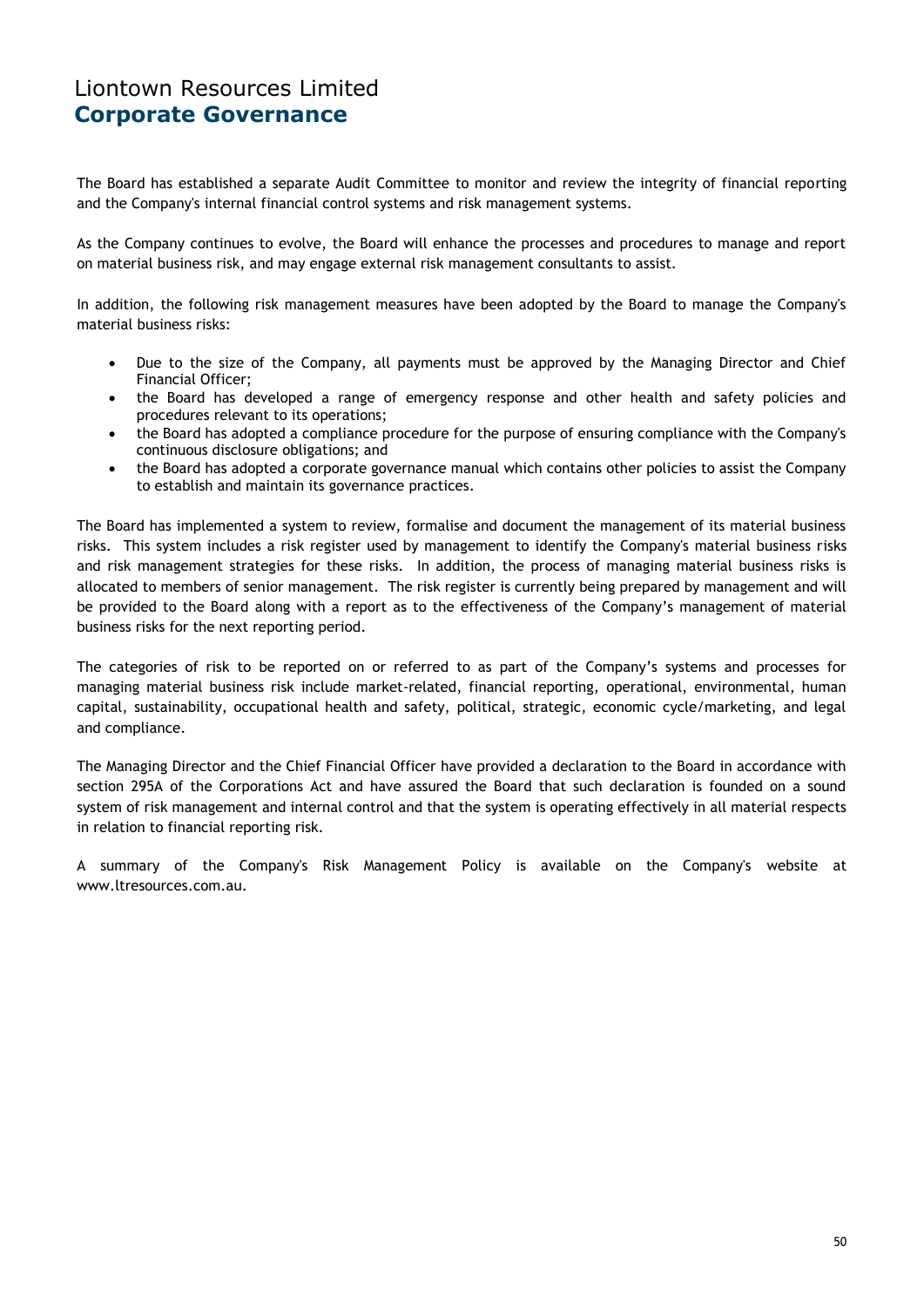The Board has established a separate Audit Committee to monitor and review the integrity of financial reporting and the Company's internal financial control systems and risk management systems.

As the Company continues to evolve, the Board will enhance the processes and procedures to manage and report on material business risk, and may engage external risk management consultants to assist.

In addition, the following risk management measures have been adopted by the Board to manage the Company's material business risks:

- Due to the size of the Company, all payments must be approved by the Managing Director and Chief Financial Officer;
- the Board has developed a range of emergency response and other health and safety policies and procedures relevant to its operations;
- the Board has adopted a compliance procedure for the purpose of ensuring compliance with the Company's continuous disclosure obligations; and
- the Board has adopted a corporate governance manual which contains other policies to assist the Company to establish and maintain its governance practices.

The Board has implemented a system to review, formalise and document the management of its material business risks. This system includes a risk register used by management to identify the Company's material business risks and risk management strategies for these risks. In addition, the process of managing material business risks is allocated to members of senior management. The risk register is currently being prepared by management and will be provided to the Board along with a report as to the effectiveness of the Company's management of material business risks for the next reporting period.

The categories of risk to be reported on or referred to as part of the Company's systems and processes for managing material business risk include market-related, financial reporting, operational, environmental, human capital, sustainability, occupational health and safety, political, strategic, economic cycle/marketing, and legal and compliance.

The Managing Director and the Chief Financial Officer have provided a declaration to the Board in accordance with section 295A of the Corporations Act and have assured the Board that such declaration is founded on a sound system of risk management and internal control and that the system is operating effectively in all material respects in relation to financial reporting risk.

A summary of the Company's Risk Management Policy is available on the Company's website at www.ltresources.com.au.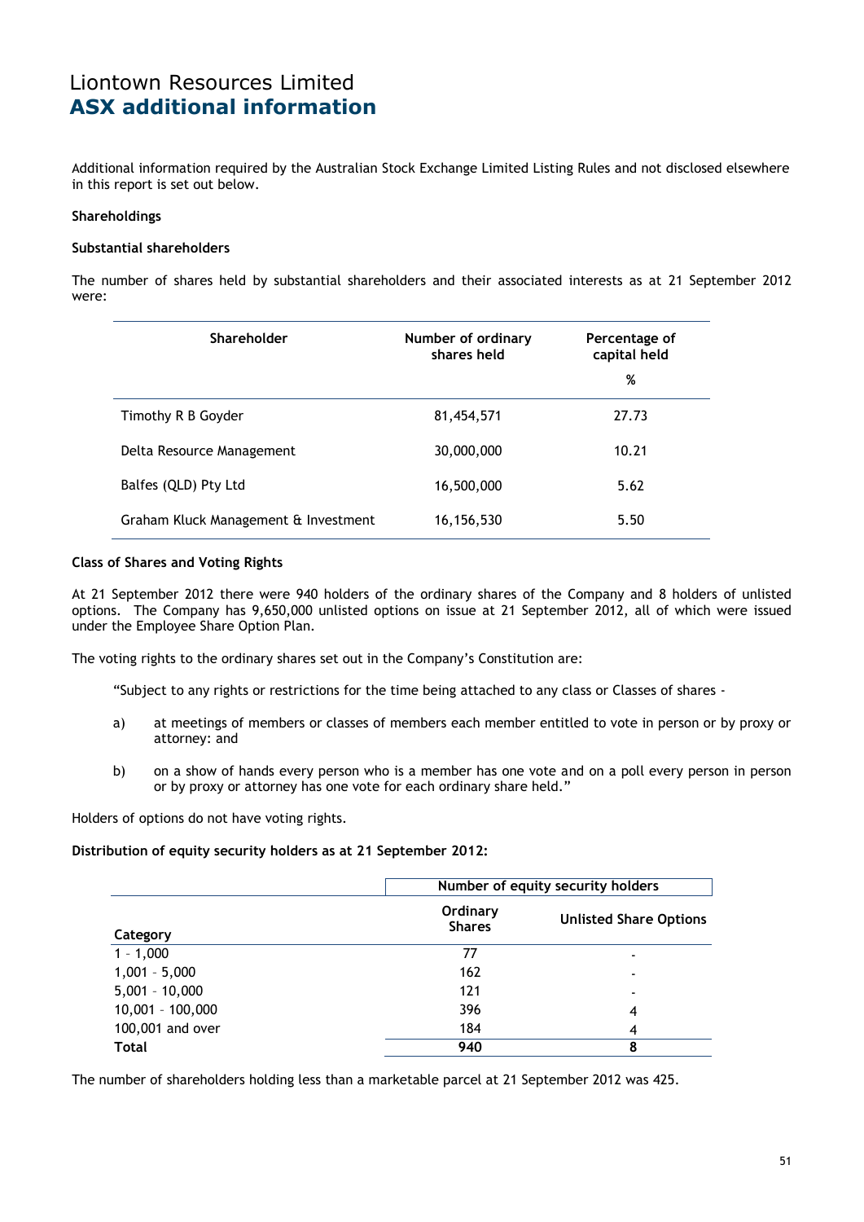# Liontown Resources Limited
## ASX additional information

Additional information required by the Australian Stock Exchange Limited Listing Rules and not disclosed elsewhere in this report is set out below.

**Shareholdings**

**Substantial shareholders**

The number of shares held by substantial shareholders and their associated interests as at 21 September 2012 were:

| Shareholder | Number of ordinary shares held | Percentage of capital held % |
|---|---|---|
| Timothy R B Goyder | 81,454,571 | 27.73 |
| Delta Resource Management | 30,000,000 | 10.21 |
| Balfes (QLD) Pty Ltd | 16,500,000 | 5.62 |
| Graham Kluck Management & Investment | 16,156,530 | 5.50 |

**Class of Shares and Voting Rights**

At 21 September 2012 there were 940 holders of the ordinary shares of the Company and 8 holders of unlisted options. The Company has 9,650,000 unlisted options on issue at 21 September 2012, all of which were issued under the Employee Share Option Plan.

The voting rights to the ordinary shares set out in the Company's Constitution are:

"Subject to any rights or restrictions for the time being attached to any class or Classes of shares -

a) at meetings of members or classes of members each member entitled to vote in person or by proxy or attorney: and

b) on a show of hands every person who is a member has one vote and on a poll every person in person or by proxy or attorney has one vote for each ordinary share held."

Holders of options do not have voting rights.

**Distribution of equity security holders as at 21 September 2012:**

| | Number of equity security holders | |
|---|---|---|
| **Category** | **Ordinary Shares** | **Unlisted Share Options** |
| 1 - 1,000 | 77 | - |
| 1,001 - 5,000 | 162 | - |
| 5,001 - 10,000 | 121 | - |
| 10,001 - 100,000 | 396 | 4 |
| 100,001 and over | 184 | 4 |
| **Total** | **940** | **8** |

The number of shareholders holding less than a marketable parcel at 21 September 2012 was 425.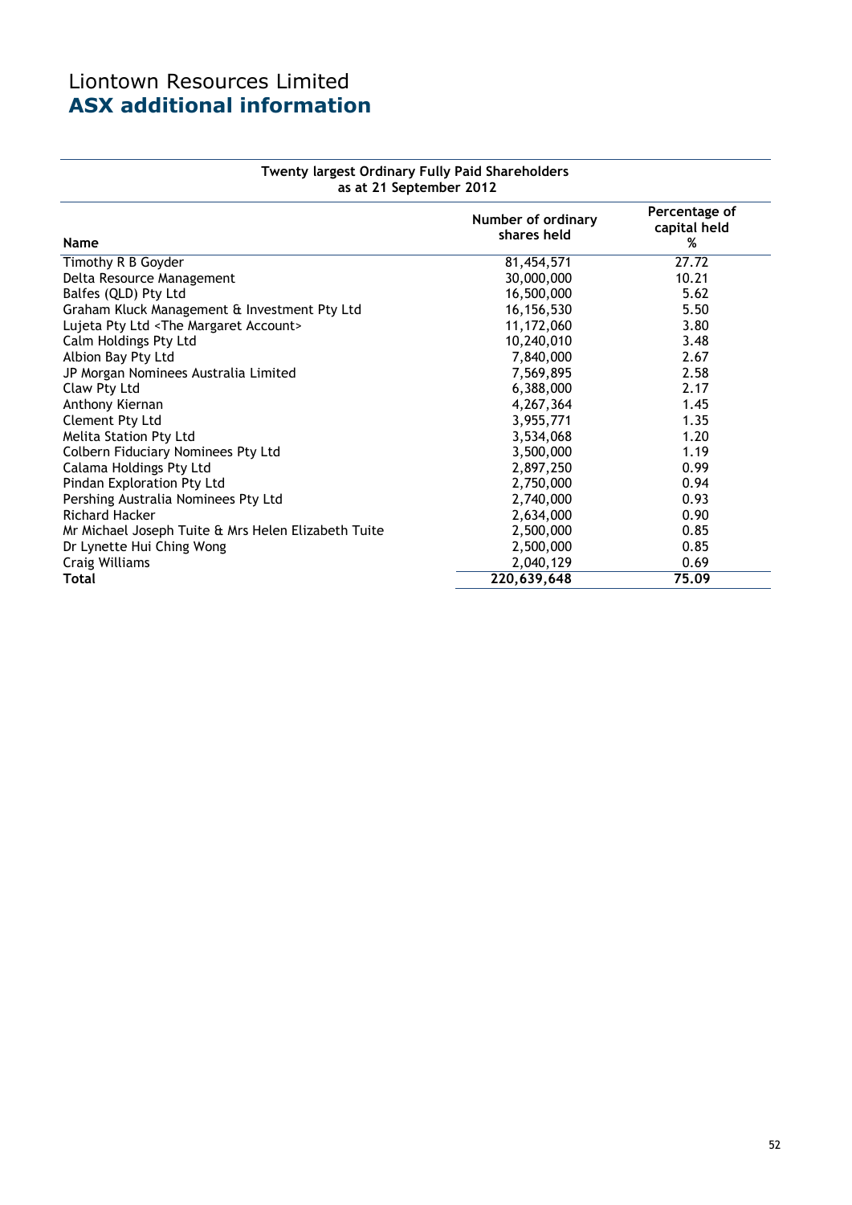# Liontown Resources Limited
## ASX additional information

**Twenty largest Ordinary Fully Paid Shareholders as at 21 September 2012**

| Name | Number of ordinary shares held | Percentage of capital held % |
|---|---|---|
| Timothy R B Goyder | 81,454,571 | 27.72 |
| Delta Resource Management | 30,000,000 | 10.21 |
| Balfes (QLD) Pty Ltd | 16,500,000 | 5.62 |
| Graham Kluck Management & Investment Pty Ltd | 16,156,530 | 5.50 |
| Lujeta Pty Ltd <The Margaret Account> | 11,172,060 | 3.80 |
| Calm Holdings Pty Ltd | 10,240,010 | 3.48 |
| Albion Bay Pty Ltd | 7,840,000 | 2.67 |
| JP Morgan Nominees Australia Limited | 7,569,895 | 2.58 |
| Claw Pty Ltd | 6,388,000 | 2.17 |
| Anthony Kiernan | 4,267,364 | 1.45 |
| Clement Pty Ltd | 3,955,771 | 1.35 |
| Melita Station Pty Ltd | 3,534,068 | 1.20 |
| Colbern Fiduciary Nominees Pty Ltd | 3,500,000 | 1.19 |
| Calama Holdings Pty Ltd | 2,897,250 | 0.99 |
| Pindan Exploration Pty Ltd | 2,750,000 | 0.94 |
| Pershing Australia Nominees Pty Ltd | 2,740,000 | 0.93 |
| Richard Hacker | 2,634,000 | 0.90 |
| Mr Michael Joseph Tuite & Mrs Helen Elizabeth Tuite | 2,500,000 | 0.85 |
| Dr Lynette Hui Ching Wong | 2,500,000 | 0.85 |
| Craig Williams | 2,040,129 | 0.69 |
| **Total** | **220,639,648** | **75.09** |